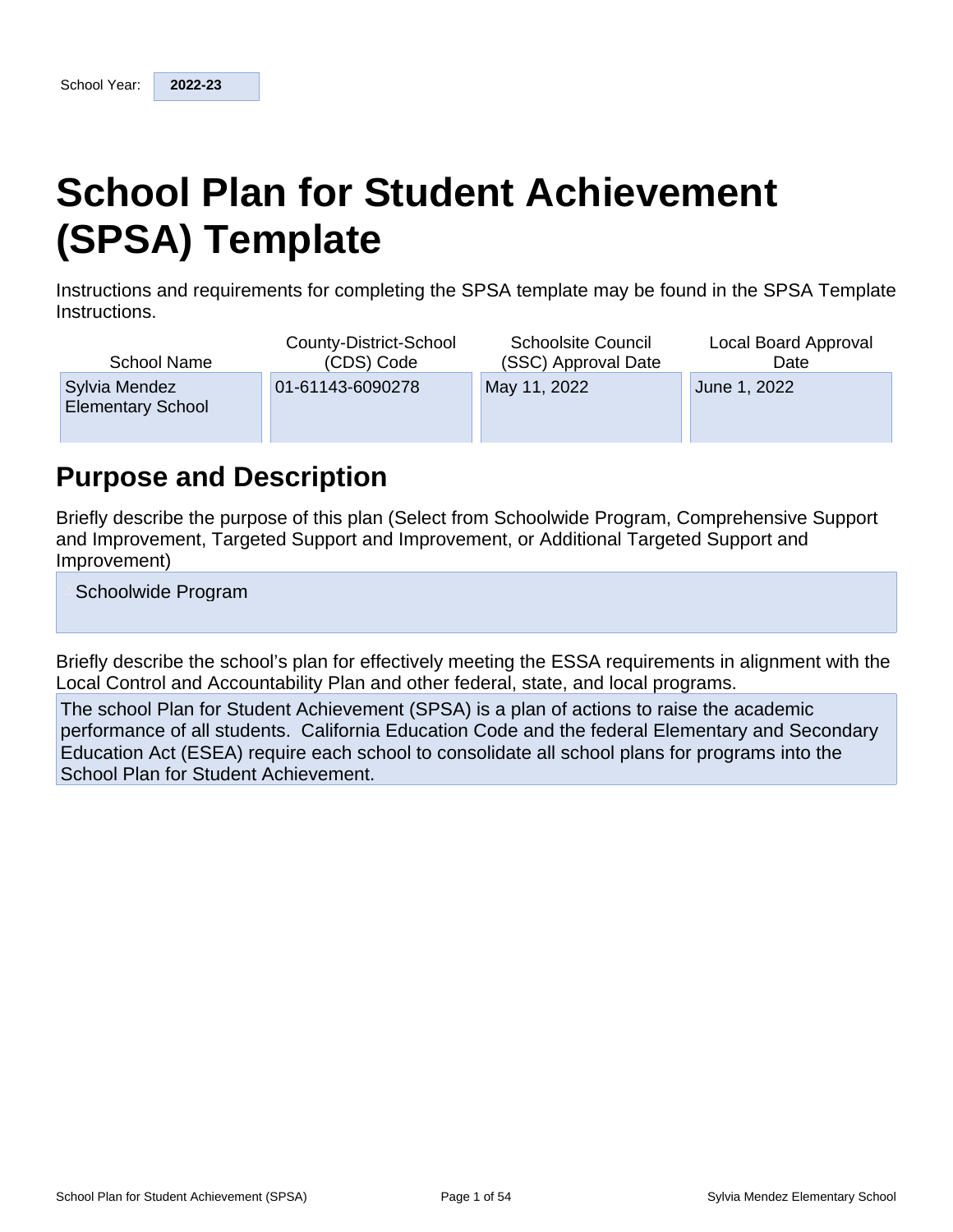School Year: **2022-23**

# School Plan for Student Achievement (SPSA) Template

Instructions and requirements for completing the SPSA template may be found in the SPSA Template Instructions.

| School Name | County-District-School (CDS) Code | Schoolsite Council (SSC) Approval Date | Local Board Approval Date |
|---|---|---|---|
| Sylvia Mendez Elementary School | 01-61143-6090278 | May 11, 2022 | June 1, 2022 |

## Purpose and Description

Briefly describe the purpose of this plan (Select from Schoolwide Program, Comprehensive Support and Improvement, Targeted Support and Improvement, or Additional Targeted Support and Improvement)

Schoolwide Program

Briefly describe the school's plan for effectively meeting the ESSA requirements in alignment with the Local Control and Accountability Plan and other federal, state, and local programs.

The school Plan for Student Achievement (SPSA) is a plan of actions to raise the academic performance of all students. California Education Code and the federal Elementary and Secondary Education Act (ESEA) require each school to consolidate all school plans for programs into the School Plan for Student Achievement.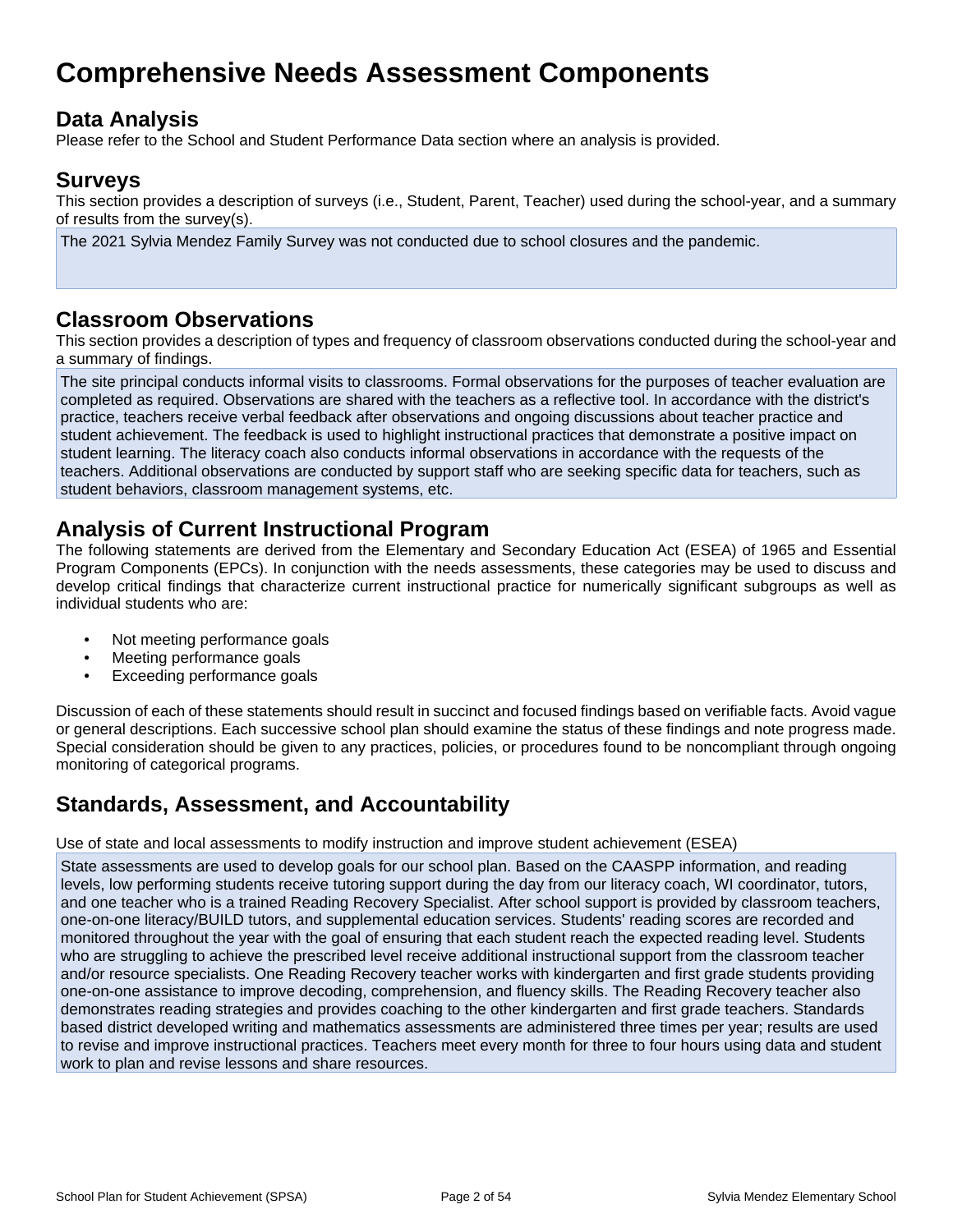# Comprehensive Needs Assessment Components

## Data Analysis

Please refer to the School and Student Performance Data section where an analysis is provided.

## Surveys

This section provides a description of surveys (i.e., Student, Parent, Teacher) used during the school-year, and a summary of results from the survey(s).

The 2021 Sylvia Mendez Family Survey was not conducted due to school closures and the pandemic.

## Classroom Observations

This section provides a description of types and frequency of classroom observations conducted during the school-year and a summary of findings.

The site principal conducts informal visits to classrooms. Formal observations for the purposes of teacher evaluation are completed as required. Observations are shared with the teachers as a reflective tool. In accordance with the district's practice, teachers receive verbal feedback after observations and ongoing discussions about teacher practice and student achievement. The feedback is used to highlight instructional practices that demonstrate a positive impact on student learning. The literacy coach also conducts informal observations in accordance with the requests of the teachers. Additional observations are conducted by support staff who are seeking specific data for teachers, such as student behaviors, classroom management systems, etc.

## Analysis of Current Instructional Program

The following statements are derived from the Elementary and Secondary Education Act (ESEA) of 1965 and Essential Program Components (EPCs). In conjunction with the needs assessments, these categories may be used to discuss and develop critical findings that characterize current instructional practice for numerically significant subgroups as well as individual students who are:

- Not meeting performance goals
- Meeting performance goals
- Exceeding performance goals

Discussion of each of these statements should result in succinct and focused findings based on verifiable facts. Avoid vague or general descriptions. Each successive school plan should examine the status of these findings and note progress made. Special consideration should be given to any practices, policies, or procedures found to be noncompliant through ongoing monitoring of categorical programs.

## Standards, Assessment, and Accountability

Use of state and local assessments to modify instruction and improve student achievement (ESEA)

State assessments are used to develop goals for our school plan. Based on the CAASPP information, and reading levels, low performing students receive tutoring support during the day from our literacy coach, WI coordinator, tutors, and one teacher who is a trained Reading Recovery Specialist. After school support is provided by classroom teachers, one-on-one literacy/BUILD tutors, and supplemental education services. Students' reading scores are recorded and monitored throughout the year with the goal of ensuring that each student reach the expected reading level. Students who are struggling to achieve the prescribed level receive additional instructional support from the classroom teacher and/or resource specialists. One Reading Recovery teacher works with kindergarten and first grade students providing one-on-one assistance to improve decoding, comprehension, and fluency skills. The Reading Recovery teacher also demonstrates reading strategies and provides coaching to the other kindergarten and first grade teachers. Standards based district developed writing and mathematics assessments are administered three times per year; results are used to revise and improve instructional practices. Teachers meet every month for three to four hours using data and student work to plan and revise lessons and share resources.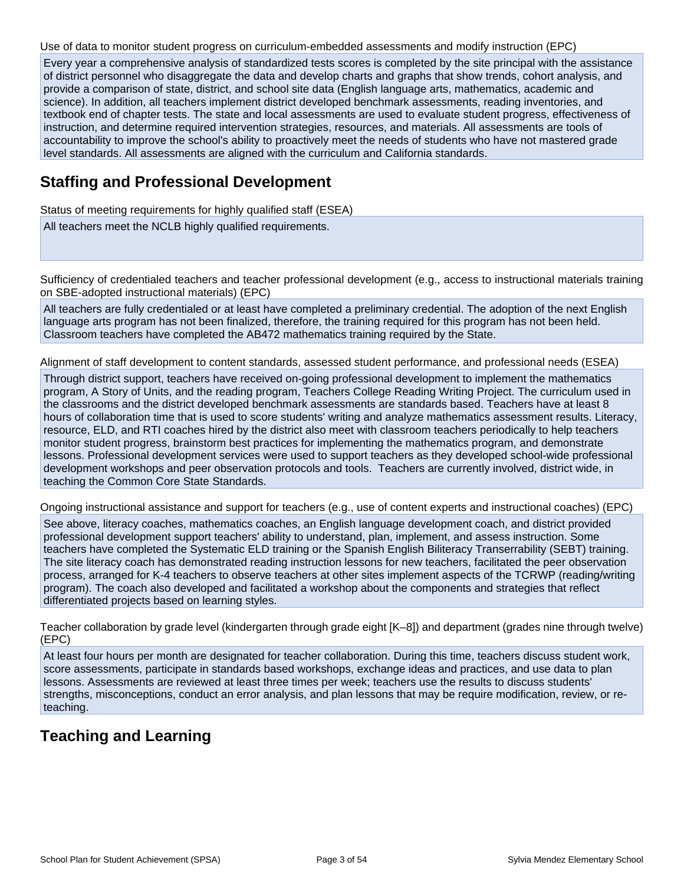Use of data to monitor student progress on curriculum-embedded assessments and modify instruction (EPC)

Every year a comprehensive analysis of standardized tests scores is completed by the site principal with the assistance of district personnel who disaggregate the data and develop charts and graphs that show trends, cohort analysis, and provide a comparison of state, district, and school site data (English language arts, mathematics, academic and science). In addition, all teachers implement district developed benchmark assessments, reading inventories, and textbook end of chapter tests. The state and local assessments are used to evaluate student progress, effectiveness of instruction, and determine required intervention strategies, resources, and materials. All assessments are tools of accountability to improve the school's ability to proactively meet the needs of students who have not mastered grade level standards. All assessments are aligned with the curriculum and California standards.

## Staffing and Professional Development

Status of meeting requirements for highly qualified staff (ESEA)

All teachers meet the NCLB highly qualified requirements.

Sufficiency of credentialed teachers and teacher professional development (e.g., access to instructional materials training on SBE-adopted instructional materials) (EPC)

All teachers are fully credentialed or at least have completed a preliminary credential. The adoption of the next English language arts program has not been finalized, therefore, the training required for this program has not been held. Classroom teachers have completed the AB472 mathematics training required by the State.

Alignment of staff development to content standards, assessed student performance, and professional needs (ESEA)

Through district support, teachers have received on-going professional development to implement the mathematics program, A Story of Units, and the reading program, Teachers College Reading Writing Project. The curriculum used in the classrooms and the district developed benchmark assessments are standards based. Teachers have at least 8 hours of collaboration time that is used to score students' writing and analyze mathematics assessment results. Literacy, resource, ELD, and RTI coaches hired by the district also meet with classroom teachers periodically to help teachers monitor student progress, brainstorm best practices for implementing the mathematics program, and demonstrate lessons. Professional development services were used to support teachers as they developed school-wide professional development workshops and peer observation protocols and tools. Teachers are currently involved, district wide, in teaching the Common Core State Standards.

Ongoing instructional assistance and support for teachers (e.g., use of content experts and instructional coaches) (EPC)

See above, literacy coaches, mathematics coaches, an English language development coach, and district provided professional development support teachers' ability to understand, plan, implement, and assess instruction. Some teachers have completed the Systematic ELD training or the Spanish English Biliteracy Transerrability (SEBT) training. The site literacy coach has demonstrated reading instruction lessons for new teachers, facilitated the peer observation process, arranged for K-4 teachers to observe teachers at other sites implement aspects of the TCRWP (reading/writing program). The coach also developed and facilitated a workshop about the components and strategies that reflect differentiated projects based on learning styles.

Teacher collaboration by grade level (kindergarten through grade eight [K–8]) and department (grades nine through twelve) (EPC)

At least four hours per month are designated for teacher collaboration. During this time, teachers discuss student work, score assessments, participate in standards based workshops, exchange ideas and practices, and use data to plan lessons. Assessments are reviewed at least three times per week; teachers use the results to discuss students' strengths, misconceptions, conduct an error analysis, and plan lessons that may be require modification, review, or re-teaching.

## Teaching and Learning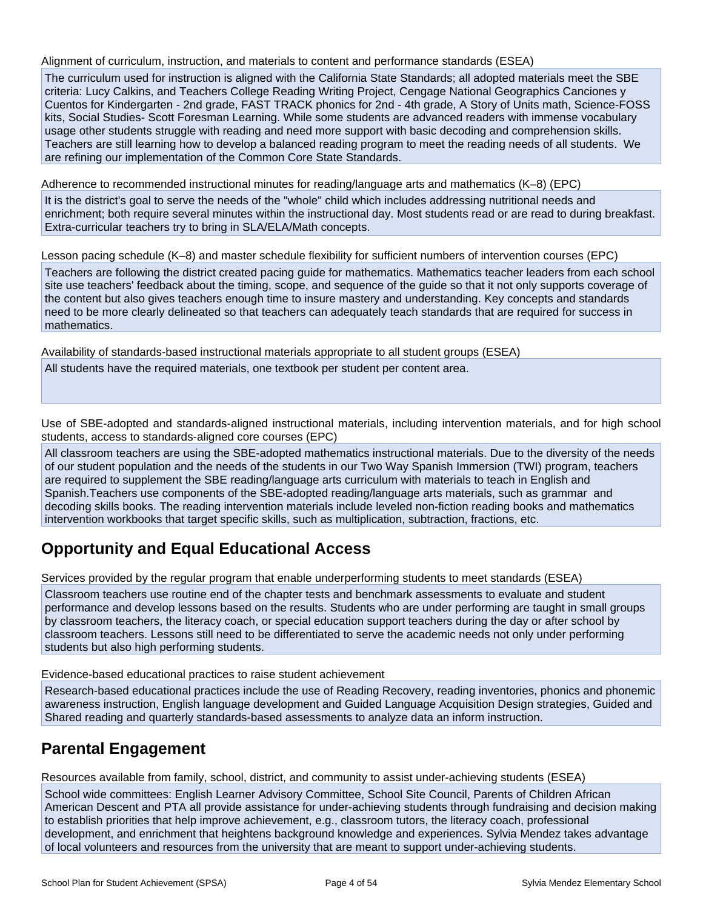Alignment of curriculum, instruction, and materials to content and performance standards (ESEA)

The curriculum used for instruction is aligned with the California State Standards; all adopted materials meet the SBE criteria: Lucy Calkins, and Teachers College Reading Writing Project, Cengage National Geographics Canciones y Cuentos for Kindergarten - 2nd grade, FAST TRACK phonics for 2nd - 4th grade, A Story of Units math, Science-FOSS kits, Social Studies- Scott Foresman Learning. While some students are advanced readers with immense vocabulary usage other students struggle with reading and need more support with basic decoding and comprehension skills. Teachers are still learning how to develop a balanced reading program to meet the reading needs of all students. We are refining our implementation of the Common Core State Standards.

Adherence to recommended instructional minutes for reading/language arts and mathematics (K–8) (EPC)

It is the district's goal to serve the needs of the "whole" child which includes addressing nutritional needs and enrichment; both require several minutes within the instructional day. Most students read or are read to during breakfast. Extra-curricular teachers try to bring in SLA/ELA/Math concepts.

Lesson pacing schedule (K–8) and master schedule flexibility for sufficient numbers of intervention courses (EPC)

Teachers are following the district created pacing guide for mathematics. Mathematics teacher leaders from each school site use teachers' feedback about the timing, scope, and sequence of the guide so that it not only supports coverage of the content but also gives teachers enough time to insure mastery and understanding. Key concepts and standards need to be more clearly delineated so that teachers can adequately teach standards that are required for success in mathematics.

Availability of standards-based instructional materials appropriate to all student groups (ESEA)

All students have the required materials, one textbook per student per content area.

Use of SBE-adopted and standards-aligned instructional materials, including intervention materials, and for high school students, access to standards-aligned core courses (EPC)

All classroom teachers are using the SBE-adopted mathematics instructional materials. Due to the diversity of the needs of our student population and the needs of the students in our Two Way Spanish Immersion (TWI) program, teachers are required to supplement the SBE reading/language arts curriculum with materials to teach in English and Spanish.Teachers use components of the SBE-adopted reading/language arts materials, such as grammar and decoding skills books. The reading intervention materials include leveled non-fiction reading books and mathematics intervention workbooks that target specific skills, such as multiplication, subtraction, fractions, etc.

## Opportunity and Equal Educational Access

Services provided by the regular program that enable underperforming students to meet standards (ESEA)

Classroom teachers use routine end of the chapter tests and benchmark assessments to evaluate and student performance and develop lessons based on the results. Students who are under performing are taught in small groups by classroom teachers, the literacy coach, or special education support teachers during the day or after school by classroom teachers. Lessons still need to be differentiated to serve the academic needs not only under performing students but also high performing students.

Evidence-based educational practices to raise student achievement

Research-based educational practices include the use of Reading Recovery, reading inventories, phonics and phonemic awareness instruction, English language development and Guided Language Acquisition Design strategies, Guided and Shared reading and quarterly standards-based assessments to analyze data an inform instruction.

## Parental Engagement

Resources available from family, school, district, and community to assist under-achieving students (ESEA)

School wide committees: English Learner Advisory Committee, School Site Council, Parents of Children African American Descent and PTA all provide assistance for under-achieving students through fundraising and decision making to establish priorities that help improve achievement, e.g., classroom tutors, the literacy coach, professional development, and enrichment that heightens background knowledge and experiences. Sylvia Mendez takes advantage of local volunteers and resources from the university that are meant to support under-achieving students.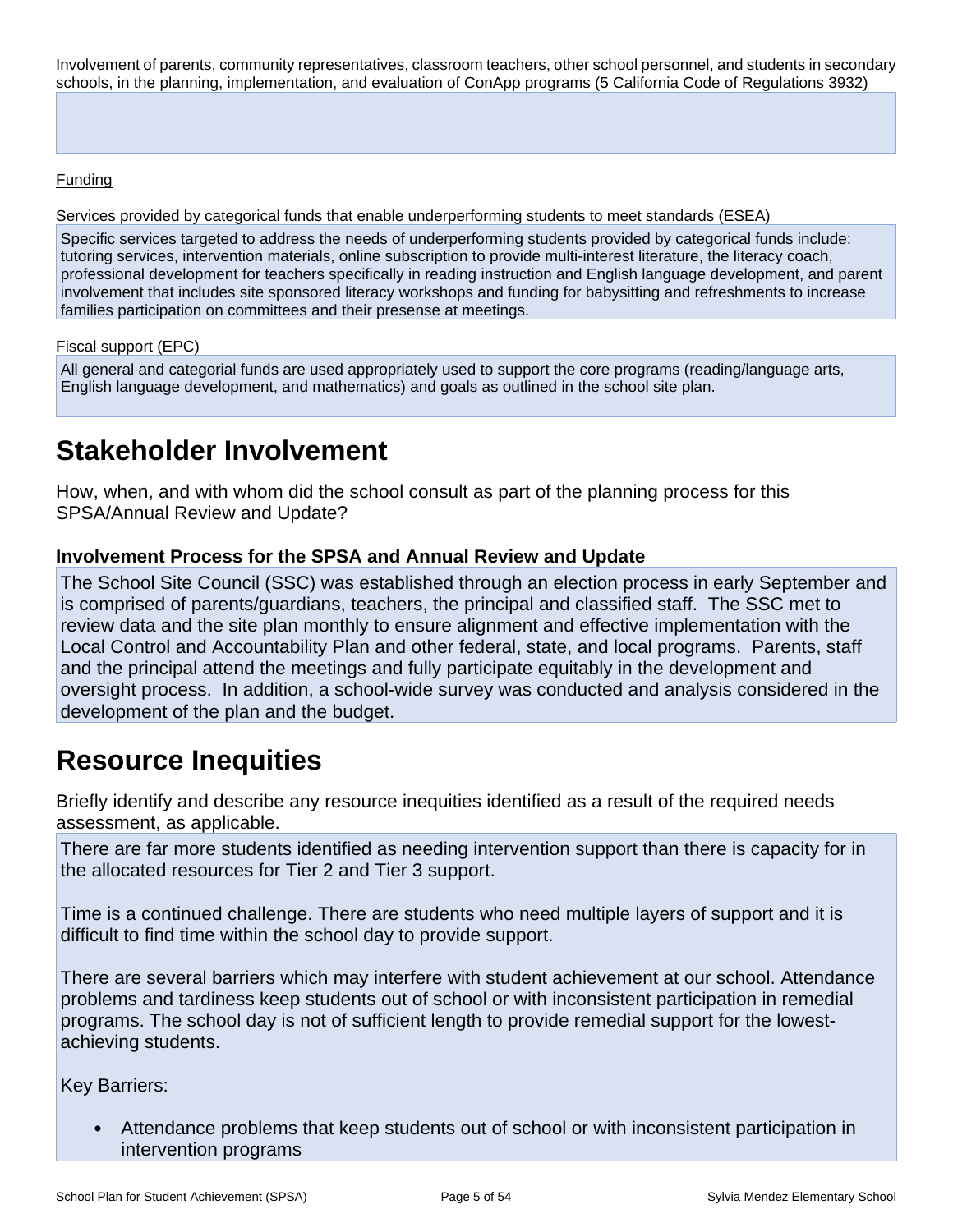Involvement of parents, community representatives, classroom teachers, other school personnel, and students in secondary schools, in the planning, implementation, and evaluation of ConApp programs (5 California Code of Regulations 3932)

Funding

Services provided by categorical funds that enable underperforming students to meet standards (ESEA)

Specific services targeted to address the needs of underperforming students provided by categorical funds include: tutoring services, intervention materials, online subscription to provide multi-interest literature, the literacy coach, professional development for teachers specifically in reading instruction and English language development, and parent involvement that includes site sponsored literacy workshops and funding for babysitting and refreshments to increase families participation on committees and their presense at meetings.

Fiscal support (EPC)

All general and categorial funds are used appropriately used to support the core programs (reading/language arts, English language development, and mathematics) and goals as outlined in the school site plan.

# Stakeholder Involvement

How, when, and with whom did the school consult as part of the planning process for this SPSA/Annual Review and Update?

### Involvement Process for the SPSA and Annual Review and Update

The School Site Council (SSC) was established through an election process in early September and is comprised of parents/guardians, teachers, the principal and classified staff. The SSC met to review data and the site plan monthly to ensure alignment and effective implementation with the Local Control and Accountability Plan and other federal, state, and local programs. Parents, staff and the principal attend the meetings and fully participate equitably in the development and oversight process. In addition, a school-wide survey was conducted and analysis considered in the development of the plan and the budget.

# Resource Inequities

Briefly identify and describe any resource inequities identified as a result of the required needs assessment, as applicable.

There are far more students identified as needing intervention support than there is capacity for in the allocated resources for Tier 2 and Tier 3 support.

Time is a continued challenge. There are students who need multiple layers of support and it is difficult to find time within the school day to provide support.

There are several barriers which may interfere with student achievement at our school. Attendance problems and tardiness keep students out of school or with inconsistent participation in remedial programs. The school day is not of sufficient length to provide remedial support for the lowest-achieving students.

Key Barriers:

- Attendance problems that keep students out of school or with inconsistent participation in intervention programs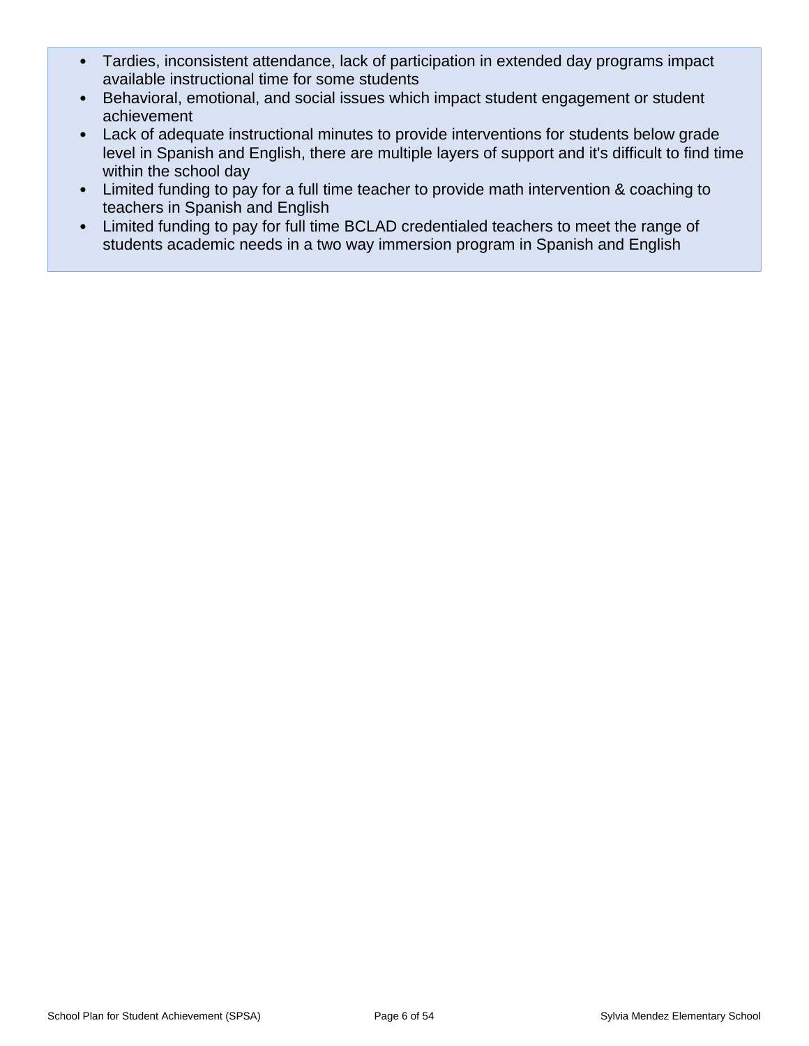- Tardies, inconsistent attendance, lack of participation in extended day programs impact available instructional time for some students
- Behavioral, emotional, and social issues which impact student engagement or student achievement
- Lack of adequate instructional minutes to provide interventions for students below grade level in Spanish and English, there are multiple layers of support and it's difficult to find time within the school day
- Limited funding to pay for a full time teacher to provide math intervention & coaching to teachers in Spanish and English
- Limited funding to pay for full time BCLAD credentialed teachers to meet the range of students academic needs in a two way immersion program in Spanish and English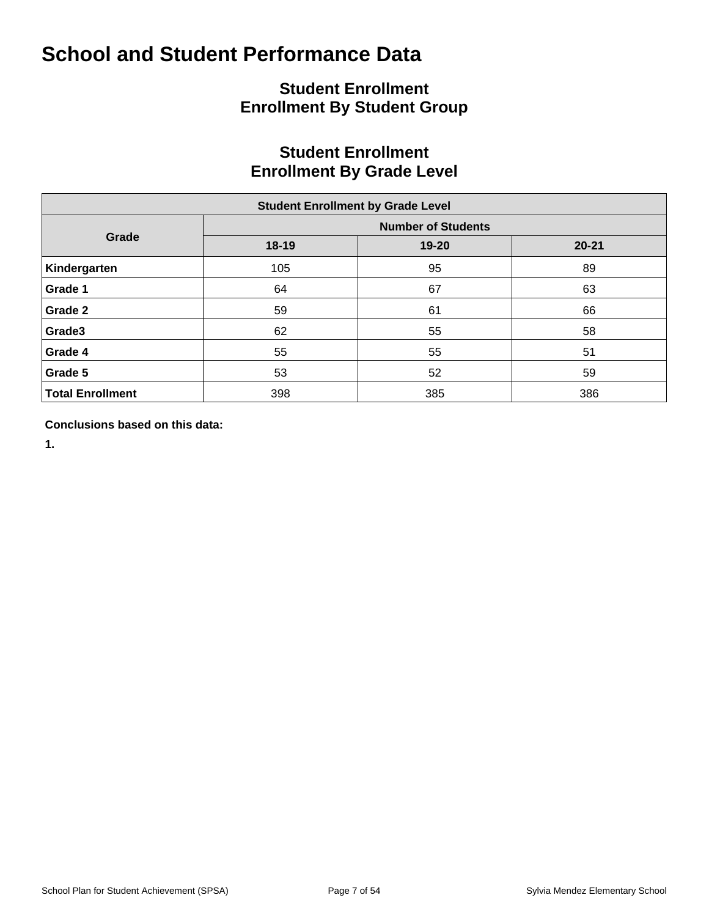# School and Student Performance Data

## Student Enrollment
## Enrollment By Student Group

## Student Enrollment
## Enrollment By Grade Level

| Student Enrollment by Grade Level | | | |
|---|---|---|---|
| **Grade** | **Number of Students** | | |
| | **18-19** | **19-20** | **20-21** |
| **Kindergarten** | 105 | 95 | 89 |
| **Grade 1** | 64 | 67 | 63 |
| **Grade 2** | 59 | 61 | 66 |
| **Grade3** | 62 | 55 | 58 |
| **Grade 4** | 55 | 55 | 51 |
| **Grade 5** | 53 | 52 | 59 |
| **Total Enrollment** | 398 | 385 | 386 |

**Conclusions based on this data:**

**1.**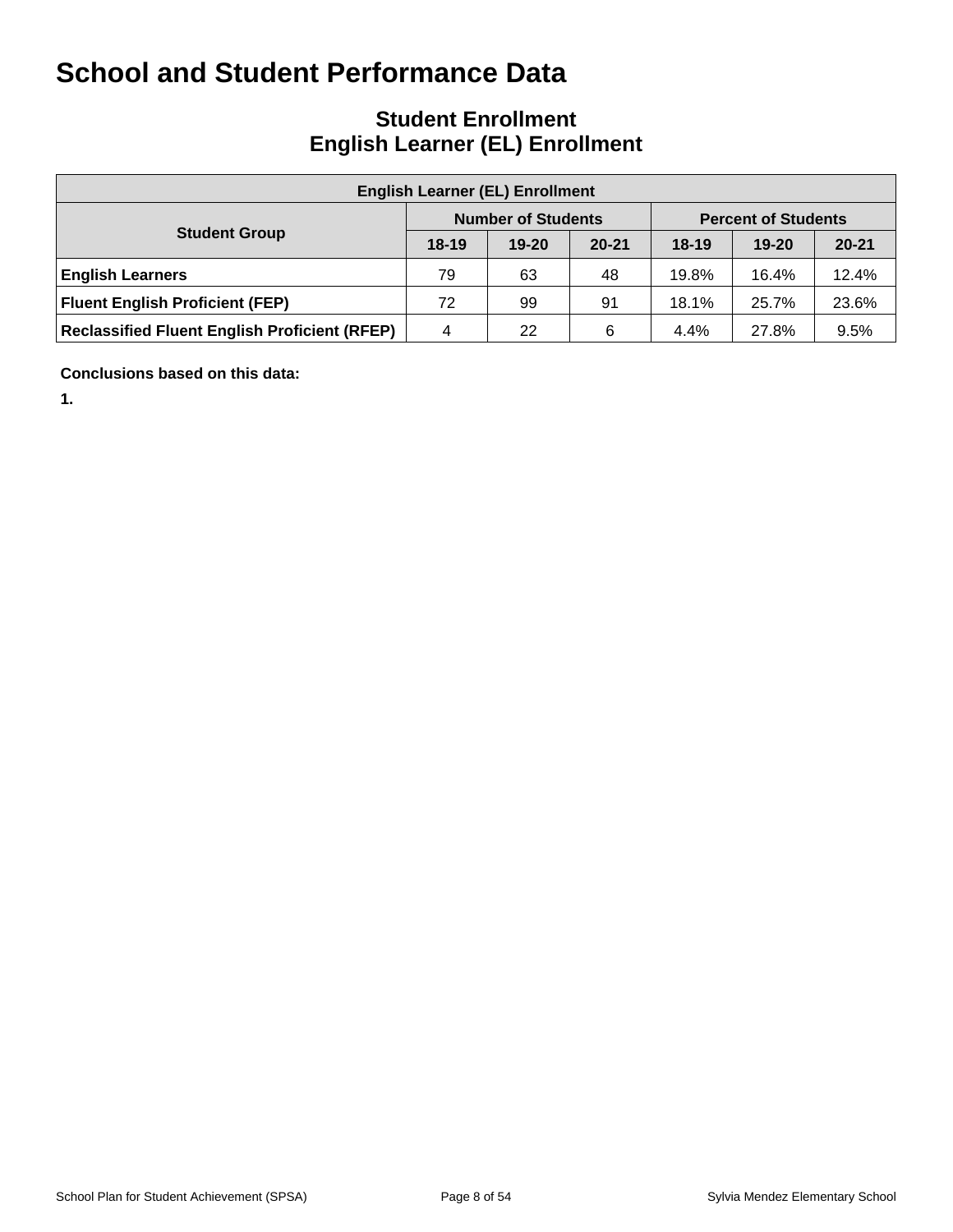# School and Student Performance Data

## Student Enrollment
## English Learner (EL) Enrollment

| English Learner (EL) Enrollment | | | | | | |
|---|---|---|---|---|---|---|
| **Student Group** | **Number of Students** | | | **Percent of Students** | | |
| | **18-19** | **19-20** | **20-21** | **18-19** | **19-20** | **20-21** |
| **English Learners** | 79 | 63 | 48 | 19.8% | 16.4% | 12.4% |
| **Fluent English Proficient (FEP)** | 72 | 99 | 91 | 18.1% | 25.7% | 23.6% |
| **Reclassified Fluent English Proficient (RFEP)** | 4 | 22 | 6 | 4.4% | 27.8% | 9.5% |

**Conclusions based on this data:**

**1.**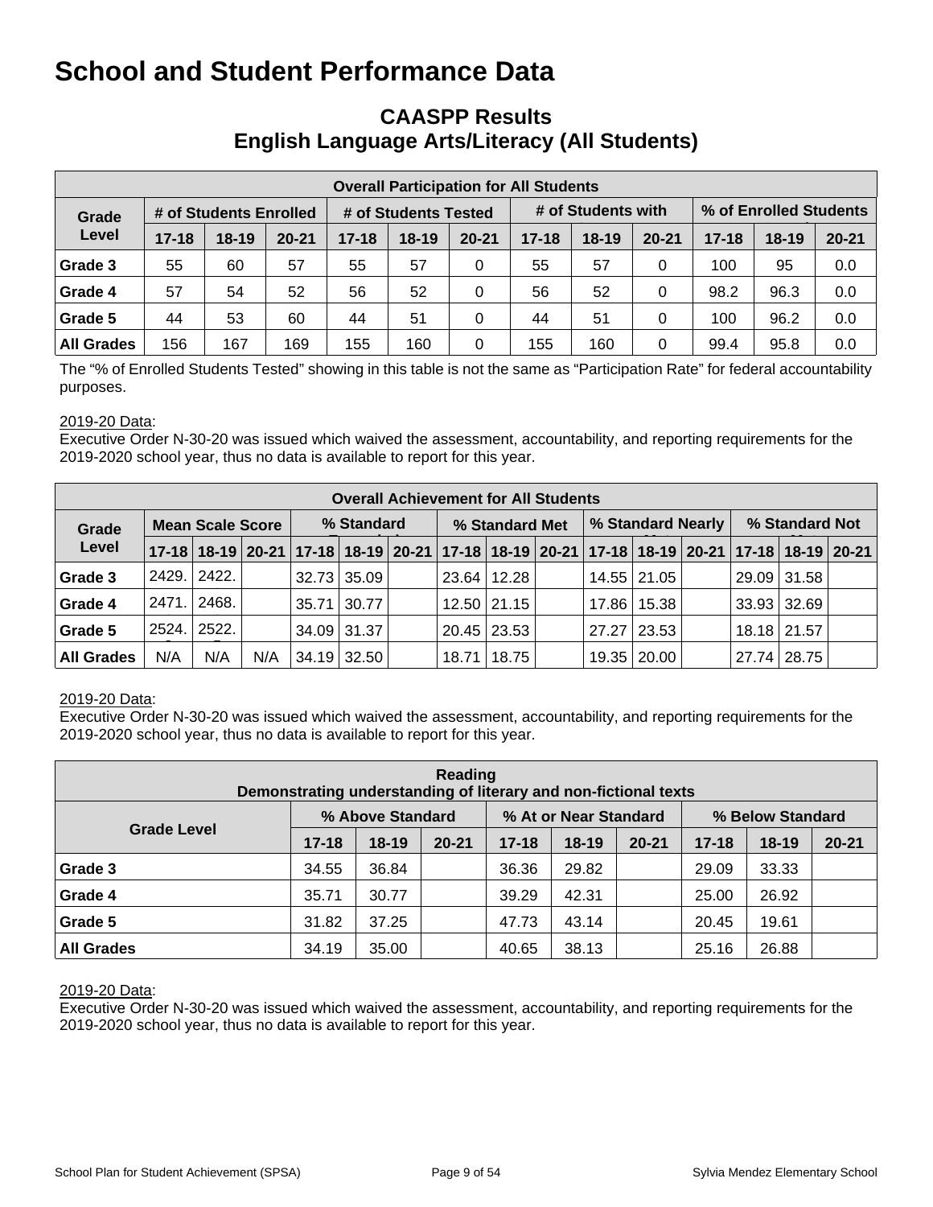# School and Student Performance Data

## CAASPP Results
## English Language Arts/Literacy (All Students)

| Overall Participation for All Students | | | | | | | | | | | | |
|---|---|---|---|---|---|---|---|---|---|---|---|---|
| Grade Level | # of Students Enrolled | | | # of Students Tested | | | # of Students with | | | % of Enrolled Students | | |
| | 17-18 | 18-19 | 20-21 | 17-18 | 18-19 | 20-21 | 17-18 | 18-19 | 20-21 | 17-18 | 18-19 | 20-21 |
| Grade 3 | 55 | 60 | 57 | 55 | 57 | 0 | 55 | 57 | 0 | 100 | 95 | 0.0 |
| Grade 4 | 57 | 54 | 52 | 56 | 52 | 0 | 56 | 52 | 0 | 98.2 | 96.3 | 0.0 |
| Grade 5 | 44 | 53 | 60 | 44 | 51 | 0 | 44 | 51 | 0 | 100 | 96.2 | 0.0 |
| All Grades | 156 | 167 | 169 | 155 | 160 | 0 | 155 | 160 | 0 | 99.4 | 95.8 | 0.0 |

The "% of Enrolled Students Tested" showing in this table is not the same as "Participation Rate" for federal accountability purposes.

2019-20 Data:
Executive Order N-30-20 was issued which waived the assessment, accountability, and reporting requirements for the 2019-2020 school year, thus no data is available to report for this year.

| Overall Achievement for All Students | | | | | | | | | | | | | | | |
|---|---|---|---|---|---|---|---|---|---|---|---|---|---|---|---|
| Grade Level | Mean Scale Score | | | % Standard | | | % Standard Met | | | % Standard Nearly | | | % Standard Not | | |
| | 17-18 | 18-19 | 20-21 | 17-18 | 18-19 | 20-21 | 17-18 | 18-19 | 20-21 | 17-18 | 18-19 | 20-21 | 17-18 | 18-19 | 20-21 |
| Grade 3 | 2429. | 2422. | | 32.73 | 35.09 | | 23.64 | 12.28 | | 14.55 | 21.05 | | 29.09 | 31.58 | |
| Grade 4 | 2471. | 2468. | | 35.71 | 30.77 | | 12.50 | 21.15 | | 17.86 | 15.38 | | 33.93 | 32.69 | |
| Grade 5 | 2524. | 2522. | | 34.09 | 31.37 | | 20.45 | 23.53 | | 27.27 | 23.53 | | 18.18 | 21.57 | |
| All Grades | N/A | N/A | N/A | 34.19 | 32.50 | | 18.71 | 18.75 | | 19.35 | 20.00 | | 27.74 | 28.75 | |

2019-20 Data:
Executive Order N-30-20 was issued which waived the assessment, accountability, and reporting requirements for the 2019-2020 school year, thus no data is available to report for this year.

| Reading<br>Demonstrating understanding of literary and non-fictional texts | | | | | | | | | |
|---|---|---|---|---|---|---|---|---|---|
| Grade Level | % Above Standard | | | % At or Near Standard | | | % Below Standard | | |
| | 17-18 | 18-19 | 20-21 | 17-18 | 18-19 | 20-21 | 17-18 | 18-19 | 20-21 |
| Grade 3 | 34.55 | 36.84 | | 36.36 | 29.82 | | 29.09 | 33.33 | |
| Grade 4 | 35.71 | 30.77 | | 39.29 | 42.31 | | 25.00 | 26.92 | |
| Grade 5 | 31.82 | 37.25 | | 47.73 | 43.14 | | 20.45 | 19.61 | |
| All Grades | 34.19 | 35.00 | | 40.65 | 38.13 | | 25.16 | 26.88 | |

2019-20 Data:
Executive Order N-30-20 was issued which waived the assessment, accountability, and reporting requirements for the 2019-2020 school year, thus no data is available to report for this year.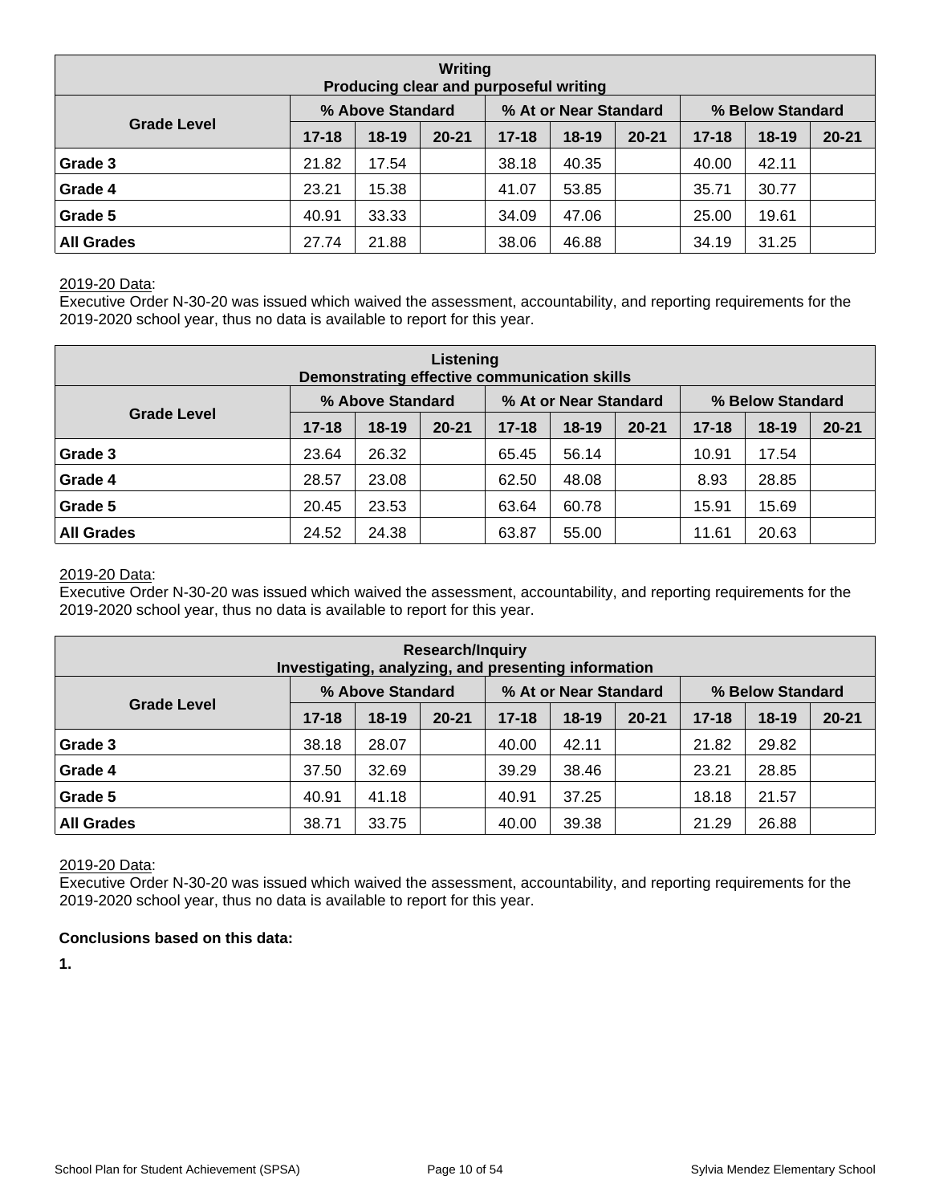| Writing<br>Producing clear and purposeful writing | | | | | | | | | |
|---|---|---|---|---|---|---|---|---|---|
| Grade Level | % Above Standard | | | % At or Near Standard | | | % Below Standard | | |
| | 17-18 | 18-19 | 20-21 | 17-18 | 18-19 | 20-21 | 17-18 | 18-19 | 20-21 |
| **Grade 3** | 21.82 | 17.54 | | 38.18 | 40.35 | | 40.00 | 42.11 | |
| **Grade 4** | 23.21 | 15.38 | | 41.07 | 53.85 | | 35.71 | 30.77 | |
| **Grade 5** | 40.91 | 33.33 | | 34.09 | 47.06 | | 25.00 | 19.61 | |
| **All Grades** | 27.74 | 21.88 | | 38.06 | 46.88 | | 34.19 | 31.25 | |

2019-20 Data:
Executive Order N-30-20 was issued which waived the assessment, accountability, and reporting requirements for the 2019-2020 school year, thus no data is available to report for this year.

| Listening<br>Demonstrating effective communication skills | | | | | | | | | |
|---|---|---|---|---|---|---|---|---|---|
| Grade Level | % Above Standard | | | % At or Near Standard | | | % Below Standard | | |
| | 17-18 | 18-19 | 20-21 | 17-18 | 18-19 | 20-21 | 17-18 | 18-19 | 20-21 |
| **Grade 3** | 23.64 | 26.32 | | 65.45 | 56.14 | | 10.91 | 17.54 | |
| **Grade 4** | 28.57 | 23.08 | | 62.50 | 48.08 | | 8.93 | 28.85 | |
| **Grade 5** | 20.45 | 23.53 | | 63.64 | 60.78 | | 15.91 | 15.69 | |
| **All Grades** | 24.52 | 24.38 | | 63.87 | 55.00 | | 11.61 | 20.63 | |

2019-20 Data:
Executive Order N-30-20 was issued which waived the assessment, accountability, and reporting requirements for the 2019-2020 school year, thus no data is available to report for this year.

| Research/Inquiry<br>Investigating, analyzing, and presenting information | | | | | | | | | |
|---|---|---|---|---|---|---|---|---|---|
| Grade Level | % Above Standard | | | % At or Near Standard | | | % Below Standard | | |
| | 17-18 | 18-19 | 20-21 | 17-18 | 18-19 | 20-21 | 17-18 | 18-19 | 20-21 |
| **Grade 3** | 38.18 | 28.07 | | 40.00 | 42.11 | | 21.82 | 29.82 | |
| **Grade 4** | 37.50 | 32.69 | | 39.29 | 38.46 | | 23.21 | 28.85 | |
| **Grade 5** | 40.91 | 41.18 | | 40.91 | 37.25 | | 18.18 | 21.57 | |
| **All Grades** | 38.71 | 33.75 | | 40.00 | 39.38 | | 21.29 | 26.88 | |

2019-20 Data:
Executive Order N-30-20 was issued which waived the assessment, accountability, and reporting requirements for the 2019-2020 school year, thus no data is available to report for this year.

**Conclusions based on this data:**

**1.**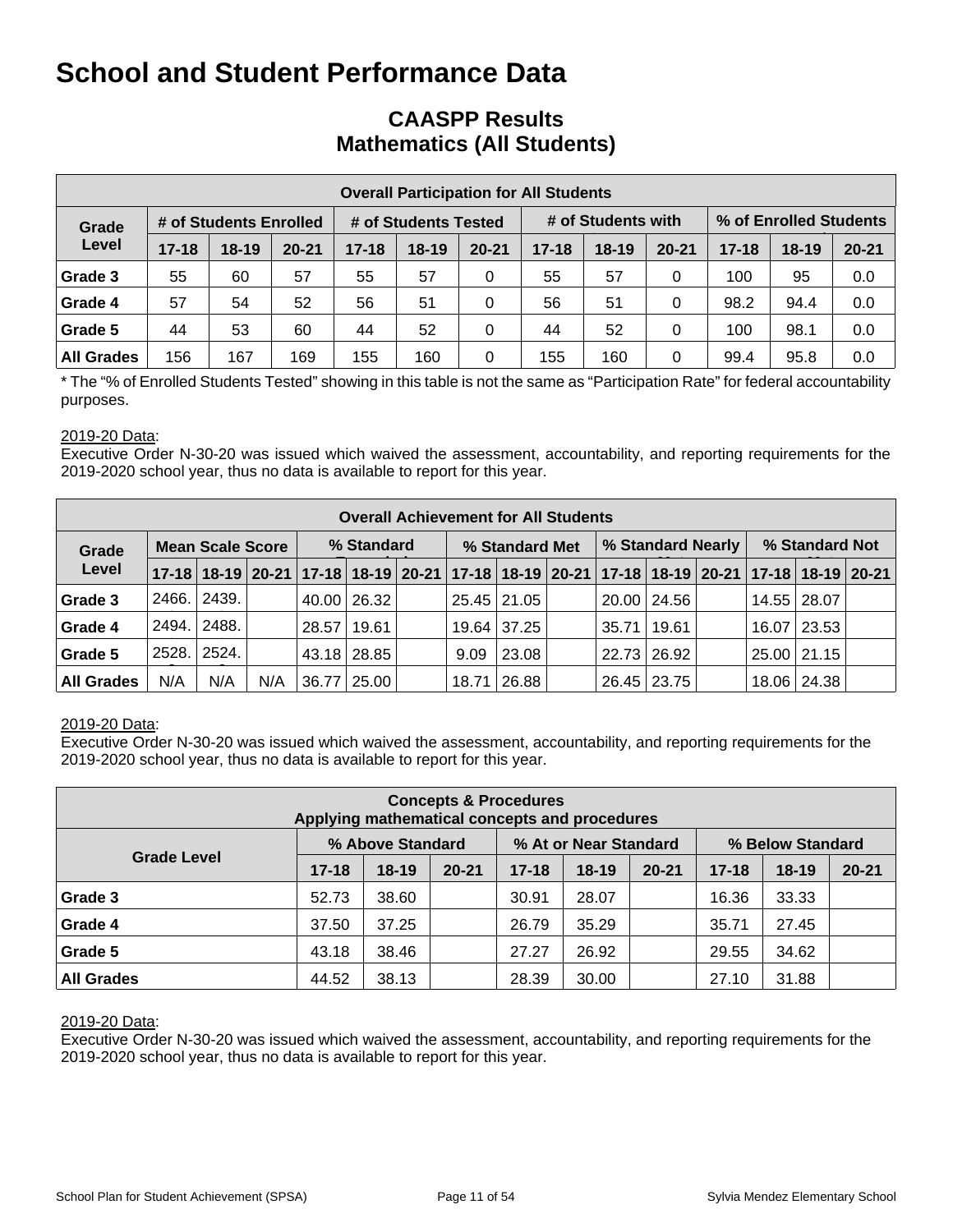# School and Student Performance Data

## CAASPP Results
## Mathematics (All Students)

| Overall Participation for All Students | | | | | | | | | | | | |
|---|---|---|---|---|---|---|---|---|---|---|---|---|
| Grade Level | # of Students Enrolled | | | # of Students Tested | | | # of Students with | | | % of Enrolled Students | | |
| | 17-18 | 18-19 | 20-21 | 17-18 | 18-19 | 20-21 | 17-18 | 18-19 | 20-21 | 17-18 | 18-19 | 20-21 |
| Grade 3 | 55 | 60 | 57 | 55 | 57 | 0 | 55 | 57 | 0 | 100 | 95 | 0.0 |
| Grade 4 | 57 | 54 | 52 | 56 | 51 | 0 | 56 | 51 | 0 | 98.2 | 94.4 | 0.0 |
| Grade 5 | 44 | 53 | 60 | 44 | 52 | 0 | 44 | 52 | 0 | 100 | 98.1 | 0.0 |
| All Grades | 156 | 167 | 169 | 155 | 160 | 0 | 155 | 160 | 0 | 99.4 | 95.8 | 0.0 |

* The "% of Enrolled Students Tested" showing in this table is not the same as "Participation Rate" for federal accountability purposes.

2019-20 Data:
Executive Order N-30-20 was issued which waived the assessment, accountability, and reporting requirements for the 2019-2020 school year, thus no data is available to report for this year.

| Overall Achievement for All Students | | | | | | | | | | | | | | | |
|---|---|---|---|---|---|---|---|---|---|---|---|---|---|---|---|
| Grade Level | Mean Scale Score | | | % Standard | | | % Standard Met | | | % Standard Nearly | | | % Standard Not | | |
| | 17-18 | 18-19 | 20-21 | 17-18 | 18-19 | 20-21 | 17-18 | 18-19 | 20-21 | 17-18 | 18-19 | 20-21 | 17-18 | 18-19 | 20-21 |
| Grade 3 | 2466. | 2439. | | 40.00 | 26.32 | | 25.45 | 21.05 | | 20.00 | 24.56 | | 14.55 | 28.07 | |
| Grade 4 | 2494. | 2488. | | 28.57 | 19.61 | | 19.64 | 37.25 | | 35.71 | 19.61 | | 16.07 | 23.53 | |
| Grade 5 | 2528. | 2524. | | 43.18 | 28.85 | | 9.09 | 23.08 | | 22.73 | 26.92 | | 25.00 | 21.15 | |
| All Grades | N/A | N/A | N/A | 36.77 | 25.00 | | 18.71 | 26.88 | | 26.45 | 23.75 | | 18.06 | 24.38 | |

2019-20 Data:
Executive Order N-30-20 was issued which waived the assessment, accountability, and reporting requirements for the 2019-2020 school year, thus no data is available to report for this year.

| Concepts & Procedures<br>Applying mathematical concepts and procedures | | | | | | | | | |
|---|---|---|---|---|---|---|---|---|---|
| Grade Level | % Above Standard | | | % At or Near Standard | | | % Below Standard | | |
| | 17-18 | 18-19 | 20-21 | 17-18 | 18-19 | 20-21 | 17-18 | 18-19 | 20-21 |
| Grade 3 | 52.73 | 38.60 | | 30.91 | 28.07 | | 16.36 | 33.33 | |
| Grade 4 | 37.50 | 37.25 | | 26.79 | 35.29 | | 35.71 | 27.45 | |
| Grade 5 | 43.18 | 38.46 | | 27.27 | 26.92 | | 29.55 | 34.62 | |
| All Grades | 44.52 | 38.13 | | 28.39 | 30.00 | | 27.10 | 31.88 | |

2019-20 Data:
Executive Order N-30-20 was issued which waived the assessment, accountability, and reporting requirements for the 2019-2020 school year, thus no data is available to report for this year.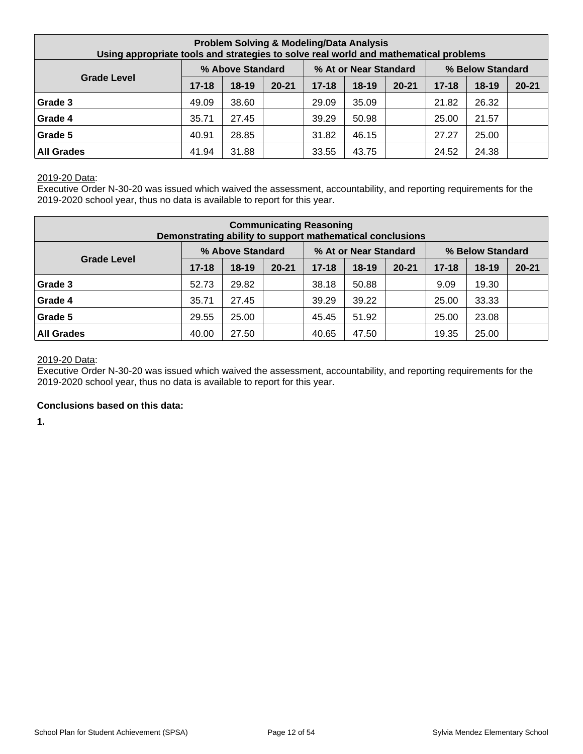| Problem Solving & Modeling/Data Analysis<br>Using appropriate tools and strategies to solve real world and mathematical problems | | | | | | | | | |
|---|---|---|---|---|---|---|---|---|---|
| **Grade Level** | **% Above Standard** | | | **% At or Near Standard** | | | **% Below Standard** | | |
| | **17-18** | **18-19** | **20-21** | **17-18** | **18-19** | **20-21** | **17-18** | **18-19** | **20-21** |
| **Grade 3** | 49.09 | 38.60 | | 29.09 | 35.09 | | 21.82 | 26.32 | |
| **Grade 4** | 35.71 | 27.45 | | 39.29 | 50.98 | | 25.00 | 21.57 | |
| **Grade 5** | 40.91 | 28.85 | | 31.82 | 46.15 | | 27.27 | 25.00 | |
| **All Grades** | 41.94 | 31.88 | | 33.55 | 43.75 | | 24.52 | 24.38 | |

2019-20 Data:
Executive Order N-30-20 was issued which waived the assessment, accountability, and reporting requirements for the 2019-2020 school year, thus no data is available to report for this year.

| Communicating Reasoning<br>Demonstrating ability to support mathematical conclusions | | | | | | | | | |
|---|---|---|---|---|---|---|---|---|---|
| **Grade Level** | **% Above Standard** | | | **% At or Near Standard** | | | **% Below Standard** | | |
| | **17-18** | **18-19** | **20-21** | **17-18** | **18-19** | **20-21** | **17-18** | **18-19** | **20-21** |
| **Grade 3** | 52.73 | 29.82 | | 38.18 | 50.88 | | 9.09 | 19.30 | |
| **Grade 4** | 35.71 | 27.45 | | 39.29 | 39.22 | | 25.00 | 33.33 | |
| **Grade 5** | 29.55 | 25.00 | | 45.45 | 51.92 | | 25.00 | 23.08 | |
| **All Grades** | 40.00 | 27.50 | | 40.65 | 47.50 | | 19.35 | 25.00 | |

2019-20 Data:
Executive Order N-30-20 was issued which waived the assessment, accountability, and reporting requirements for the 2019-2020 school year, thus no data is available to report for this year.

**Conclusions based on this data:**

**1.**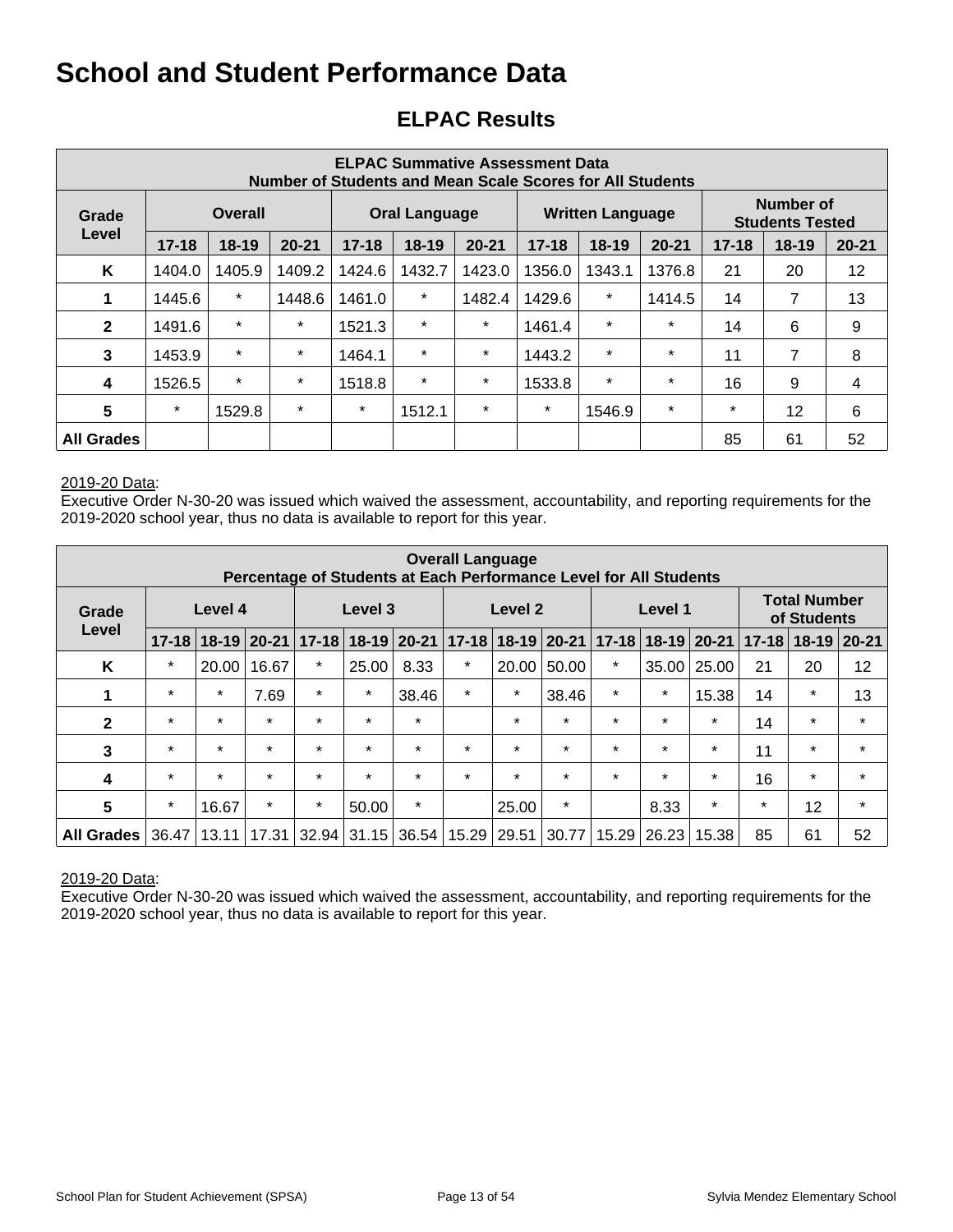# School and Student Performance Data

## ELPAC Results

| ELPAC Summative Assessment Data<br>Number of Students and Mean Scale Scores for All Students | | | | | | | | | | | | |
|---|---|---|---|---|---|---|---|---|---|---|---|---|
| Grade Level | Overall | | | Oral Language | | | Written Language | | | Number of Students Tested | | |
| | 17-18 | 18-19 | 20-21 | 17-18 | 18-19 | 20-21 | 17-18 | 18-19 | 20-21 | 17-18 | 18-19 | 20-21 |
| K | 1404.0 | 1405.9 | 1409.2 | 1424.6 | 1432.7 | 1423.0 | 1356.0 | 1343.1 | 1376.8 | 21 | 20 | 12 |
| 1 | 1445.6 | * | 1448.6 | 1461.0 | * | 1482.4 | 1429.6 | * | 1414.5 | 14 | 7 | 13 |
| 2 | 1491.6 | * | * | 1521.3 | * | * | 1461.4 | * | * | 14 | 6 | 9 |
| 3 | 1453.9 | * | * | 1464.1 | * | * | 1443.2 | * | * | 11 | 7 | 8 |
| 4 | 1526.5 | * | * | 1518.8 | * | * | 1533.8 | * | * | 16 | 9 | 4 |
| 5 | * | 1529.8 | * | * | 1512.1 | * | * | 1546.9 | * | * | 12 | 6 |
| All Grades | | | | | | | | | | 85 | 61 | 52 |

2019-20 Data:
Executive Order N-30-20 was issued which waived the assessment, accountability, and reporting requirements for the 2019-2020 school year, thus no data is available to report for this year.

| Overall Language<br>Percentage of Students at Each Performance Level for All Students | | | | | | | | | | | | | | | |
|---|---|---|---|---|---|---|---|---|---|---|---|---|---|---|---|
| Grade Level | Level 4 | | | Level 3 | | | Level 2 | | | Level 1 | | | Total Number of Students | | |
| | 17-18 | 18-19 | 20-21 | 17-18 | 18-19 | 20-21 | 17-18 | 18-19 | 20-21 | 17-18 | 18-19 | 20-21 | 17-18 | 18-19 | 20-21 |
| K | * | 20.00 | 16.67 | * | 25.00 | 8.33 | * | 20.00 | 50.00 | * | 35.00 | 25.00 | 21 | 20 | 12 |
| 1 | * | * | 7.69 | * | * | 38.46 | * | * | 38.46 | * | * | 15.38 | 14 | * | 13 |
| 2 | * | * | * | * | * | * | | * | * | * | * | * | 14 | * | * |
| 3 | * | * | * | * | * | * | * | * | * | * | * | * | 11 | * | * |
| 4 | * | * | * | * | * | * | * | * | * | * | * | * | 16 | * | * |
| 5 | * | 16.67 | * | * | 50.00 | * | | 25.00 | * | | 8.33 | * | * | 12 | * |
| All Grades | 36.47 | 13.11 | 17.31 | 32.94 | 31.15 | 36.54 | 15.29 | 29.51 | 30.77 | 15.29 | 26.23 | 15.38 | 85 | 61 | 52 |

2019-20 Data:
Executive Order N-30-20 was issued which waived the assessment, accountability, and reporting requirements for the 2019-2020 school year, thus no data is available to report for this year.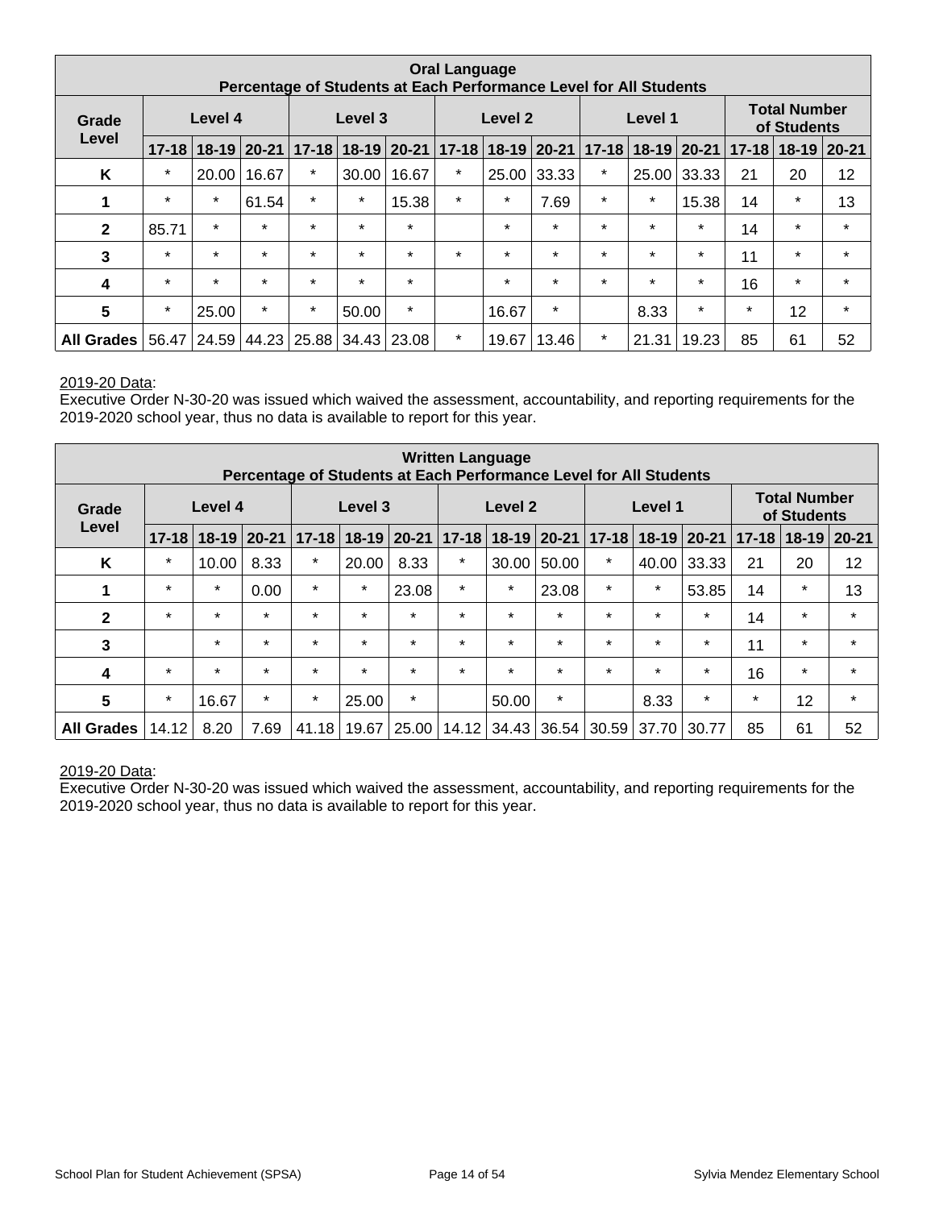| Oral Language<br>Percentage of Students at Each Performance Level for All Students | | | | | | | | | | | | | | | |
|---|---|---|---|---|---|---|---|---|---|---|---|---|---|---|---|
| Grade Level | Level 4 | | | Level 3 | | | Level 2 | | | Level 1 | | | Total Number of Students | | |
| | 17-18 | 18-19 | 20-21 | 17-18 | 18-19 | 20-21 | 17-18 | 18-19 | 20-21 | 17-18 | 18-19 | 20-21 | 17-18 | 18-19 | 20-21 |
| K | * | 20.00 | 16.67 | * | 30.00 | 16.67 | * | 25.00 | 33.33 | * | 25.00 | 33.33 | 21 | 20 | 12 |
| 1 | * | * | 61.54 | * | * | 15.38 | * | * | 7.69 | * | * | 15.38 | 14 | * | 13 |
| 2 | 85.71 | * | * | * | * | * | | * | * | * | * | * | 14 | * | * |
| 3 | * | * | * | * | * | * | * | * | * | * | * | * | 11 | * | * |
| 4 | * | * | * | * | * | * | | * | * | * | * | * | 16 | * | * |
| 5 | * | 25.00 | * | * | 50.00 | * | | 16.67 | * | | 8.33 | * | * | 12 | * |
| All Grades | 56.47 | 24.59 | 44.23 | 25.88 | 34.43 | 23.08 | * | 19.67 | 13.46 | * | 21.31 | 19.23 | 85 | 61 | 52 |

2019-20 Data:
Executive Order N-30-20 was issued which waived the assessment, accountability, and reporting requirements for the 2019-2020 school year, thus no data is available to report for this year.

| Written Language<br>Percentage of Students at Each Performance Level for All Students | | | | | | | | | | | | | | | |
|---|---|---|---|---|---|---|---|---|---|---|---|---|---|---|---|
| Grade Level | Level 4 | | | Level 3 | | | Level 2 | | | Level 1 | | | Total Number of Students | | |
| | 17-18 | 18-19 | 20-21 | 17-18 | 18-19 | 20-21 | 17-18 | 18-19 | 20-21 | 17-18 | 18-19 | 20-21 | 17-18 | 18-19 | 20-21 |
| K | * | 10.00 | 8.33 | * | 20.00 | 8.33 | * | 30.00 | 50.00 | * | 40.00 | 33.33 | 21 | 20 | 12 |
| 1 | * | * | 0.00 | * | * | 23.08 | * | * | 23.08 | * | * | 53.85 | 14 | * | 13 |
| 2 | * | * | * | * | * | * | * | * | * | * | * | * | 14 | * | * |
| 3 | | * | * | * | * | * | * | * | * | * | * | * | 11 | * | * |
| 4 | * | * | * | * | * | * | * | * | * | * | * | * | 16 | * | * |
| 5 | * | 16.67 | * | * | 25.00 | * | | 50.00 | * | | 8.33 | * | * | 12 | * |
| All Grades | 14.12 | 8.20 | 7.69 | 41.18 | 19.67 | 25.00 | 14.12 | 34.43 | 36.54 | 30.59 | 37.70 | 30.77 | 85 | 61 | 52 |

2019-20 Data:
Executive Order N-30-20 was issued which waived the assessment, accountability, and reporting requirements for the 2019-2020 school year, thus no data is available to report for this year.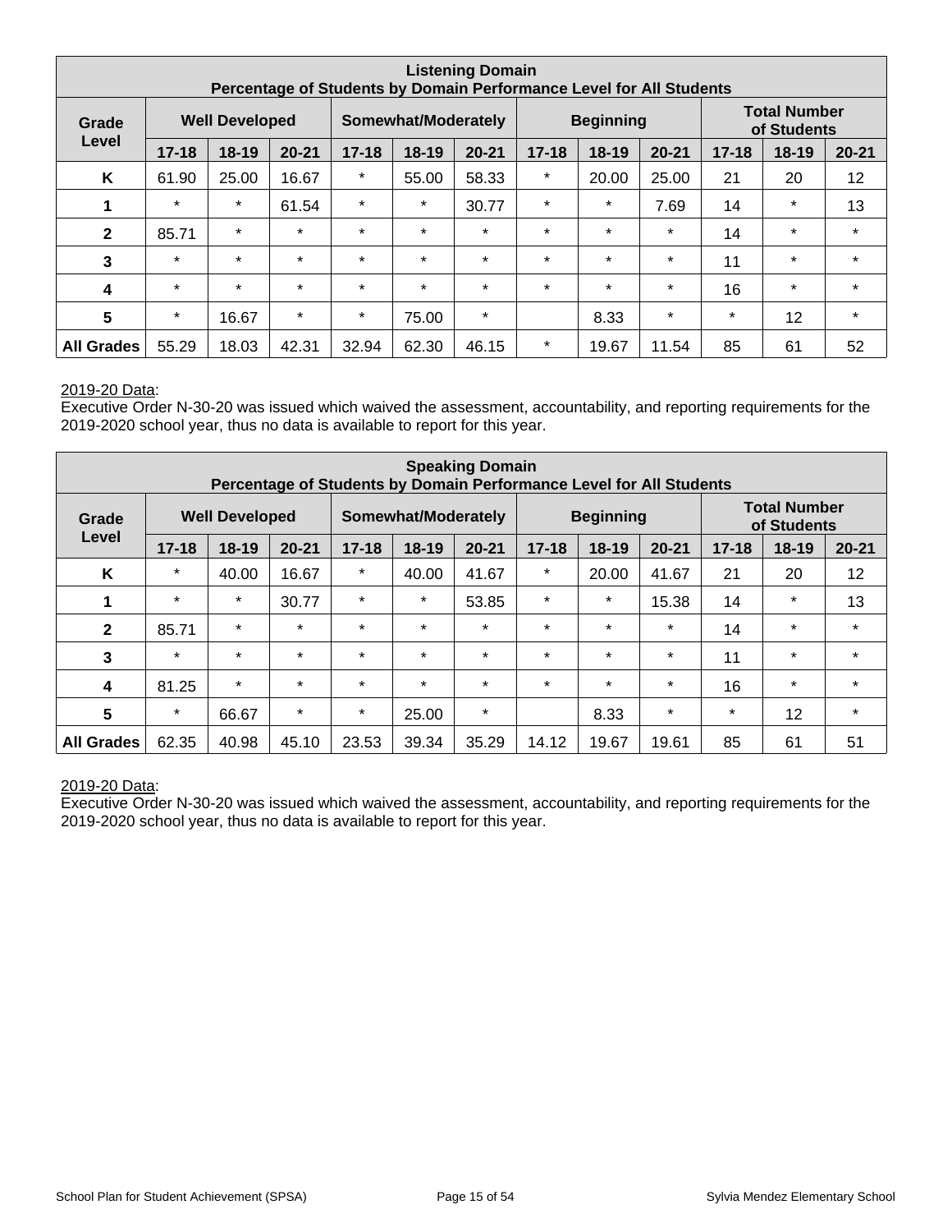| Listening Domain<br>Percentage of Students by Domain Performance Level for All Students | | | | | | | | | | | | |
|---|---|---|---|---|---|---|---|---|---|---|---|---|
| Grade Level | Well Developed | | | Somewhat/Moderately | | | Beginning | | | Total Number of Students | | |
| | 17-18 | 18-19 | 20-21 | 17-18 | 18-19 | 20-21 | 17-18 | 18-19 | 20-21 | 17-18 | 18-19 | 20-21 |
| K | 61.90 | 25.00 | 16.67 | * | 55.00 | 58.33 | * | 20.00 | 25.00 | 21 | 20 | 12 |
| 1 | * | * | 61.54 | * | * | 30.77 | * | * | 7.69 | 14 | * | 13 |
| 2 | 85.71 | * | * | * | * | * | * | * | * | 14 | * | * |
| 3 | * | * | * | * | * | * | * | * | * | 11 | * | * |
| 4 | * | * | * | * | * | * | * | * | * | 16 | * | * |
| 5 | * | 16.67 | * | * | 75.00 | * | | 8.33 | * | * | 12 | * |
| All Grades | 55.29 | 18.03 | 42.31 | 32.94 | 62.30 | 46.15 | * | 19.67 | 11.54 | 85 | 61 | 52 |

2019-20 Data:
Executive Order N-30-20 was issued which waived the assessment, accountability, and reporting requirements for the 2019-2020 school year, thus no data is available to report for this year.

| Speaking Domain<br>Percentage of Students by Domain Performance Level for All Students | | | | | | | | | | | | |
|---|---|---|---|---|---|---|---|---|---|---|---|---|
| Grade Level | Well Developed | | | Somewhat/Moderately | | | Beginning | | | Total Number of Students | | |
| | 17-18 | 18-19 | 20-21 | 17-18 | 18-19 | 20-21 | 17-18 | 18-19 | 20-21 | 17-18 | 18-19 | 20-21 |
| K | * | 40.00 | 16.67 | * | 40.00 | 41.67 | * | 20.00 | 41.67 | 21 | 20 | 12 |
| 1 | * | * | 30.77 | * | * | 53.85 | * | * | 15.38 | 14 | * | 13 |
| 2 | 85.71 | * | * | * | * | * | * | * | * | 14 | * | * |
| 3 | * | * | * | * | * | * | * | * | * | 11 | * | * |
| 4 | 81.25 | * | * | * | * | * | * | * | * | 16 | * | * |
| 5 | * | 66.67 | * | * | 25.00 | * | | 8.33 | * | * | 12 | * |
| All Grades | 62.35 | 40.98 | 45.10 | 23.53 | 39.34 | 35.29 | 14.12 | 19.67 | 19.61 | 85 | 61 | 51 |

2019-20 Data:
Executive Order N-30-20 was issued which waived the assessment, accountability, and reporting requirements for the 2019-2020 school year, thus no data is available to report for this year.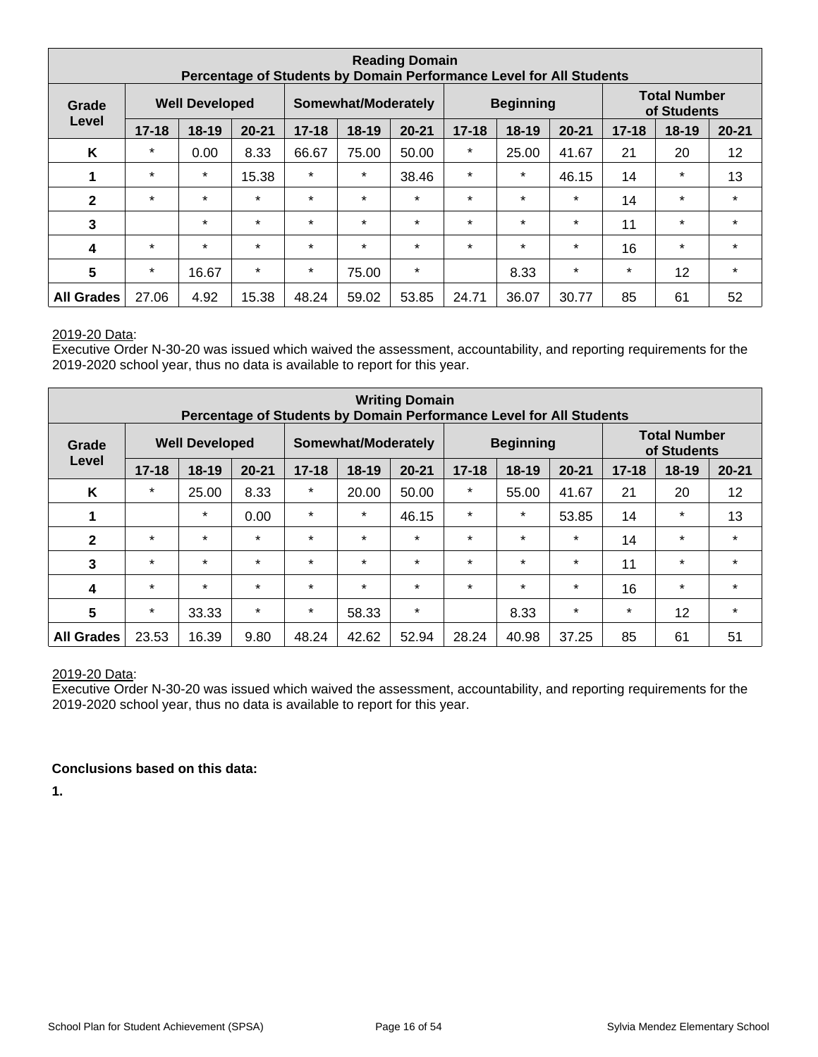| Reading Domain<br>Percentage of Students by Domain Performance Level for All Students | | | | | | | | | | | | |
|---|---|---|---|---|---|---|---|---|---|---|---|---|
| Grade Level | Well Developed | | | Somewhat/Moderately | | | Beginning | | | Total Number of Students | | |
| | 17-18 | 18-19 | 20-21 | 17-18 | 18-19 | 20-21 | 17-18 | 18-19 | 20-21 | 17-18 | 18-19 | 20-21 |
| K | * | 0.00 | 8.33 | 66.67 | 75.00 | 50.00 | * | 25.00 | 41.67 | 21 | 20 | 12 |
| 1 | * | * | 15.38 | * | * | 38.46 | * | * | 46.15 | 14 | * | 13 |
| 2 | * | * | * | * | * | * | * | * | * | 14 | * | * |
| 3 | | * | * | * | * | * | * | * | * | 11 | * | * |
| 4 | * | * | * | * | * | * | * | * | * | 16 | * | * |
| 5 | * | 16.67 | * | * | 75.00 | * | | 8.33 | * | * | 12 | * |
| All Grades | 27.06 | 4.92 | 15.38 | 48.24 | 59.02 | 53.85 | 24.71 | 36.07 | 30.77 | 85 | 61 | 52 |

2019-20 Data:
Executive Order N-30-20 was issued which waived the assessment, accountability, and reporting requirements for the 2019-2020 school year, thus no data is available to report for this year.

| Writing Domain<br>Percentage of Students by Domain Performance Level for All Students | | | | | | | | | | | | |
|---|---|---|---|---|---|---|---|---|---|---|---|---|
| Grade Level | Well Developed | | | Somewhat/Moderately | | | Beginning | | | Total Number of Students | | |
| | 17-18 | 18-19 | 20-21 | 17-18 | 18-19 | 20-21 | 17-18 | 18-19 | 20-21 | 17-18 | 18-19 | 20-21 |
| K | * | 25.00 | 8.33 | * | 20.00 | 50.00 | * | 55.00 | 41.67 | 21 | 20 | 12 |
| 1 | | * | 0.00 | * | * | 46.15 | * | * | 53.85 | 14 | * | 13 |
| 2 | * | * | * | * | * | * | * | * | * | 14 | * | * |
| 3 | * | * | * | * | * | * | * | * | * | 11 | * | * |
| 4 | * | * | * | * | * | * | * | * | * | 16 | * | * |
| 5 | * | 33.33 | * | * | 58.33 | * | | 8.33 | * | * | 12 | * |
| All Grades | 23.53 | 16.39 | 9.80 | 48.24 | 42.62 | 52.94 | 28.24 | 40.98 | 37.25 | 85 | 61 | 51 |

2019-20 Data:
Executive Order N-30-20 was issued which waived the assessment, accountability, and reporting requirements for the 2019-2020 school year, thus no data is available to report for this year.

**Conclusions based on this data:**

**1.**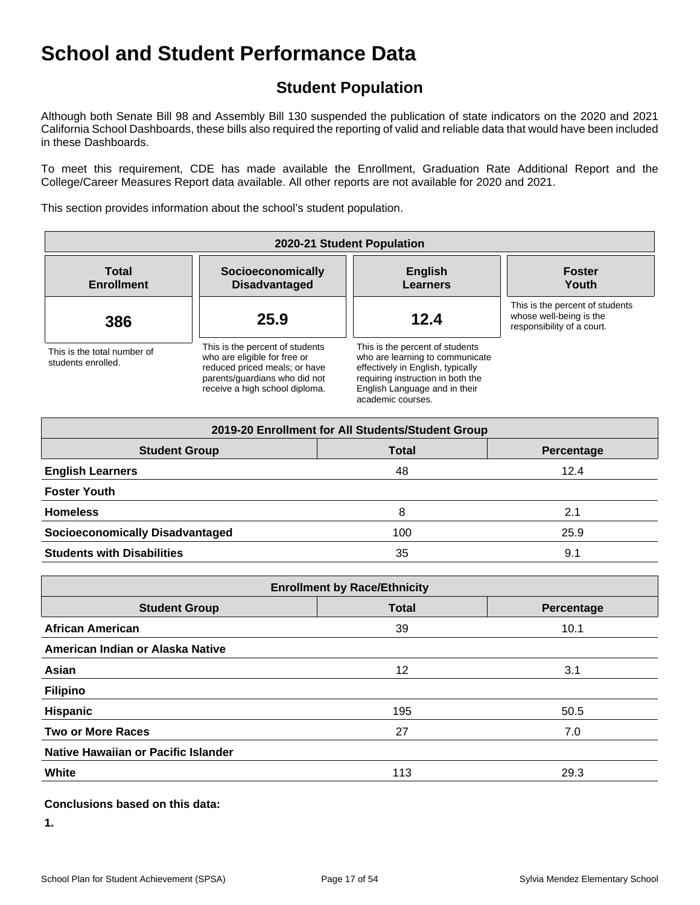# School and Student Performance Data

## Student Population

Although both Senate Bill 98 and Assembly Bill 130 suspended the publication of state indicators on the 2020 and 2021 California School Dashboards, these bills also required the reporting of valid and reliable data that would have been included in these Dashboards.

To meet this requirement, CDE has made available the Enrollment, Graduation Rate Additional Report and the College/Career Measures Report data available. All other reports are not available for 2020 and 2021.

This section provides information about the school's student population.

| 2020-21 Student Population | | | |
|---|---|---|---|
| **Total Enrollment** | **Socioeconomically Disadvantaged** | **English Learners** | **Foster Youth** |
| **386** | **25.9** | **12.4** | |
| This is the total number of students enrolled. | This is the percent of students who are eligible for free or reduced priced meals; or have parents/guardians who did not receive a high school diploma. | This is the percent of students who are learning to communicate effectively in English, typically requiring instruction in both the English Language and in their academic courses. | This is the percent of students whose well-being is the responsibility of a court. |

| 2019-20 Enrollment for All Students/Student Group | | |
|---|---|---|
| **Student Group** | **Total** | **Percentage** |
| **English Learners** | 48 | 12.4 |
| **Foster Youth** | | |
| **Homeless** | 8 | 2.1 |
| **Socioeconomically Disadvantaged** | 100 | 25.9 |
| **Students with Disabilities** | 35 | 9.1 |

| Enrollment by Race/Ethnicity | | |
|---|---|---|
| **Student Group** | **Total** | **Percentage** |
| **African American** | 39 | 10.1 |
| **American Indian or Alaska Native** | | |
| **Asian** | 12 | 3.1 |
| **Filipino** | | |
| **Hispanic** | 195 | 50.5 |
| **Two or More Races** | 27 | 7.0 |
| **Native Hawaiian or Pacific Islander** | | |
| **White** | 113 | 29.3 |

**Conclusions based on this data:**

**1.**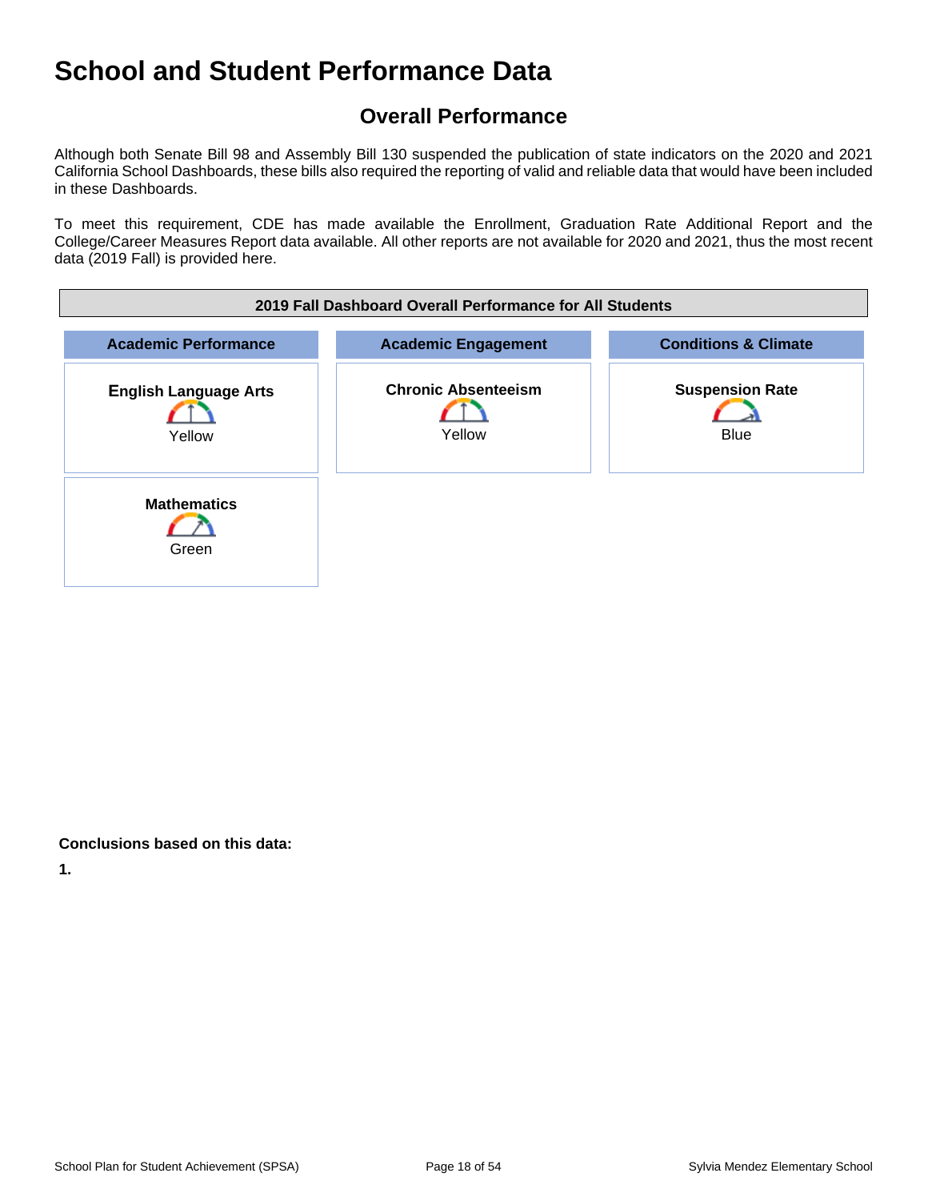# School and Student Performance Data

## Overall Performance

Although both Senate Bill 98 and Assembly Bill 130 suspended the publication of state indicators on the 2020 and 2021 California School Dashboards, these bills also required the reporting of valid and reliable data that would have been included in these Dashboards.

To meet this requirement, CDE has made available the Enrollment, Graduation Rate Additional Report and the College/Career Measures Report data available. All other reports are not available for 2020 and 2021, thus the most recent data (2019 Fall) is provided here.

| 2019 Fall Dashboard Overall Performance for All Students | | |
|---|---|---|
| **Academic Performance** | **Academic Engagement** | **Conditions & Climate** |
| **English Language Arts**<br>Yellow | **Chronic Absenteeism**<br>Yellow | **Suspension Rate**<br>Blue |
| **Mathematics**<br>Green | | |

**Conclusions based on this data:**

**1.**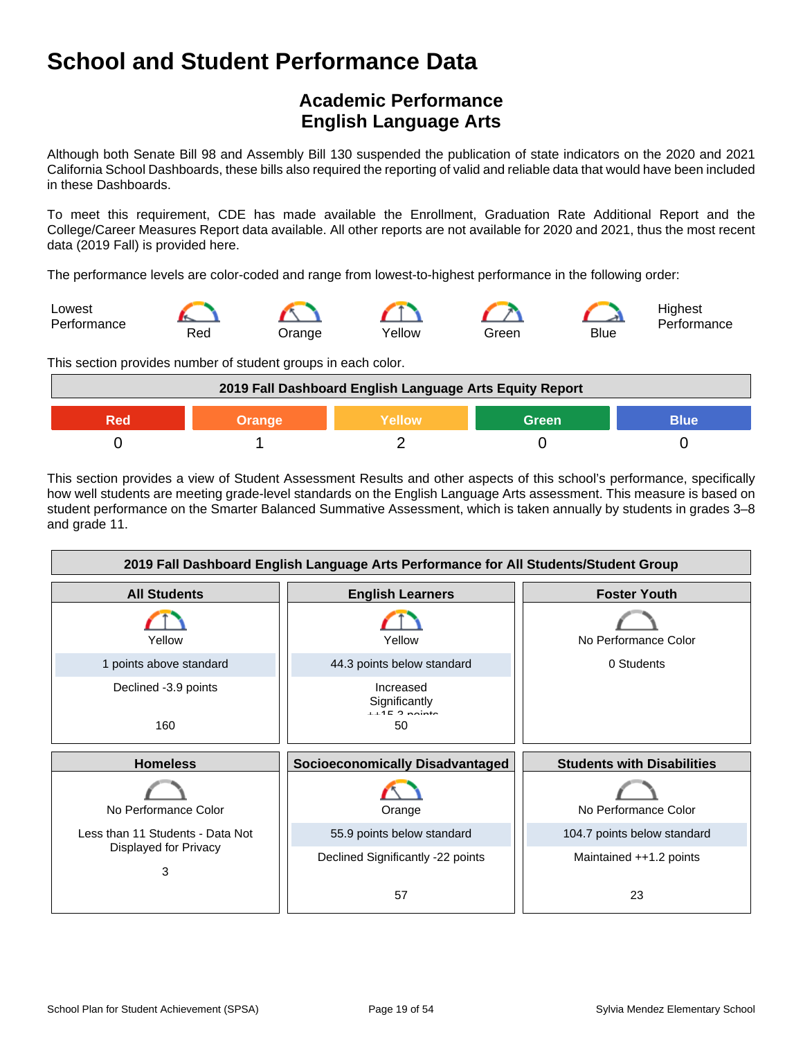# School and Student Performance Data

## Academic Performance
## English Language Arts

Although both Senate Bill 98 and Assembly Bill 130 suspended the publication of state indicators on the 2020 and 2021 California School Dashboards, these bills also required the reporting of valid and reliable data that would have been included in these Dashboards.

To meet this requirement, CDE has made available the Enrollment, Graduation Rate Additional Report and the College/Career Measures Report data available. All other reports are not available for 2020 and 2021, thus the most recent data (2019 Fall) is provided here.

The performance levels are color-coded and range from lowest-to-highest performance in the following order:

Lowest Performance — Red — Orange — Yellow — Green — Blue — Highest Performance

This section provides number of student groups in each color.

| 2019 Fall Dashboard English Language Arts Equity Report | | | | |
|---|---|---|---|---|
| Red | Orange | Yellow | Green | Blue |
| 0 | 1 | 2 | 0 | 0 |

This section provides a view of Student Assessment Results and other aspects of this school's performance, specifically how well students are meeting grade-level standards on the English Language Arts assessment. This measure is based on student performance on the Smarter Balanced Summative Assessment, which is taken annually by students in grades 3–8 and grade 11.

| 2019 Fall Dashboard English Language Arts Performance for All Students/Student Group | | |
|---|---|---|
| **All Students** | **English Learners** | **Foster Youth** |
| Yellow | Yellow | No Performance Color |
| 1 points above standard | 44.3 points below standard | 0 Students |
| Declined -3.9 points | Increased Significantly ++15.3 points | |
| 160 | 50 | |
| **Homeless** | **Socioeconomically Disadvantaged** | **Students with Disabilities** |
| No Performance Color | Orange | No Performance Color |
| Less than 11 Students - Data Not Displayed for Privacy | 55.9 points below standard | 104.7 points below standard |
| 3 | Declined Significantly -22 points | Maintained ++1.2 points |
| | 57 | 23 |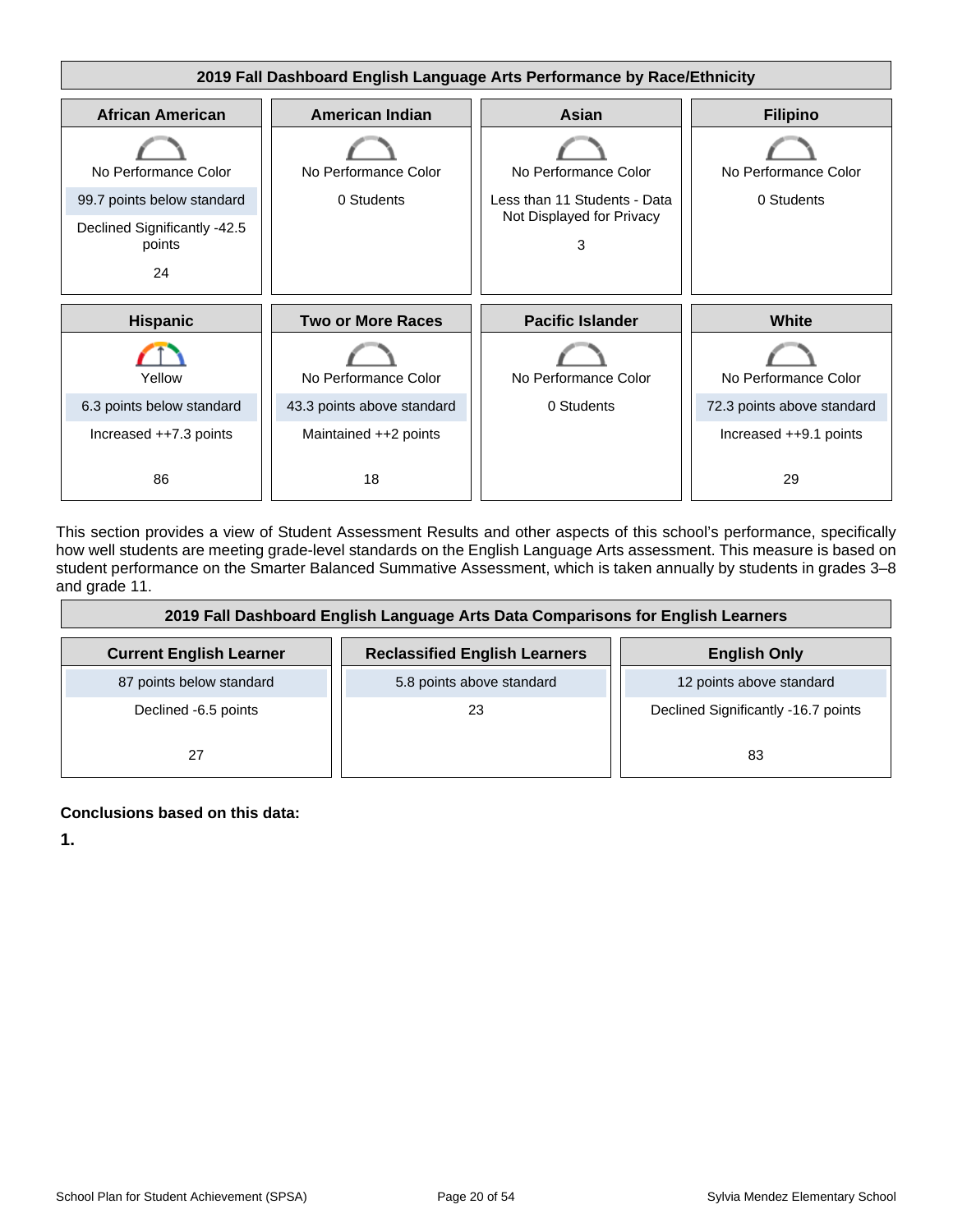### 2019 Fall Dashboard English Language Arts Performance by Race/Ethnicity

| African American | American Indian | Asian | Filipino |
|---|---|---|---|
| No Performance Color | No Performance Color | No Performance Color | No Performance Color |
| 99.7 points below standard | 0 Students | Less than 11 Students - Data Not Displayed for Privacy | 0 Students |
| Declined Significantly -42.5 points | | 3 | |
| 24 | | | |

| Hispanic | Two or More Races | Pacific Islander | White |
|---|---|---|---|
| Yellow | No Performance Color | No Performance Color | No Performance Color |
| 6.3 points below standard | 43.3 points above standard | 0 Students | 72.3 points above standard |
| Increased ++7.3 points | Maintained ++2 points | | Increased ++9.1 points |
| 86 | 18 | | 29 |

This section provides a view of Student Assessment Results and other aspects of this school's performance, specifically how well students are meeting grade-level standards on the English Language Arts assessment. This measure is based on student performance on the Smarter Balanced Summative Assessment, which is taken annually by students in grades 3–8 and grade 11.

### 2019 Fall Dashboard English Language Arts Data Comparisons for English Learners

| Current English Learner | Reclassified English Learners | English Only |
|---|---|---|
| 87 points below standard | 5.8 points above standard | 12 points above standard |
| Declined -6.5 points | 23 | Declined Significantly -16.7 points |
| 27 | | 83 |

**Conclusions based on this data:**

**1.**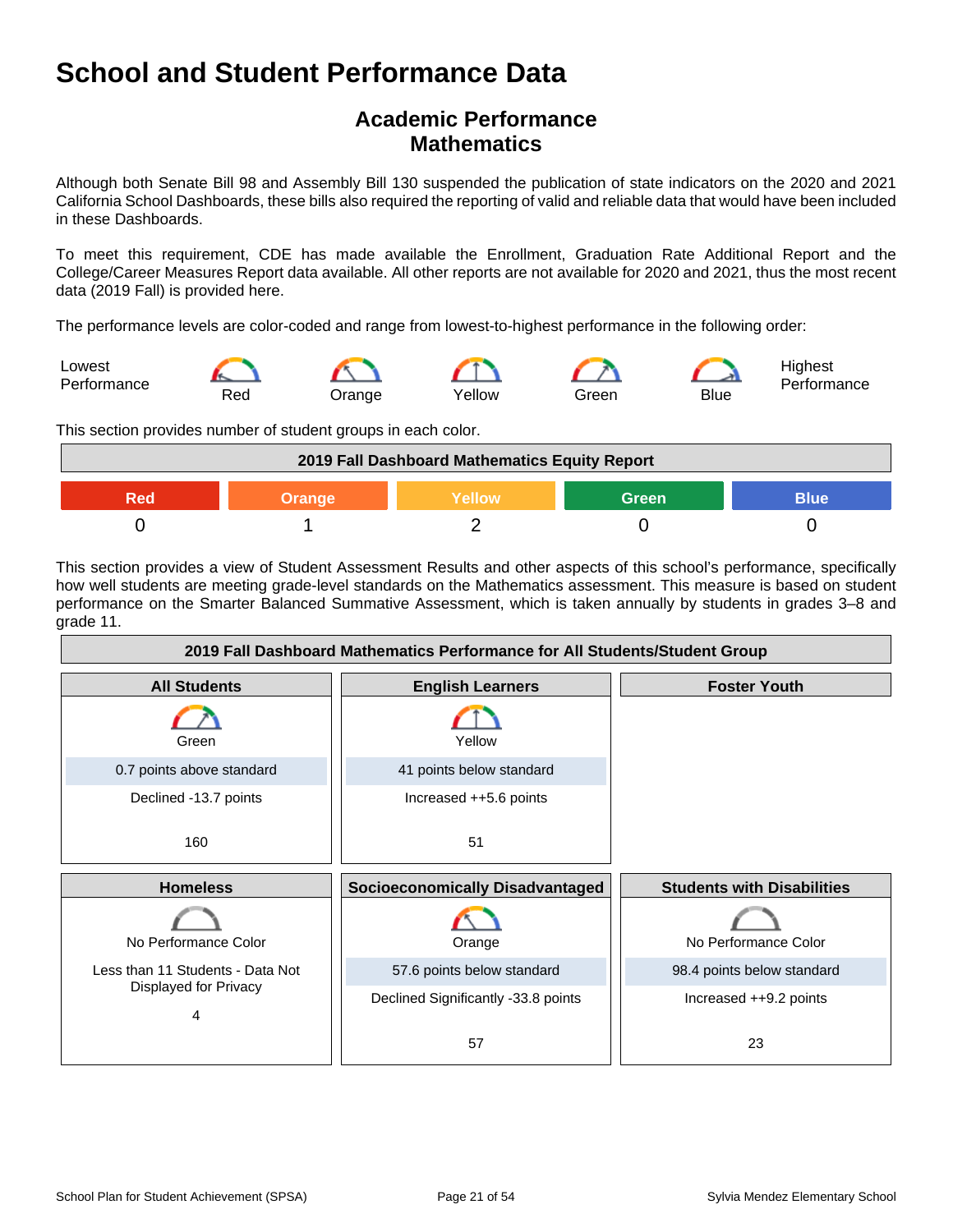# School and Student Performance Data

## Academic Performance
## Mathematics

Although both Senate Bill 98 and Assembly Bill 130 suspended the publication of state indicators on the 2020 and 2021 California School Dashboards, these bills also required the reporting of valid and reliable data that would have been included in these Dashboards.

To meet this requirement, CDE has made available the Enrollment, Graduation Rate Additional Report and the College/Career Measures Report data available. All other reports are not available for 2020 and 2021, thus the most recent data (2019 Fall) is provided here.

The performance levels are color-coded and range from lowest-to-highest performance in the following order:

Lowest Performance — Red — Orange — Yellow — Green — Blue — Highest Performance

This section provides number of student groups in each color.

| 2019 Fall Dashboard Mathematics Equity Report | | | | |
|---|---|---|---|---|
| Red | Orange | Yellow | Green | Blue |
| 0 | 1 | 2 | 0 | 0 |

This section provides a view of Student Assessment Results and other aspects of this school's performance, specifically how well students are meeting grade-level standards on the Mathematics assessment. This measure is based on student performance on the Smarter Balanced Summative Assessment, which is taken annually by students in grades 3–8 and grade 11.

| 2019 Fall Dashboard Mathematics Performance for All Students/Student Group | | |
|---|---|---|
| **All Students** | **English Learners** | **Foster Youth** |
| Green | Yellow | |
| 0.7 points above standard | 41 points below standard | |
| Declined -13.7 points | Increased ++5.6 points | |
| 160 | 51 | |
| **Homeless** | **Socioeconomically Disadvantaged** | **Students with Disabilities** |
| No Performance Color | Orange | No Performance Color |
| Less than 11 Students - Data Not Displayed for Privacy | 57.6 points below standard | 98.4 points below standard |
| | Declined Significantly -33.8 points | Increased ++9.2 points |
| 4 | 57 | 23 |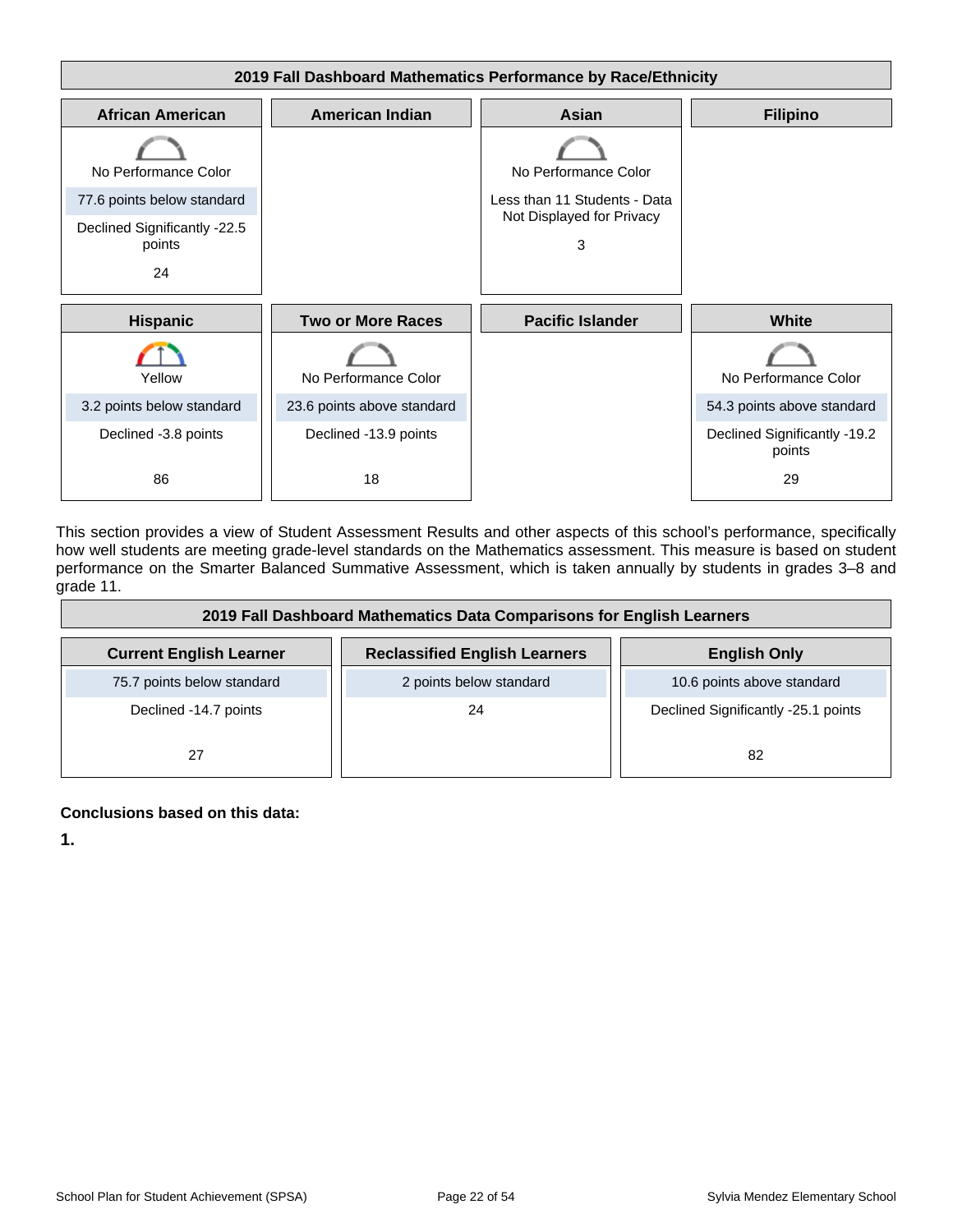**2019 Fall Dashboard Mathematics Performance by Race/Ethnicity**

| African American | American Indian | Asian | Filipino |
|---|---|---|---|
| No Performance Color | | No Performance Color | |
| 77.6 points below standard | | Less than 11 Students - Data Not Displayed for Privacy | |
| Declined Significantly -22.5 points | | 3 | |
| 24 | | | |

| Hispanic | Two or More Races | Pacific Islander | White |
|---|---|---|---|
| Yellow | No Performance Color | | No Performance Color |
| 3.2 points below standard | 23.6 points above standard | | 54.3 points above standard |
| Declined -3.8 points | Declined -13.9 points | | Declined Significantly -19.2 points |
| 86 | 18 | | 29 |

This section provides a view of Student Assessment Results and other aspects of this school's performance, specifically how well students are meeting grade-level standards on the Mathematics assessment. This measure is based on student performance on the Smarter Balanced Summative Assessment, which is taken annually by students in grades 3–8 and grade 11.

**2019 Fall Dashboard Mathematics Data Comparisons for English Learners**

| Current English Learner | Reclassified English Learners | English Only |
|---|---|---|
| 75.7 points below standard | 2 points below standard | 10.6 points above standard |
| Declined -14.7 points | 24 | Declined Significantly -25.1 points |
| 27 | | 82 |

**Conclusions based on this data:**

**1.**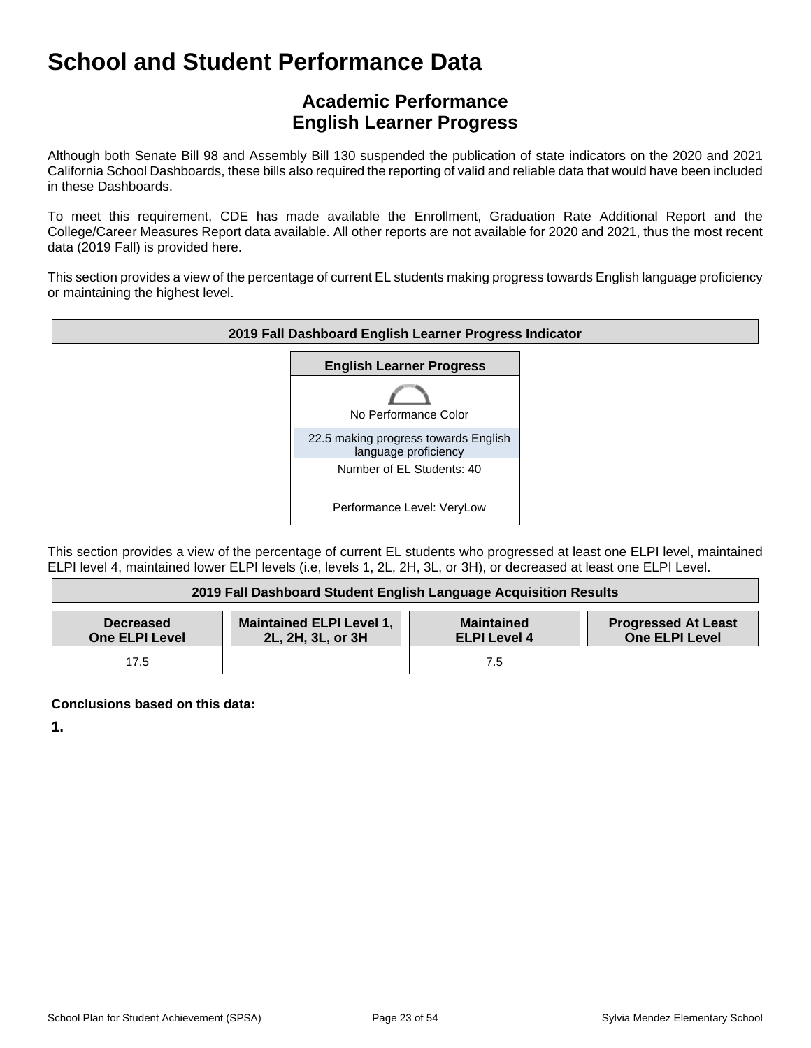# School and Student Performance Data

## Academic Performance
## English Learner Progress

Although both Senate Bill 98 and Assembly Bill 130 suspended the publication of state indicators on the 2020 and 2021 California School Dashboards, these bills also required the reporting of valid and reliable data that would have been included in these Dashboards.

To meet this requirement, CDE has made available the Enrollment, Graduation Rate Additional Report and the College/Career Measures Report data available. All other reports are not available for 2020 and 2021, thus the most recent data (2019 Fall) is provided here.

This section provides a view of the percentage of current EL students making progress towards English language proficiency or maintaining the highest level.

| 2019 Fall Dashboard English Learner Progress Indicator |
|---|
| **English Learner Progress** |
| No Performance Color |
| 22.5 making progress towards English language proficiency |
| Number of EL Students: 40 |
| Performance Level: VeryLow |

This section provides a view of the percentage of current EL students who progressed at least one ELPI level, maintained ELPI level 4, maintained lower ELPI levels (i.e, levels 1, 2L, 2H, 3L, or 3H), or decreased at least one ELPI Level.

| 2019 Fall Dashboard Student English Language Acquisition Results | | | |
|---|---|---|---|
| **Decreased One ELPI Level** | **Maintained ELPI Level 1, 2L, 2H, 3L, or 3H** | **Maintained ELPI Level 4** | **Progressed At Least One ELPI Level** |
| 17.5 | | 7.5 | |

**Conclusions based on this data:**

**1.**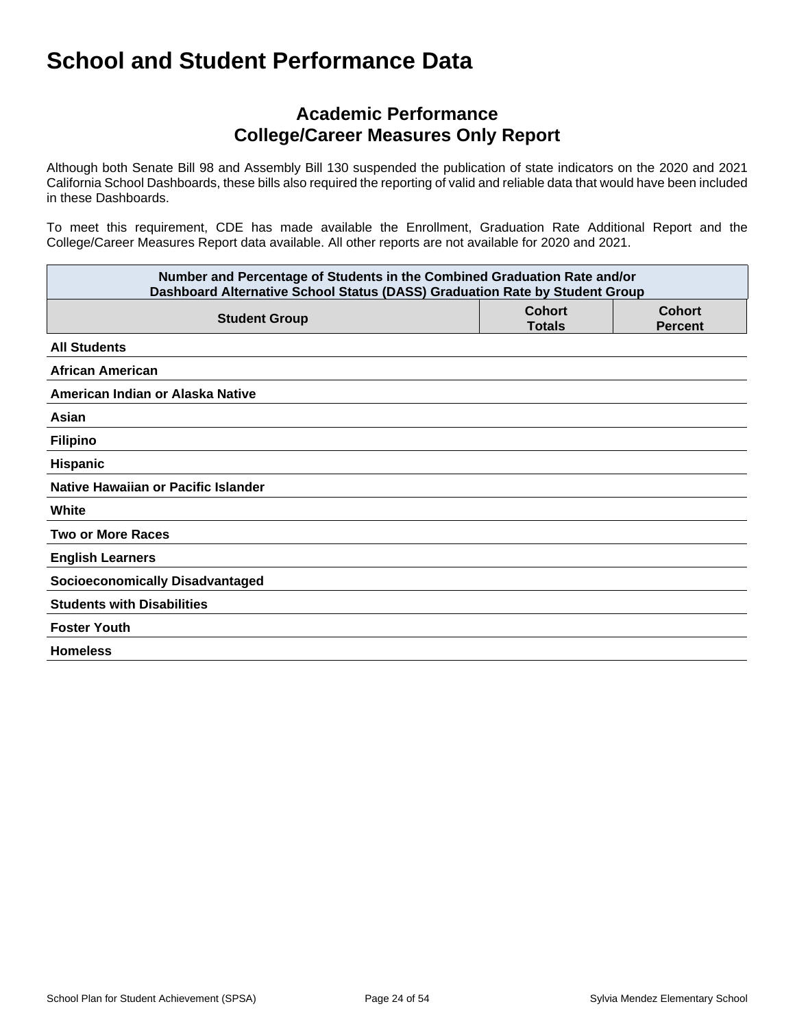# School and Student Performance Data

## Academic Performance
## College/Career Measures Only Report

Although both Senate Bill 98 and Assembly Bill 130 suspended the publication of state indicators on the 2020 and 2021 California School Dashboards, these bills also required the reporting of valid and reliable data that would have been included in these Dashboards.

To meet this requirement, CDE has made available the Enrollment, Graduation Rate Additional Report and the College/Career Measures Report data available. All other reports are not available for 2020 and 2021.

| Number and Percentage of Students in the Combined Graduation Rate and/or Dashboard Alternative School Status (DASS) Graduation Rate by Student Group | | |
|---|---|---|
| **Student Group** | **Cohort Totals** | **Cohort Percent** |
| **All Students** | | |
| **African American** | | |
| **American Indian or Alaska Native** | | |
| **Asian** | | |
| **Filipino** | | |
| **Hispanic** | | |
| **Native Hawaiian or Pacific Islander** | | |
| **White** | | |
| **Two or More Races** | | |
| **English Learners** | | |
| **Socioeconomically Disadvantaged** | | |
| **Students with Disabilities** | | |
| **Foster Youth** | | |
| **Homeless** | | |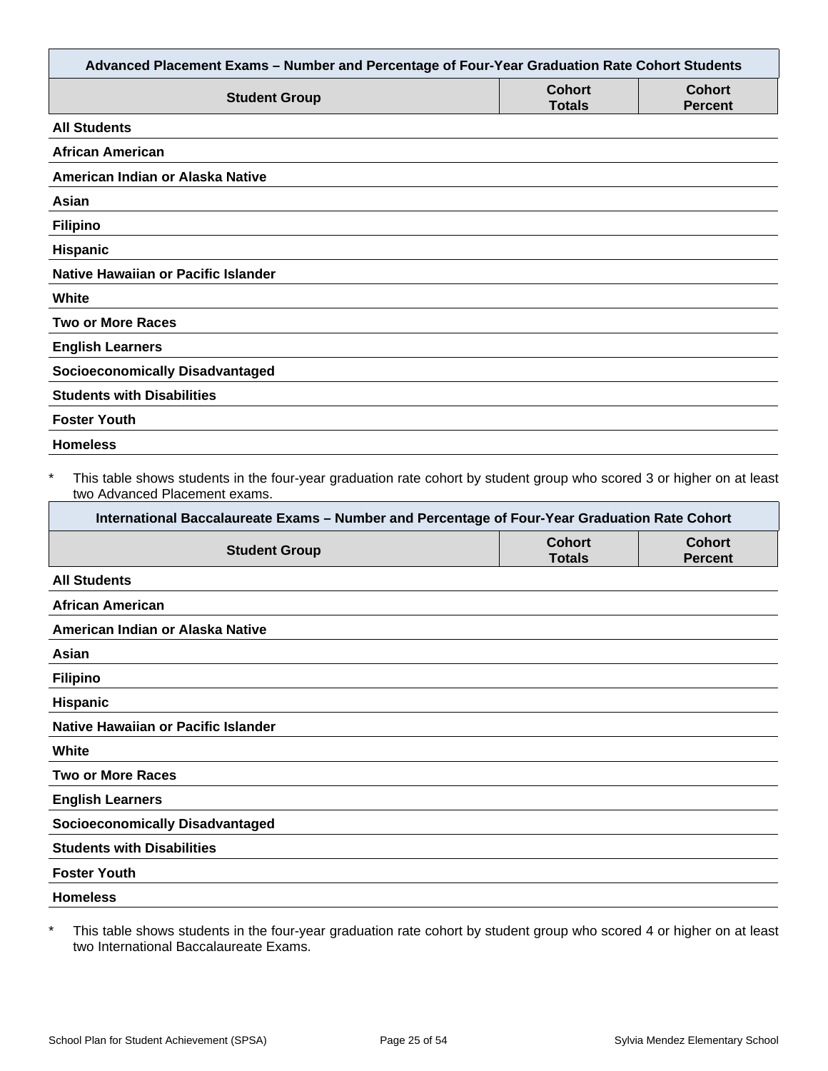| Advanced Placement Exams – Number and Percentage of Four-Year Graduation Rate Cohort Students | | |
|---|---|---|
| **Student Group** | **Cohort Totals** | **Cohort Percent** |
| **All Students** | | |
| **African American** | | |
| **American Indian or Alaska Native** | | |
| **Asian** | | |
| **Filipino** | | |
| **Hispanic** | | |
| **Native Hawaiian or Pacific Islander** | | |
| **White** | | |
| **Two or More Races** | | |
| **English Learners** | | |
| **Socioeconomically Disadvantaged** | | |
| **Students with Disabilities** | | |
| **Foster Youth** | | |
| **Homeless** | | |

\* This table shows students in the four-year graduation rate cohort by student group who scored 3 or higher on at least two Advanced Placement exams.

| International Baccalaureate Exams – Number and Percentage of Four-Year Graduation Rate Cohort | | |
|---|---|---|
| **Student Group** | **Cohort Totals** | **Cohort Percent** |
| **All Students** | | |
| **African American** | | |
| **American Indian or Alaska Native** | | |
| **Asian** | | |
| **Filipino** | | |
| **Hispanic** | | |
| **Native Hawaiian or Pacific Islander** | | |
| **White** | | |
| **Two or More Races** | | |
| **English Learners** | | |
| **Socioeconomically Disadvantaged** | | |
| **Students with Disabilities** | | |
| **Foster Youth** | | |
| **Homeless** | | |

\* This table shows students in the four-year graduation rate cohort by student group who scored 4 or higher on at least two International Baccalaureate Exams.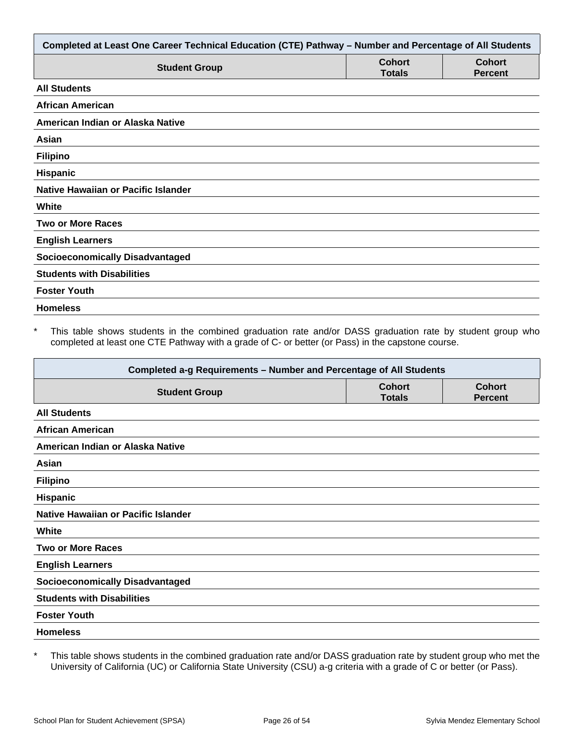| Completed at Least One Career Technical Education (CTE) Pathway – Number and Percentage of All Students | | |
|---|---|---|
| **Student Group** | **Cohort Totals** | **Cohort Percent** |
| **All Students** | | |
| **African American** | | |
| **American Indian or Alaska Native** | | |
| **Asian** | | |
| **Filipino** | | |
| **Hispanic** | | |
| **Native Hawaiian or Pacific Islander** | | |
| **White** | | |
| **Two or More Races** | | |
| **English Learners** | | |
| **Socioeconomically Disadvantaged** | | |
| **Students with Disabilities** | | |
| **Foster Youth** | | |
| **Homeless** | | |

* This table shows students in the combined graduation rate and/or DASS graduation rate by student group who completed at least one CTE Pathway with a grade of C- or better (or Pass) in the capstone course.

| Completed a-g Requirements – Number and Percentage of All Students | | |
|---|---|---|
| **Student Group** | **Cohort Totals** | **Cohort Percent** |
| **All Students** | | |
| **African American** | | |
| **American Indian or Alaska Native** | | |
| **Asian** | | |
| **Filipino** | | |
| **Hispanic** | | |
| **Native Hawaiian or Pacific Islander** | | |
| **White** | | |
| **Two or More Races** | | |
| **English Learners** | | |
| **Socioeconomically Disadvantaged** | | |
| **Students with Disabilities** | | |
| **Foster Youth** | | |
| **Homeless** | | |

* This table shows students in the combined graduation rate and/or DASS graduation rate by student group who met the University of California (UC) or California State University (CSU) a-g criteria with a grade of C or better (or Pass).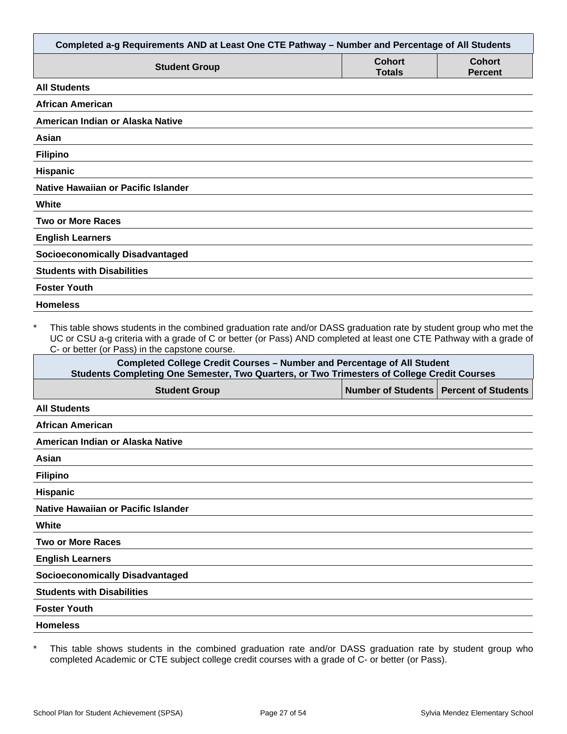| Completed a-g Requirements AND at Least One CTE Pathway – Number and Percentage of All Students | | |
|---|---|---|
| **Student Group** | **Cohort Totals** | **Cohort Percent** |
| **All Students** | | |
| **African American** | | |
| **American Indian or Alaska Native** | | |
| **Asian** | | |
| **Filipino** | | |
| **Hispanic** | | |
| **Native Hawaiian or Pacific Islander** | | |
| **White** | | |
| **Two or More Races** | | |
| **English Learners** | | |
| **Socioeconomically Disadvantaged** | | |
| **Students with Disabilities** | | |
| **Foster Youth** | | |
| **Homeless** | | |

* This table shows students in the combined graduation rate and/or DASS graduation rate by student group who met the UC or CSU a-g criteria with a grade of C or better (or Pass) AND completed at least one CTE Pathway with a grade of C- or better (or Pass) in the capstone course.

| Completed College Credit Courses – Number and Percentage of All Student Students Completing One Semester, Two Quarters, or Two Trimesters of College Credit Courses | | |
|---|---|---|
| **Student Group** | **Number of Students** | **Percent of Students** |
| **All Students** | | |
| **African American** | | |
| **American Indian or Alaska Native** | | |
| **Asian** | | |
| **Filipino** | | |
| **Hispanic** | | |
| **Native Hawaiian or Pacific Islander** | | |
| **White** | | |
| **Two or More Races** | | |
| **English Learners** | | |
| **Socioeconomically Disadvantaged** | | |
| **Students with Disabilities** | | |
| **Foster Youth** | | |
| **Homeless** | | |

* This table shows students in the combined graduation rate and/or DASS graduation rate by student group who completed Academic or CTE subject college credit courses with a grade of C- or better (or Pass).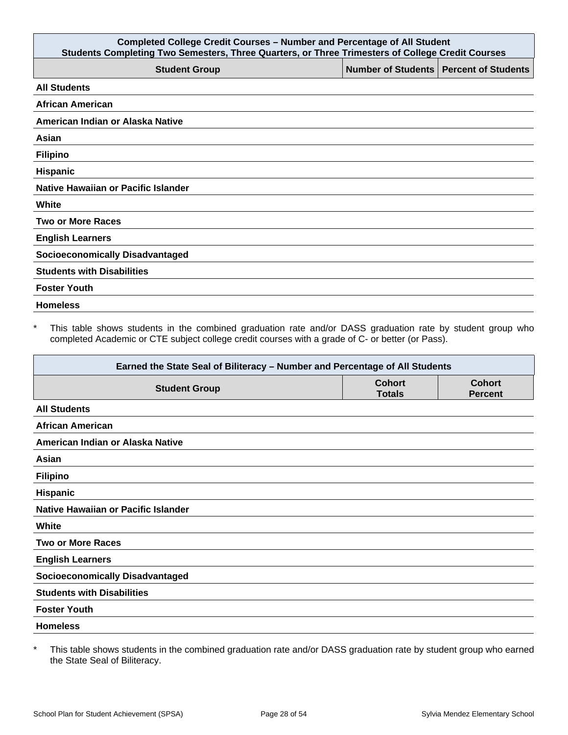| Completed College Credit Courses – Number and Percentage of All Student<br>Students Completing Two Semesters, Three Quarters, or Three Trimesters of College Credit Courses | | |
|---|---|---|
| **Student Group** | **Number of Students** | **Percent of Students** |
| **All Students** | | |
| **African American** | | |
| **American Indian or Alaska Native** | | |
| **Asian** | | |
| **Filipino** | | |
| **Hispanic** | | |
| **Native Hawaiian or Pacific Islander** | | |
| **White** | | |
| **Two or More Races** | | |
| **English Learners** | | |
| **Socioeconomically Disadvantaged** | | |
| **Students with Disabilities** | | |
| **Foster Youth** | | |
| **Homeless** | | |

* This table shows students in the combined graduation rate and/or DASS graduation rate by student group who completed Academic or CTE subject college credit courses with a grade of C- or better (or Pass).

| Earned the State Seal of Biliteracy – Number and Percentage of All Students | | |
|---|---|---|
| **Student Group** | **Cohort Totals** | **Cohort Percent** |
| **All Students** | | |
| **African American** | | |
| **American Indian or Alaska Native** | | |
| **Asian** | | |
| **Filipino** | | |
| **Hispanic** | | |
| **Native Hawaiian or Pacific Islander** | | |
| **White** | | |
| **Two or More Races** | | |
| **English Learners** | | |
| **Socioeconomically Disadvantaged** | | |
| **Students with Disabilities** | | |
| **Foster Youth** | | |
| **Homeless** | | |

* This table shows students in the combined graduation rate and/or DASS graduation rate by student group who earned the State Seal of Biliteracy.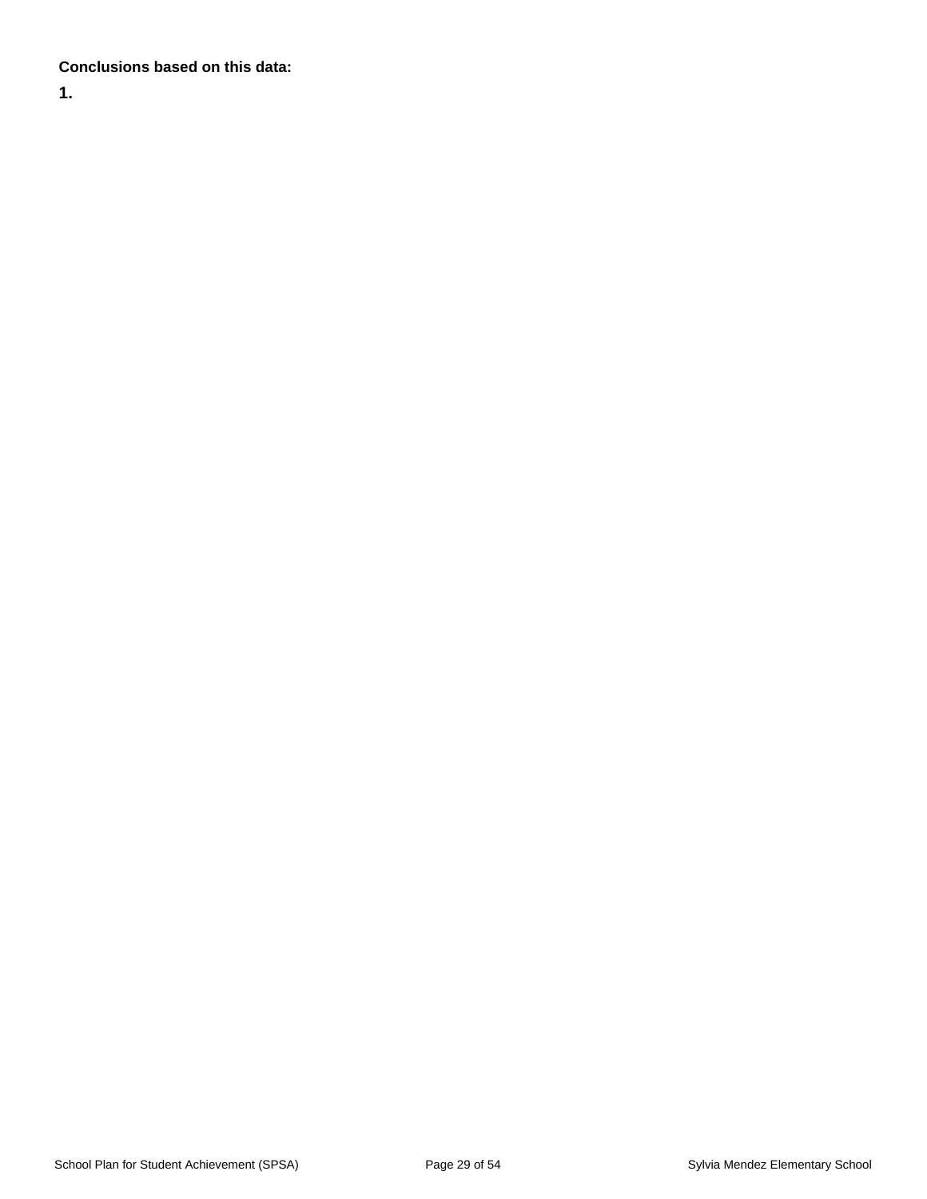**Conclusions based on this data:**

**1.**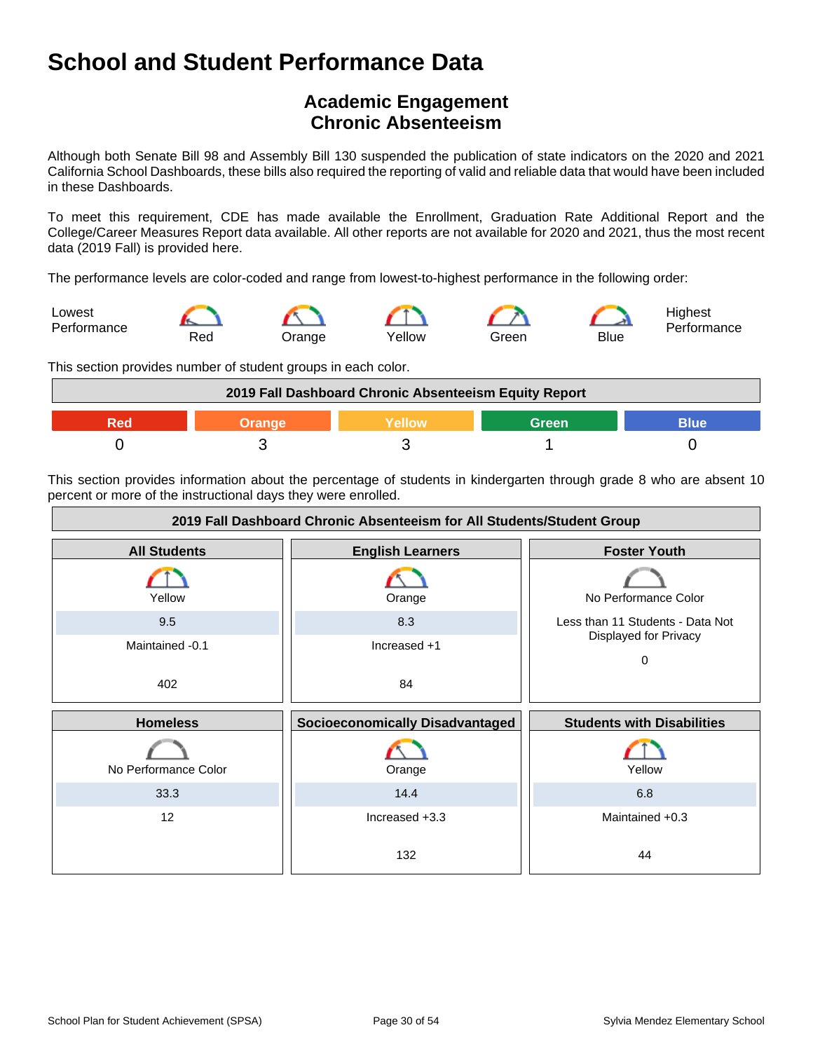# School and Student Performance Data

## Academic Engagement
## Chronic Absenteeism

Although both Senate Bill 98 and Assembly Bill 130 suspended the publication of state indicators on the 2020 and 2021 California School Dashboards, these bills also required the reporting of valid and reliable data that would have been included in these Dashboards.

To meet this requirement, CDE has made available the Enrollment, Graduation Rate Additional Report and the College/Career Measures Report data available. All other reports are not available for 2020 and 2021, thus the most recent data (2019 Fall) is provided here.

The performance levels are color-coded and range from lowest-to-highest performance in the following order:

Lowest Performance — Red — Orange — Yellow — Green — Blue — Highest Performance

This section provides number of student groups in each color.

| 2019 Fall Dashboard Chronic Absenteeism Equity Report | | | | |
|---|---|---|---|---|
| Red | Orange | Yellow | Green | Blue |
| 0 | 3 | 3 | 1 | 0 |

This section provides information about the percentage of students in kindergarten through grade 8 who are absent 10 percent or more of the instructional days they were enrolled.

| 2019 Fall Dashboard Chronic Absenteeism for All Students/Student Group | | |
|---|---|---|
| **All Students** | **English Learners** | **Foster Youth** |
| Yellow | Orange | No Performance Color |
| 9.5 | 8.3 | Less than 11 Students - Data Not Displayed for Privacy |
| Maintained -0.1 | Increased +1 | 0 |
| 402 | 84 | |
| **Homeless** | **Socioeconomically Disadvantaged** | **Students with Disabilities** |
| No Performance Color | Orange | Yellow |
| 33.3 | 14.4 | 6.8 |
| 12 | Increased +3.3 | Maintained +0.3 |
| | 132 | 44 |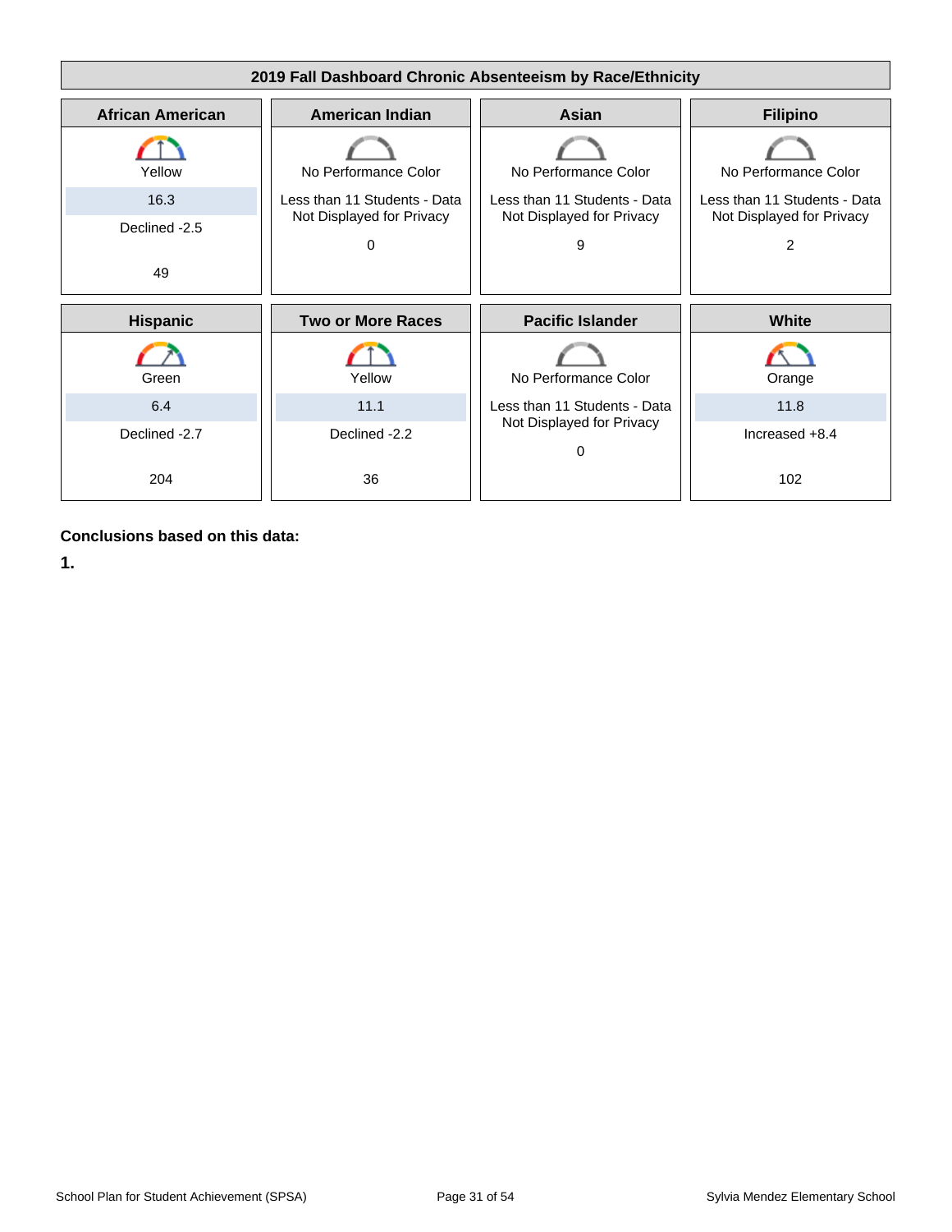| 2019 Fall Dashboard Chronic Absenteeism by Race/Ethnicity | | | |
|---|---|---|---|
| **African American** | **American Indian** | **Asian** | **Filipino** |
| Yellow | No Performance Color | No Performance Color | No Performance Color |
| 16.3 | Less than 11 Students - Data Not Displayed for Privacy | Less than 11 Students - Data Not Displayed for Privacy | Less than 11 Students - Data Not Displayed for Privacy |
| Declined -2.5 | | | |
| 49 | 0 | 9 | 2 |
| **Hispanic** | **Two or More Races** | **Pacific Islander** | **White** |
| Green | Yellow | No Performance Color | Orange |
| 6.4 | 11.1 | Less than 11 Students - Data Not Displayed for Privacy | 11.8 |
| Declined -2.7 | Declined -2.2 | | Increased +8.4 |
| 204 | 36 | 0 | 102 |

**Conclusions based on this data:**

**1.**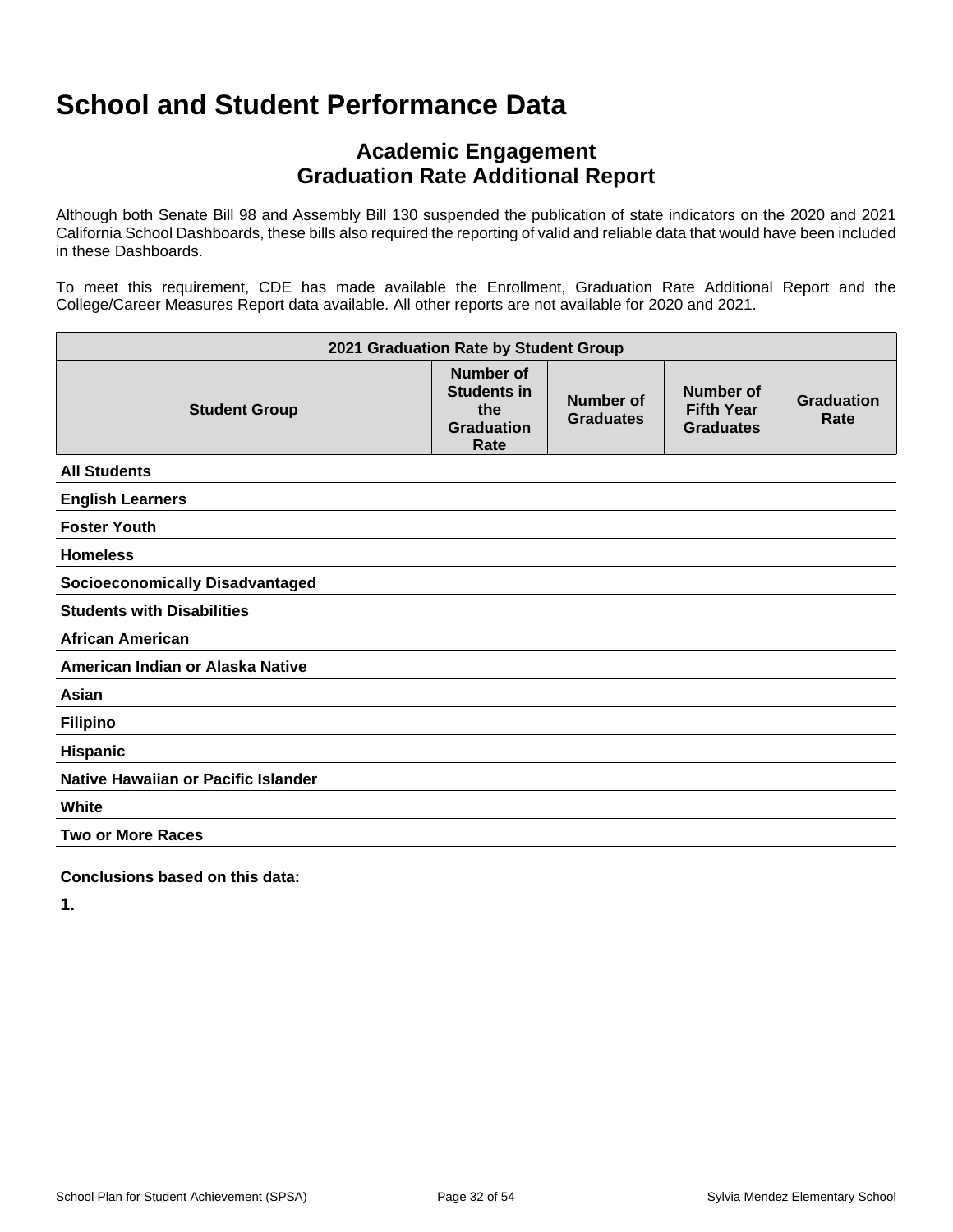# School and Student Performance Data

## Academic Engagement
## Graduation Rate Additional Report

Although both Senate Bill 98 and Assembly Bill 130 suspended the publication of state indicators on the 2020 and 2021 California School Dashboards, these bills also required the reporting of valid and reliable data that would have been included in these Dashboards.

To meet this requirement, CDE has made available the Enrollment, Graduation Rate Additional Report and the College/Career Measures Report data available. All other reports are not available for 2020 and 2021.

| 2021 Graduation Rate by Student Group | | | | |
|---|---|---|---|---|
| **Student Group** | **Number of Students in the Graduation Rate** | **Number of Graduates** | **Number of Fifth Year Graduates** | **Graduation Rate** |
| **All Students** | | | | |
| **English Learners** | | | | |
| **Foster Youth** | | | | |
| **Homeless** | | | | |
| **Socioeconomically Disadvantaged** | | | | |
| **Students with Disabilities** | | | | |
| **African American** | | | | |
| **American Indian or Alaska Native** | | | | |
| **Asian** | | | | |
| **Filipino** | | | | |
| **Hispanic** | | | | |
| **Native Hawaiian or Pacific Islander** | | | | |
| **White** | | | | |
| **Two or More Races** | | | | |

**Conclusions based on this data:**

**1.**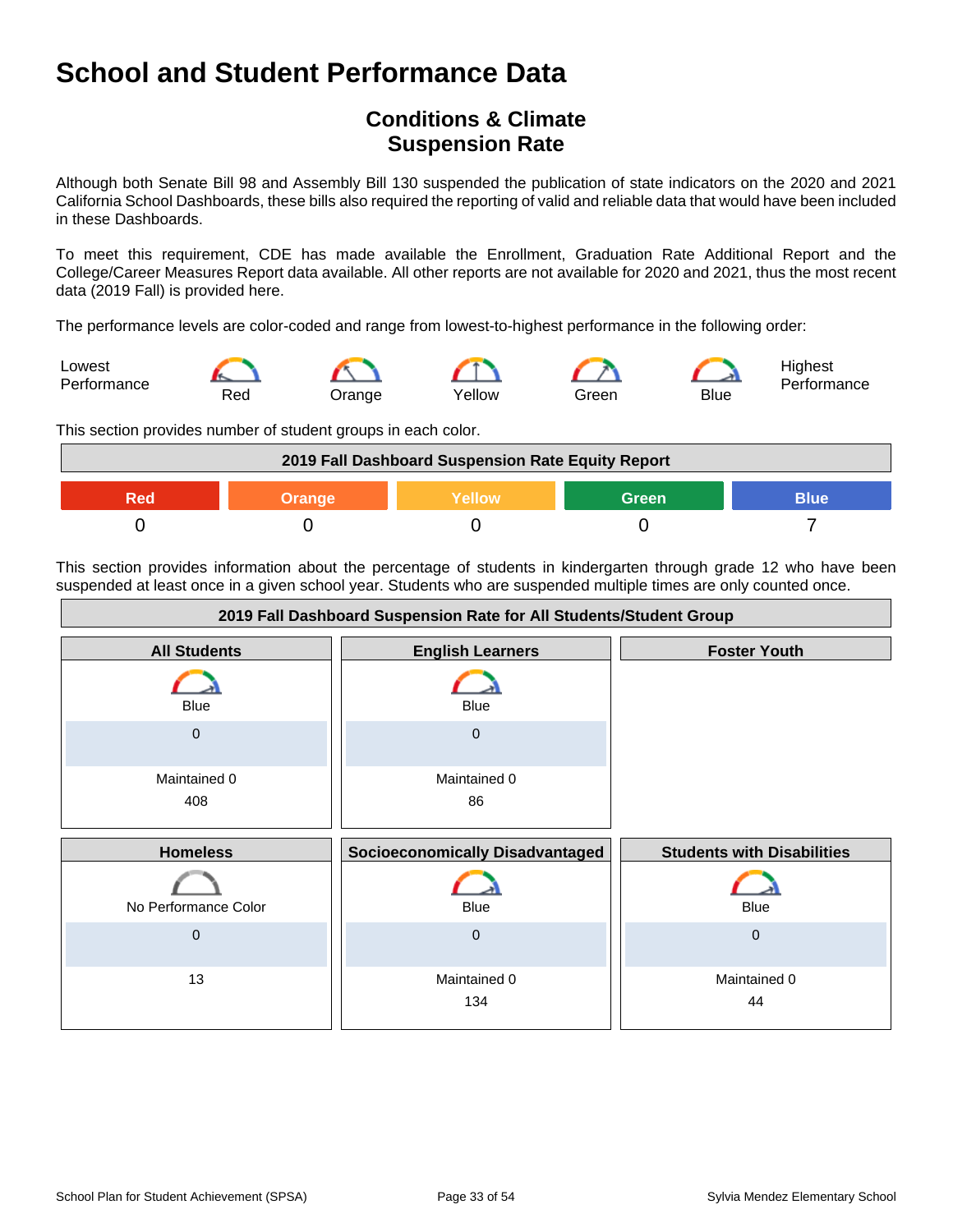# School and Student Performance Data

## Conditions & Climate
## Suspension Rate

Although both Senate Bill 98 and Assembly Bill 130 suspended the publication of state indicators on the 2020 and 2021 California School Dashboards, these bills also required the reporting of valid and reliable data that would have been included in these Dashboards.

To meet this requirement, CDE has made available the Enrollment, Graduation Rate Additional Report and the College/Career Measures Report data available. All other reports are not available for 2020 and 2021, thus the most recent data (2019 Fall) is provided here.

The performance levels are color-coded and range from lowest-to-highest performance in the following order:

Lowest Performance — Red — Orange — Yellow — Green — Blue — Highest Performance

This section provides number of student groups in each color.

| 2019 Fall Dashboard Suspension Rate Equity Report | | | | |
|---|---|---|---|---|
| Red | Orange | Yellow | Green | Blue |
| 0 | 0 | 0 | 0 | 7 |

This section provides information about the percentage of students in kindergarten through grade 12 who have been suspended at least once in a given school year. Students who are suspended multiple times are only counted once.

| 2019 Fall Dashboard Suspension Rate for All Students/Student Group | | |
|---|---|---|
| **All Students** | **English Learners** | **Foster Youth** |
| Blue<br>0<br>Maintained 0<br>408 | Blue<br>0<br>Maintained 0<br>86 | |
| **Homeless** | **Socioeconomically Disadvantaged** | **Students with Disabilities** |
| No Performance Color<br>0<br>13 | Blue<br>0<br>Maintained 0<br>134 | Blue<br>0<br>Maintained 0<br>44 |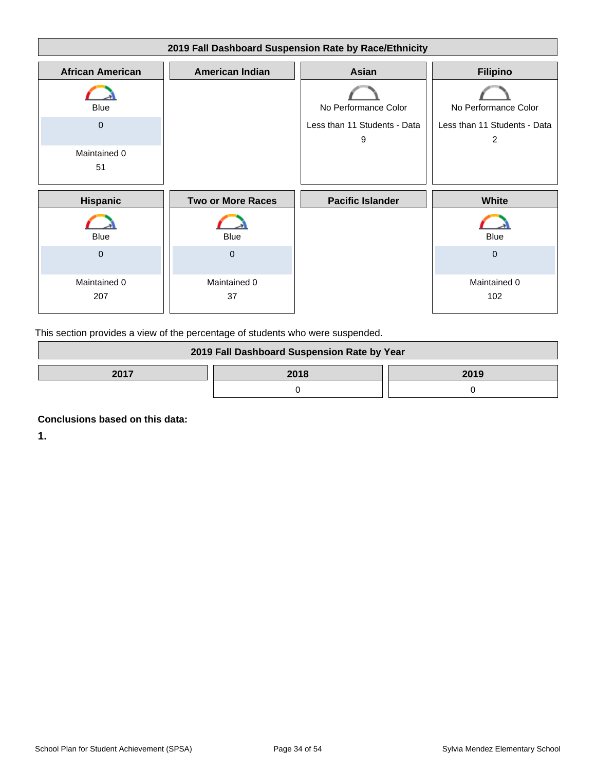| 2019 Fall Dashboard Suspension Rate by Race/Ethnicity | | | |
|---|---|---|---|
| **African American** | **American Indian** | **Asian** | **Filipino** |
| Blue<br>0<br>Maintained 0<br>51 | | No Performance Color<br>Less than 11 Students - Data<br>9 | No Performance Color<br>Less than 11 Students - Data<br>2 |
| **Hispanic** | **Two or More Races** | **Pacific Islander** | **White** |
| Blue<br>0<br>Maintained 0<br>207 | Blue<br>0<br>Maintained 0<br>37 | | Blue<br>0<br>Maintained 0<br>102 |

This section provides a view of the percentage of students who were suspended.

| 2019 Fall Dashboard Suspension Rate by Year | | |
|---|---|---|
| **2017** | **2018** | **2019** |
| | 0 | 0 |

**Conclusions based on this data:**

**1.**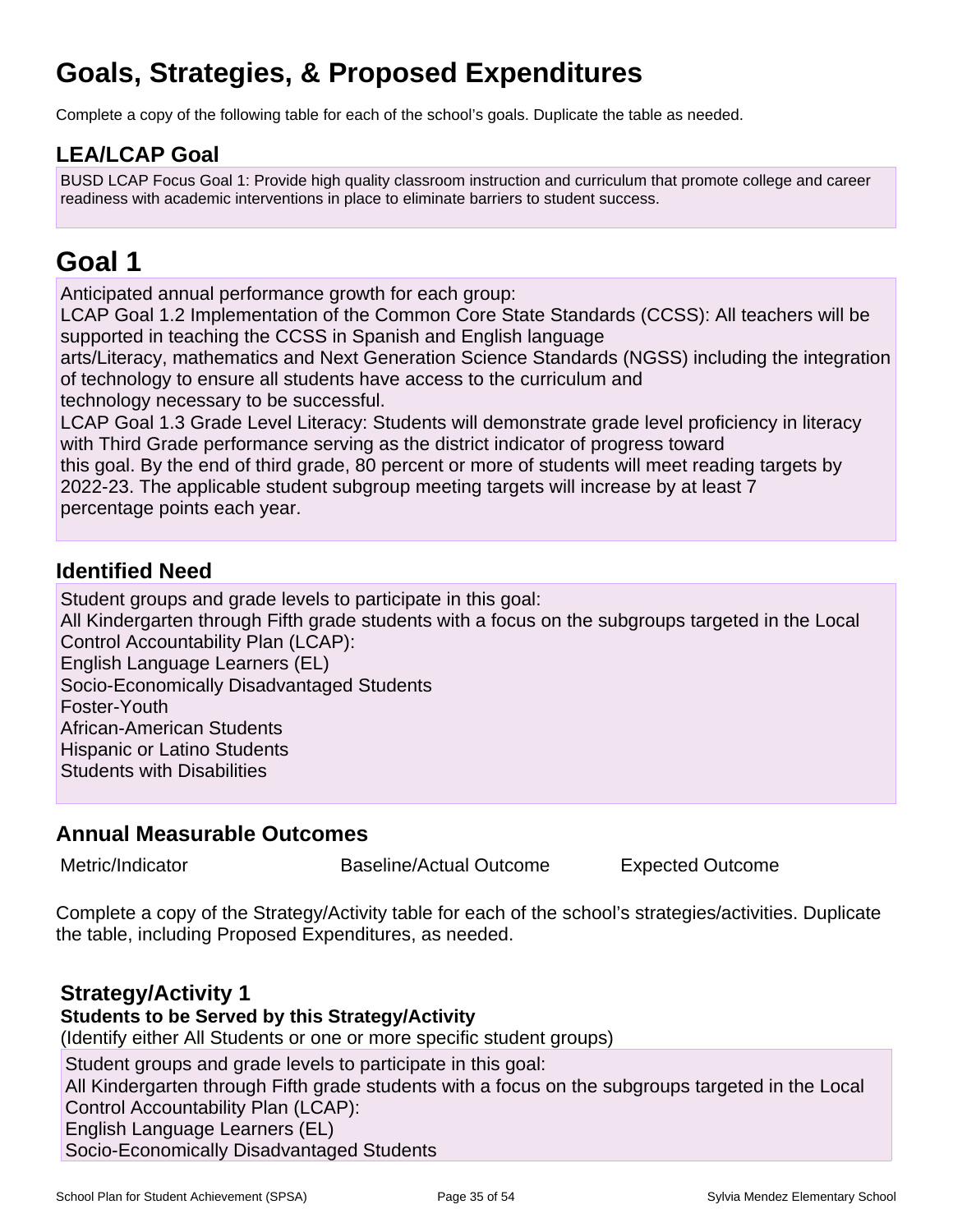# Goals, Strategies, & Proposed Expenditures

Complete a copy of the following table for each of the school's goals. Duplicate the table as needed.

## LEA/LCAP Goal

BUSD LCAP Focus Goal 1: Provide high quality classroom instruction and curriculum that promote college and career readiness with academic interventions in place to eliminate barriers to student success.

# Goal 1

Anticipated annual performance growth for each group:
LCAP Goal 1.2 Implementation of the Common Core State Standards (CCSS): All teachers will be supported in teaching the CCSS in Spanish and English language
arts/Literacy, mathematics and Next Generation Science Standards (NGSS) including the integration of technology to ensure all students have access to the curriculum and
technology necessary to be successful.
LCAP Goal 1.3 Grade Level Literacy: Students will demonstrate grade level proficiency in literacy with Third Grade performance serving as the district indicator of progress toward
this goal. By the end of third grade, 80 percent or more of students will meet reading targets by 2022-23. The applicable student subgroup meeting targets will increase by at least 7
percentage points each year.

## Identified Need

Student groups and grade levels to participate in this goal:
All Kindergarten through Fifth grade students with a focus on the subgroups targeted in the Local Control Accountability Plan (LCAP):
English Language Learners (EL)
Socio-Economically Disadvantaged Students
Foster-Youth
African-American Students
Hispanic or Latino Students
Students with Disabilities

## Annual Measurable Outcomes

| Metric/Indicator | Baseline/Actual Outcome | Expected Outcome |
| --- | --- | --- |

Complete a copy of the Strategy/Activity table for each of the school's strategies/activities. Duplicate the table, including Proposed Expenditures, as needed.

### Strategy/Activity 1

**Students to be Served by this Strategy/Activity**

(Identify either All Students or one or more specific student groups)

Student groups and grade levels to participate in this goal:
All Kindergarten through Fifth grade students with a focus on the subgroups targeted in the Local Control Accountability Plan (LCAP):
English Language Learners (EL)
Socio-Economically Disadvantaged Students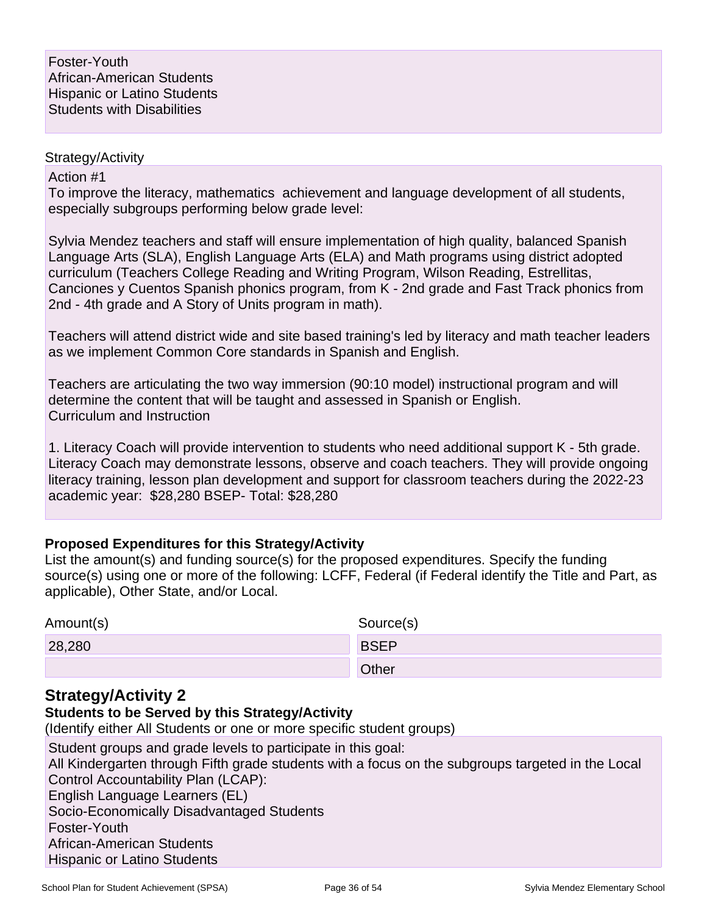Foster-Youth
African-American Students
Hispanic or Latino Students
Students with Disabilities

Strategy/Activity

Action #1
To improve the literacy, mathematics  achievement and language development of all students, especially subgroups performing below grade level:

Sylvia Mendez teachers and staff will ensure implementation of high quality, balanced Spanish Language Arts (SLA), English Language Arts (ELA) and Math programs using district adopted curriculum (Teachers College Reading and Writing Program, Wilson Reading, Estrellitas, Canciones y Cuentos Spanish phonics program, from K - 2nd grade and Fast Track phonics from 2nd - 4th grade and A Story of Units program in math).

Teachers will attend district wide and site based training's led by literacy and math teacher leaders as we implement Common Core standards in Spanish and English.

Teachers are articulating the two way immersion (90:10 model) instructional program and will determine the content that will be taught and assessed in Spanish or English.
Curriculum and Instruction

1. Literacy Coach will provide intervention to students who need additional support K - 5th grade. Literacy Coach may demonstrate lessons, observe and coach teachers. They will provide ongoing literacy training, lesson plan development and support for classroom teachers during the 2022-23 academic year:  $28,280 BSEP- Total: $28,280

**Proposed Expenditures for this Strategy/Activity**

List the amount(s) and funding source(s) for the proposed expenditures. Specify the funding source(s) using one or more of the following: LCFF, Federal (if Federal identify the Title and Part, as applicable), Other State, and/or Local.

| Amount(s) | Source(s) |
|---|---|
| 28,280 | BSEP |
| | Other |

## Strategy/Activity 2

**Students to be Served by this Strategy/Activity**

(Identify either All Students or one or more specific student groups)

Student groups and grade levels to participate in this goal:
All Kindergarten through Fifth grade students with a focus on the subgroups targeted in the Local Control Accountability Plan (LCAP):
English Language Learners (EL)
Socio-Economically Disadvantaged Students
Foster-Youth
African-American Students
Hispanic or Latino Students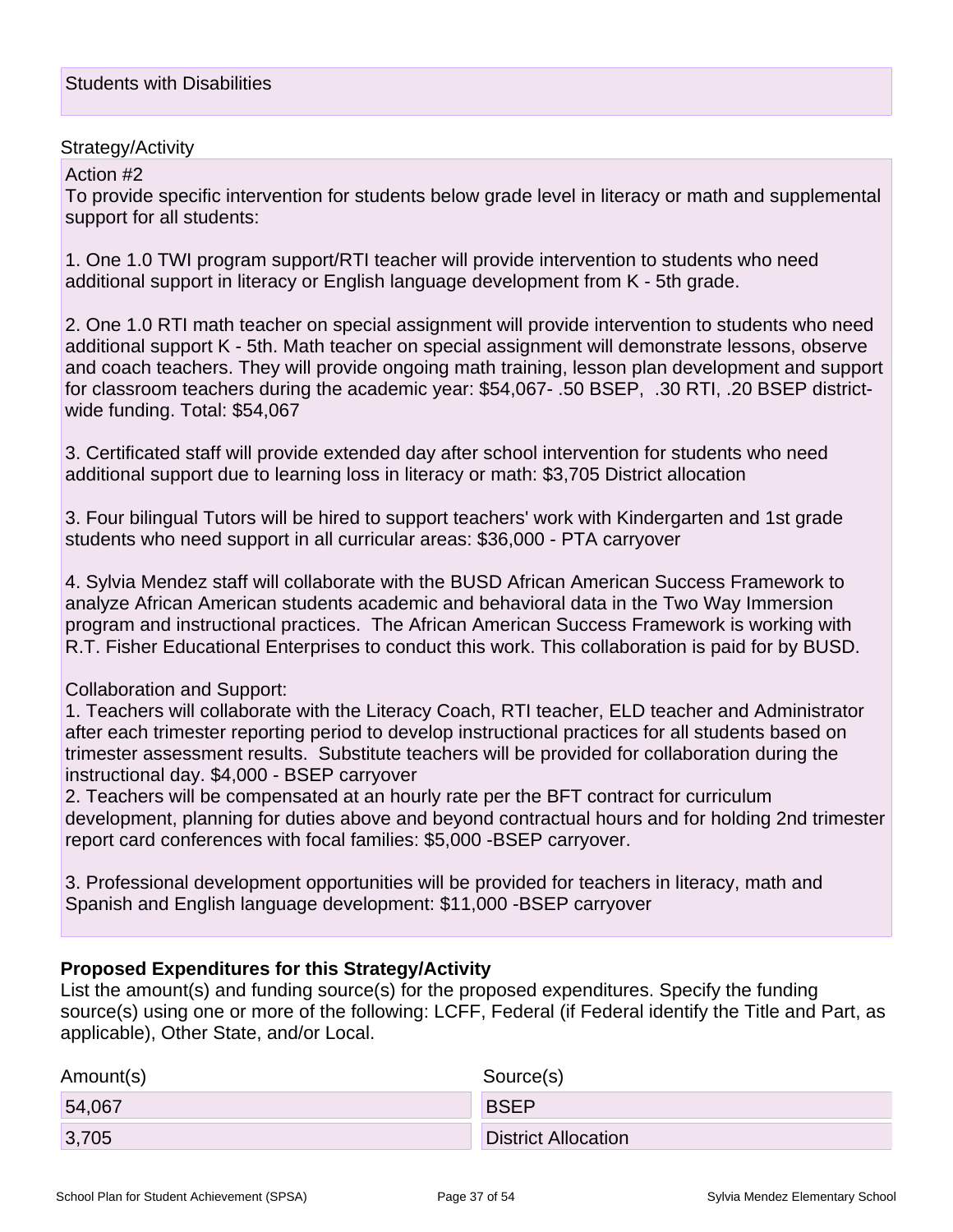Students with Disabilities

Strategy/Activity

Action #2

To provide specific intervention for students below grade level in literacy or math and supplemental support for all students:

1. One 1.0 TWI program support/RTI teacher will provide intervention to students who need additional support in literacy or English language development from K - 5th grade.

2. One 1.0 RTI math teacher on special assignment will provide intervention to students who need additional support K - 5th. Math teacher on special assignment will demonstrate lessons, observe and coach teachers. They will provide ongoing math training, lesson plan development and support for classroom teachers during the academic year: $54,067- .50 BSEP, .30 RTI, .20 BSEP district-wide funding. Total: $54,067

3. Certificated staff will provide extended day after school intervention for students who need additional support due to learning loss in literacy or math: $3,705 District allocation

3. Four bilingual Tutors will be hired to support teachers' work with Kindergarten and 1st grade students who need support in all curricular areas: $36,000 - PTA carryover

4. Sylvia Mendez staff will collaborate with the BUSD African American Success Framework to analyze African American students academic and behavioral data in the Two Way Immersion program and instructional practices. The African American Success Framework is working with R.T. Fisher Educational Enterprises to conduct this work. This collaboration is paid for by BUSD.

Collaboration and Support:

1. Teachers will collaborate with the Literacy Coach, RTI teacher, ELD teacher and Administrator after each trimester reporting period to develop instructional practices for all students based on trimester assessment results. Substitute teachers will be provided for collaboration during the instructional day. $4,000 - BSEP carryover

2. Teachers will be compensated at an hourly rate per the BFT contract for curriculum development, planning for duties above and beyond contractual hours and for holding 2nd trimester report card conferences with focal families: $5,000 -BSEP carryover.

3. Professional development opportunities will be provided for teachers in literacy, math and Spanish and English language development: $11,000 -BSEP carryover

**Proposed Expenditures for this Strategy/Activity**

List the amount(s) and funding source(s) for the proposed expenditures. Specify the funding source(s) using one or more of the following: LCFF, Federal (if Federal identify the Title and Part, as applicable), Other State, and/or Local.

| Amount(s) | Source(s) |
|---|---|
| 54,067 | BSEP |
| 3,705 | District Allocation |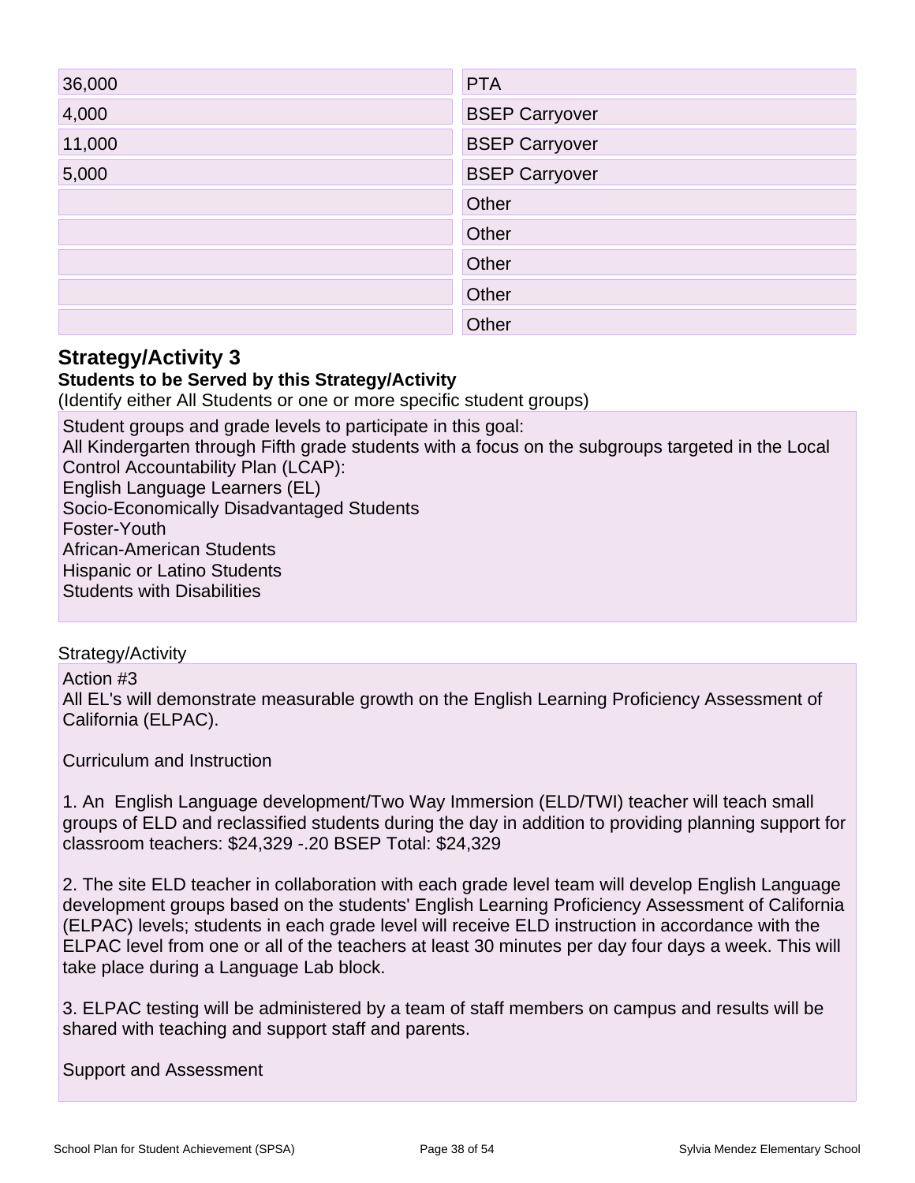| | |
|---|---|
| 36,000 | PTA |
| 4,000 | BSEP Carryover |
| 11,000 | BSEP Carryover |
| 5,000 | BSEP Carryover |
| | Other |
| | Other |
| | Other |
| | Other |
| | Other |

## Strategy/Activity 3

**Students to be Served by this Strategy/Activity**

(Identify either All Students or one or more specific student groups)

Student groups and grade levels to participate in this goal:
All Kindergarten through Fifth grade students with a focus on the subgroups targeted in the Local Control Accountability Plan (LCAP):
English Language Learners (EL)
Socio-Economically Disadvantaged Students
Foster-Youth
African-American Students
Hispanic or Latino Students
Students with Disabilities

Strategy/Activity

Action #3
All EL's will demonstrate measurable growth on the English Learning Proficiency Assessment of California (ELPAC).

Curriculum and Instruction

1. An English Language development/Two Way Immersion (ELD/TWI) teacher will teach small groups of ELD and reclassified students during the day in addition to providing planning support for classroom teachers: $24,329 -.20 BSEP Total: $24,329

2. The site ELD teacher in collaboration with each grade level team will develop English Language development groups based on the students' English Learning Proficiency Assessment of California (ELPAC) levels; students in each grade level will receive ELD instruction in accordance with the ELPAC level from one or all of the teachers at least 30 minutes per day four days a week. This will take place during a Language Lab block.

3. ELPAC testing will be administered by a team of staff members on campus and results will be shared with teaching and support staff and parents.

Support and Assessment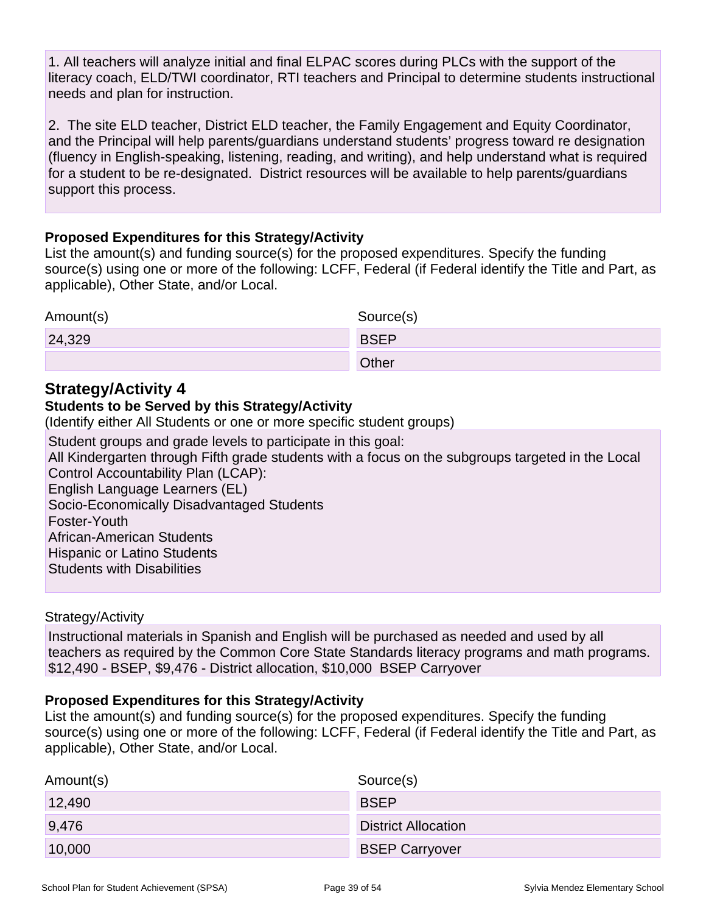1. All teachers will analyze initial and final ELPAC scores during PLCs with the support of the literacy coach, ELD/TWI coordinator, RTI teachers and Principal to determine students instructional needs and plan for instruction.

2. The site ELD teacher, District ELD teacher, the Family Engagement and Equity Coordinator, and the Principal will help parents/guardians understand students' progress toward re designation (fluency in English-speaking, listening, reading, and writing), and help understand what is required for a student to be re-designated. District resources will be available to help parents/guardians support this process.

**Proposed Expenditures for this Strategy/Activity**

List the amount(s) and funding source(s) for the proposed expenditures. Specify the funding source(s) using one or more of the following: LCFF, Federal (if Federal identify the Title and Part, as applicable), Other State, and/or Local.

| Amount(s) | Source(s) |
|---|---|
| 24,329 | BSEP |
| | Other |

## Strategy/Activity 4

**Students to be Served by this Strategy/Activity**

(Identify either All Students or one or more specific student groups)

Student groups and grade levels to participate in this goal:
All Kindergarten through Fifth grade students with a focus on the subgroups targeted in the Local Control Accountability Plan (LCAP):
English Language Learners (EL)
Socio-Economically Disadvantaged Students
Foster-Youth
African-American Students
Hispanic or Latino Students
Students with Disabilities

Strategy/Activity

Instructional materials in Spanish and English will be purchased as needed and used by all teachers as required by the Common Core State Standards literacy programs and math programs. $12,490 - BSEP, $9,476 - District allocation, $10,000 BSEP Carryover

**Proposed Expenditures for this Strategy/Activity**

List the amount(s) and funding source(s) for the proposed expenditures. Specify the funding source(s) using one or more of the following: LCFF, Federal (if Federal identify the Title and Part, as applicable), Other State, and/or Local.

| Amount(s) | Source(s) |
|---|---|
| 12,490 | BSEP |
| 9,476 | District Allocation |
| 10,000 | BSEP Carryover |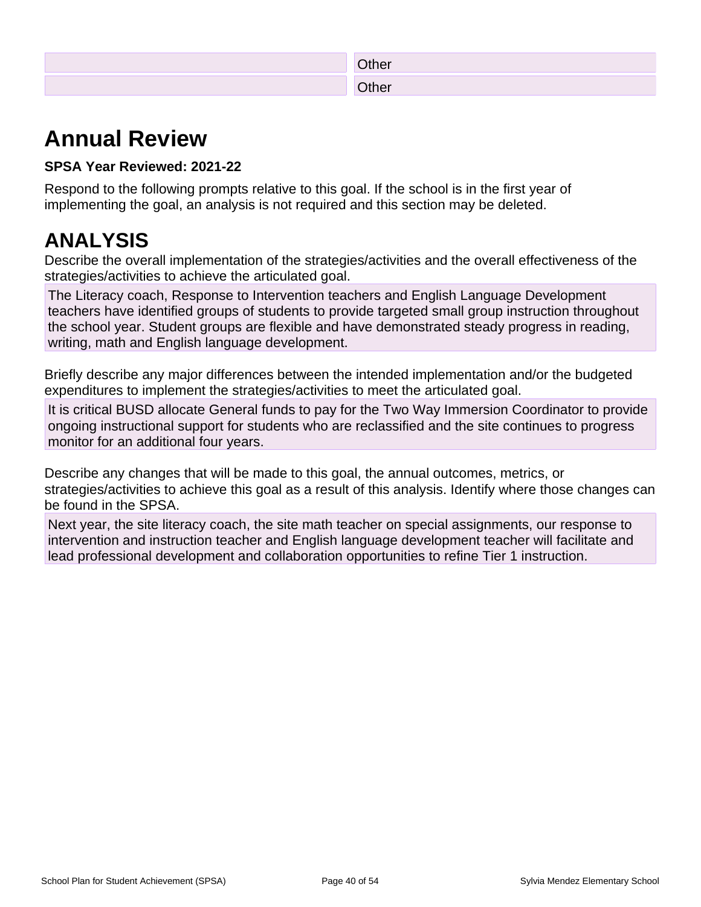|  |  |
| --- | --- |
|  | Other |
|  | Other |

# Annual Review

**SPSA Year Reviewed: 2021-22**

Respond to the following prompts relative to this goal. If the school is in the first year of implementing the goal, an analysis is not required and this section may be deleted.

# ANALYSIS

Describe the overall implementation of the strategies/activities and the overall effectiveness of the strategies/activities to achieve the articulated goal.

The Literacy coach, Response to Intervention teachers and English Language Development teachers have identified groups of students to provide targeted small group instruction throughout the school year. Student groups are flexible and have demonstrated steady progress in reading, writing, math and English language development.

Briefly describe any major differences between the intended implementation and/or the budgeted expenditures to implement the strategies/activities to meet the articulated goal.

It is critical BUSD allocate General funds to pay for the Two Way Immersion Coordinator to provide ongoing instructional support for students who are reclassified and the site continues to progress monitor for an additional four years.

Describe any changes that will be made to this goal, the annual outcomes, metrics, or strategies/activities to achieve this goal as a result of this analysis. Identify where those changes can be found in the SPSA.

Next year, the site literacy coach, the site math teacher on special assignments, our response to intervention and instruction teacher and English language development teacher will facilitate and lead professional development and collaboration opportunities to refine Tier 1 instruction.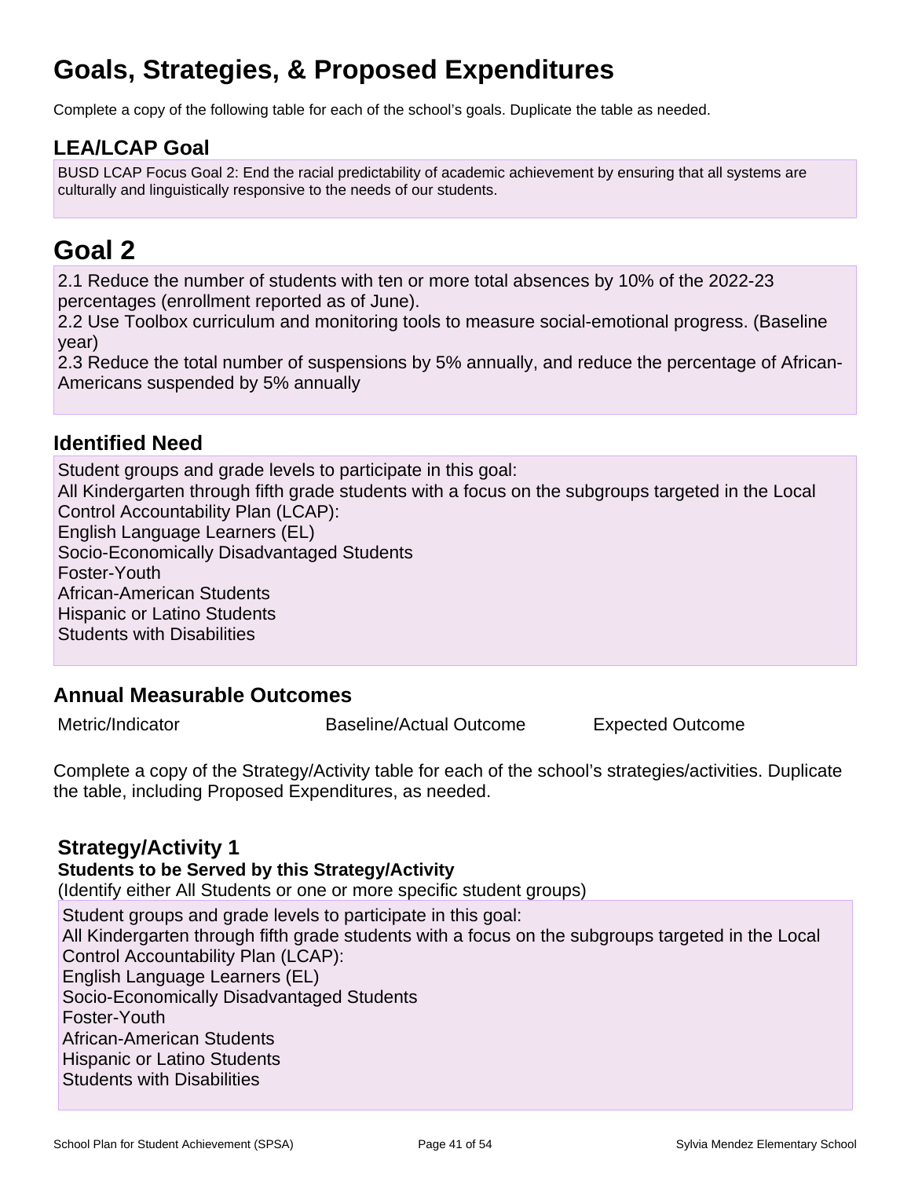# Goals, Strategies, & Proposed Expenditures

Complete a copy of the following table for each of the school's goals. Duplicate the table as needed.

## LEA/LCAP Goal

BUSD LCAP Focus Goal 2: End the racial predictability of academic achievement by ensuring that all systems are culturally and linguistically responsive to the needs of our students.

# Goal 2

2.1 Reduce the number of students with ten or more total absences by 10% of the 2022-23 percentages (enrollment reported as of June).
2.2 Use Toolbox curriculum and monitoring tools to measure social-emotional progress. (Baseline year)
2.3 Reduce the total number of suspensions by 5% annually, and reduce the percentage of African-Americans suspended by 5% annually

## Identified Need

Student groups and grade levels to participate in this goal:
All Kindergarten through fifth grade students with a focus on the subgroups targeted in the Local Control Accountability Plan (LCAP):
English Language Learners (EL)
Socio-Economically Disadvantaged Students
Foster-Youth
African-American Students
Hispanic or Latino Students
Students with Disabilities

## Annual Measurable Outcomes

| Metric/Indicator | Baseline/Actual Outcome | Expected Outcome |
|---|---|---|

Complete a copy of the Strategy/Activity table for each of the school's strategies/activities. Duplicate the table, including Proposed Expenditures, as needed.

### Strategy/Activity 1

**Students to be Served by this Strategy/Activity**

(Identify either All Students or one or more specific student groups)

Student groups and grade levels to participate in this goal:
All Kindergarten through fifth grade students with a focus on the subgroups targeted in the Local Control Accountability Plan (LCAP):
English Language Learners (EL)
Socio-Economically Disadvantaged Students
Foster-Youth
African-American Students
Hispanic or Latino Students
Students with Disabilities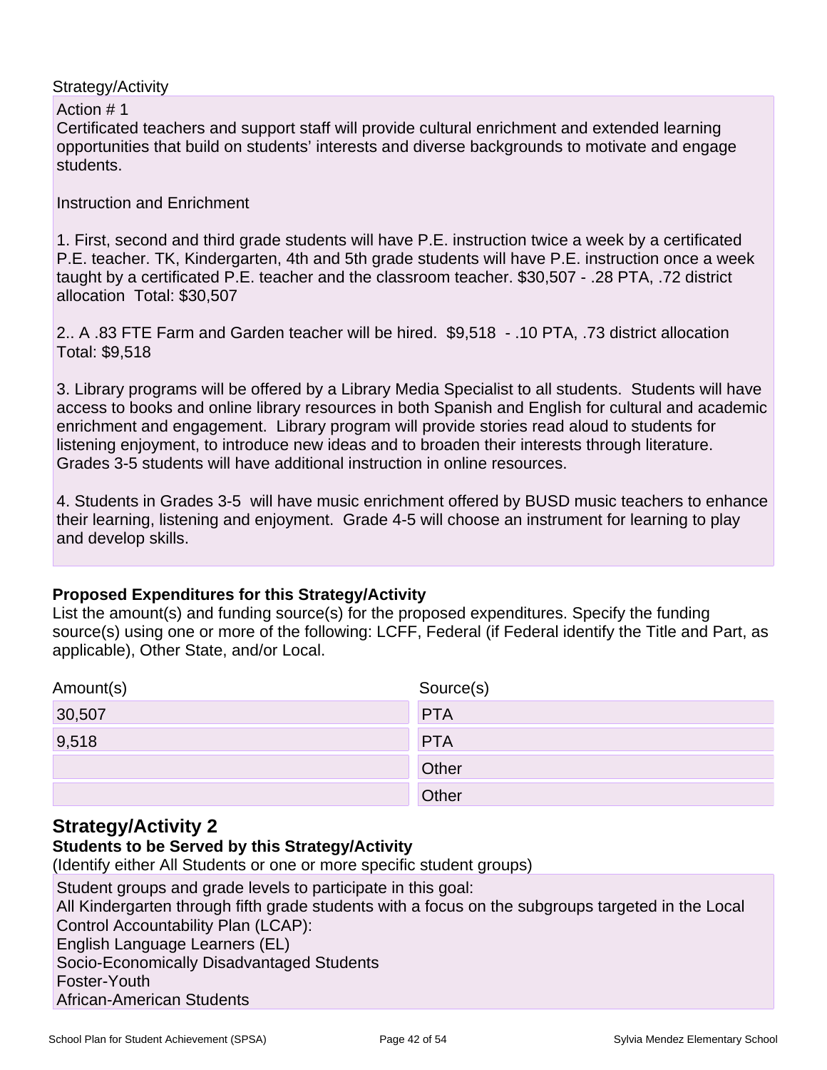Strategy/Activity

Action # 1
Certificated teachers and support staff will provide cultural enrichment and extended learning opportunities that build on students' interests and diverse backgrounds to motivate and engage students.

Instruction and Enrichment

1. First, second and third grade students will have P.E. instruction twice a week by a certificated P.E. teacher. TK, Kindergarten, 4th and 5th grade students will have P.E. instruction once a week taught by a certificated P.E. teacher and the classroom teacher. $30,507 - .28 PTA, .72 district allocation  Total: $30,507

2.. A .83 FTE Farm and Garden teacher will be hired.  $9,518  - .10 PTA, .73 district allocation  Total: $9,518

3. Library programs will be offered by a Library Media Specialist to all students.  Students will have access to books and online library resources in both Spanish and English for cultural and academic enrichment and engagement.  Library program will provide stories read aloud to students for listening enjoyment, to introduce new ideas and to broaden their interests through literature.  Grades 3-5 students will have additional instruction in online resources.

4. Students in Grades 3-5  will have music enrichment offered by BUSD music teachers to enhance their learning, listening and enjoyment.  Grade 4-5 will choose an instrument for learning to play and develop skills.

**Proposed Expenditures for this Strategy/Activity**

List the amount(s) and funding source(s) for the proposed expenditures. Specify the funding source(s) using one or more of the following: LCFF, Federal (if Federal identify the Title and Part, as applicable), Other State, and/or Local.

| Amount(s) | Source(s) |
|---|---|
| 30,507 | PTA |
| 9,518 | PTA |
| | Other |
| | Other |

## Strategy/Activity 2

**Students to be Served by this Strategy/Activity**

(Identify either All Students or one or more specific student groups)

Student groups and grade levels to participate in this goal:
All Kindergarten through fifth grade students with a focus on the subgroups targeted in the Local Control Accountability Plan (LCAP):
English Language Learners (EL)
Socio-Economically Disadvantaged Students
Foster-Youth
African-American Students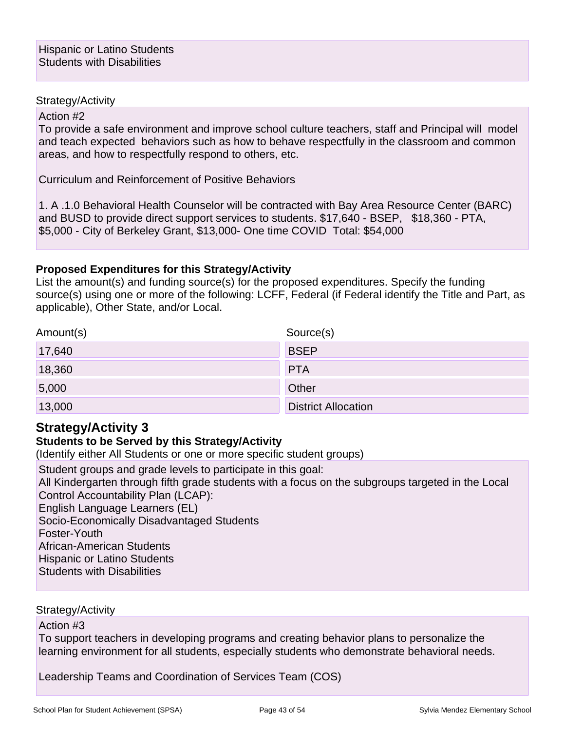Hispanic or Latino Students
Students with Disabilities

Strategy/Activity

Action #2
To provide a safe environment and improve school culture teachers, staff and Principal will model and teach expected behaviors such as how to behave respectfully in the classroom and common areas, and how to respectfully respond to others, etc.

Curriculum and Reinforcement of Positive Behaviors

1. A .1.0 Behavioral Health Counselor will be contracted with Bay Area Resource Center (BARC) and BUSD to provide direct support services to students. $17,640 - BSEP, $18,360 - PTA, $5,000 - City of Berkeley Grant, $13,000- One time COVID Total: $54,000

**Proposed Expenditures for this Strategy/Activity**

List the amount(s) and funding source(s) for the proposed expenditures. Specify the funding source(s) using one or more of the following: LCFF, Federal (if Federal identify the Title and Part, as applicable), Other State, and/or Local.

| Amount(s) | Source(s) |
|---|---|
| 17,640 | BSEP |
| 18,360 | PTA |
| 5,000 | Other |
| 13,000 | District Allocation |

## Strategy/Activity 3

**Students to be Served by this Strategy/Activity**

(Identify either All Students or one or more specific student groups)

Student groups and grade levels to participate in this goal:
All Kindergarten through fifth grade students with a focus on the subgroups targeted in the Local Control Accountability Plan (LCAP):
English Language Learners (EL)
Socio-Economically Disadvantaged Students
Foster-Youth
African-American Students
Hispanic or Latino Students
Students with Disabilities

Strategy/Activity

Action #3
To support teachers in developing programs and creating behavior plans to personalize the learning environment for all students, especially students who demonstrate behavioral needs.

Leadership Teams and Coordination of Services Team (COS)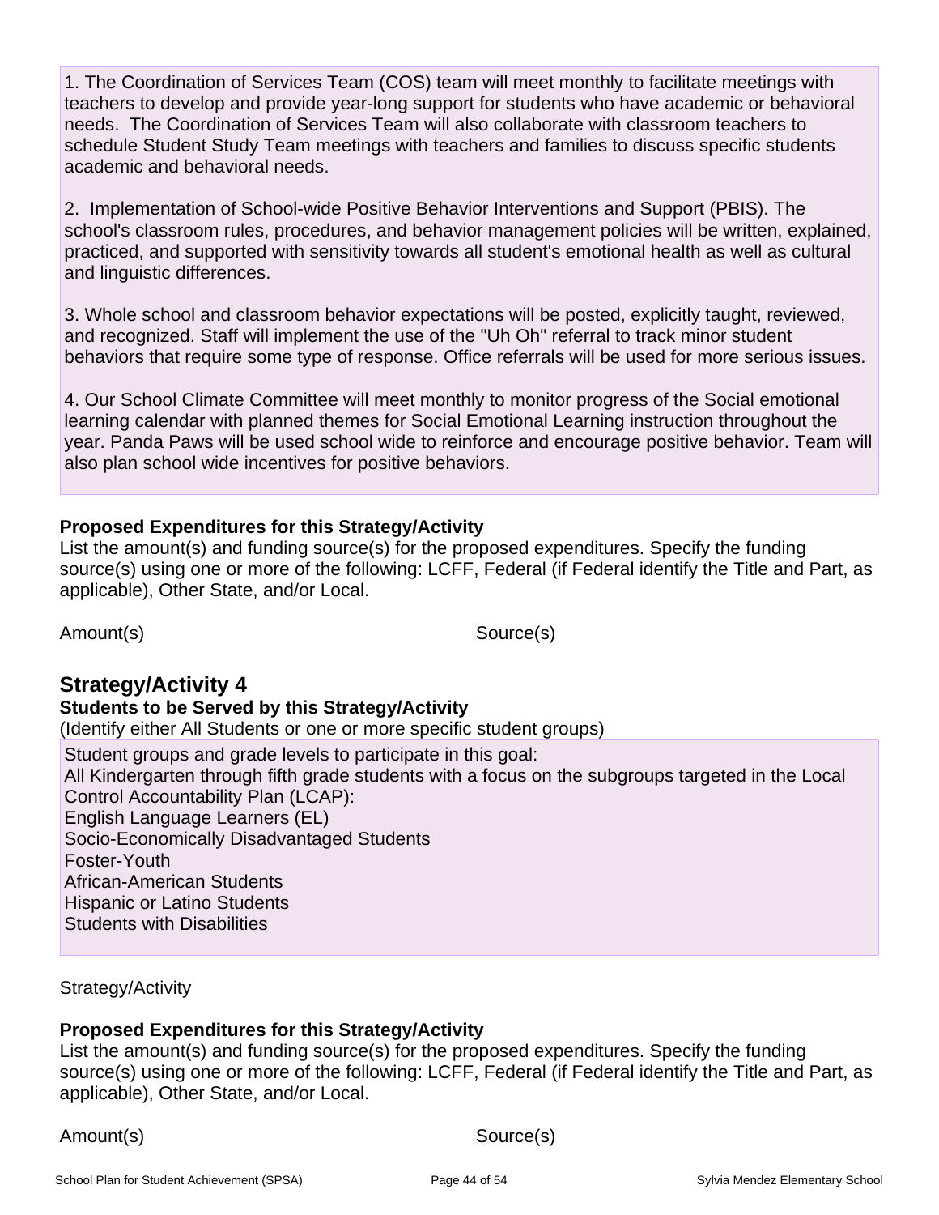1. The Coordination of Services Team (COS) team will meet monthly to facilitate meetings with teachers to develop and provide year-long support for students who have academic or behavioral needs. The Coordination of Services Team will also collaborate with classroom teachers to schedule Student Study Team meetings with teachers and families to discuss specific students academic and behavioral needs.

2. Implementation of School-wide Positive Behavior Interventions and Support (PBIS). The school's classroom rules, procedures, and behavior management policies will be written, explained, practiced, and supported with sensitivity towards all student's emotional health as well as cultural and linguistic differences.

3. Whole school and classroom behavior expectations will be posted, explicitly taught, reviewed, and recognized. Staff will implement the use of the "Uh Oh" referral to track minor student behaviors that require some type of response. Office referrals will be used for more serious issues.

4. Our School Climate Committee will meet monthly to monitor progress of the Social emotional learning calendar with planned themes for Social Emotional Learning instruction throughout the year. Panda Paws will be used school wide to reinforce and encourage positive behavior. Team will also plan school wide incentives for positive behaviors.

**Proposed Expenditures for this Strategy/Activity**

List the amount(s) and funding source(s) for the proposed expenditures. Specify the funding source(s) using one or more of the following: LCFF, Federal (if Federal identify the Title and Part, as applicable), Other State, and/or Local.

| Amount(s) | Source(s) |
| --- | --- |

## Strategy/Activity 4

**Students to be Served by this Strategy/Activity**

(Identify either All Students or one or more specific student groups)

Student groups and grade levels to participate in this goal:
All Kindergarten through fifth grade students with a focus on the subgroups targeted in the Local Control Accountability Plan (LCAP):
English Language Learners (EL)
Socio-Economically Disadvantaged Students
Foster-Youth
African-American Students
Hispanic or Latino Students
Students with Disabilities

Strategy/Activity

**Proposed Expenditures for this Strategy/Activity**

List the amount(s) and funding source(s) for the proposed expenditures. Specify the funding source(s) using one or more of the following: LCFF, Federal (if Federal identify the Title and Part, as applicable), Other State, and/or Local.

| Amount(s) | Source(s) |
| --- | --- |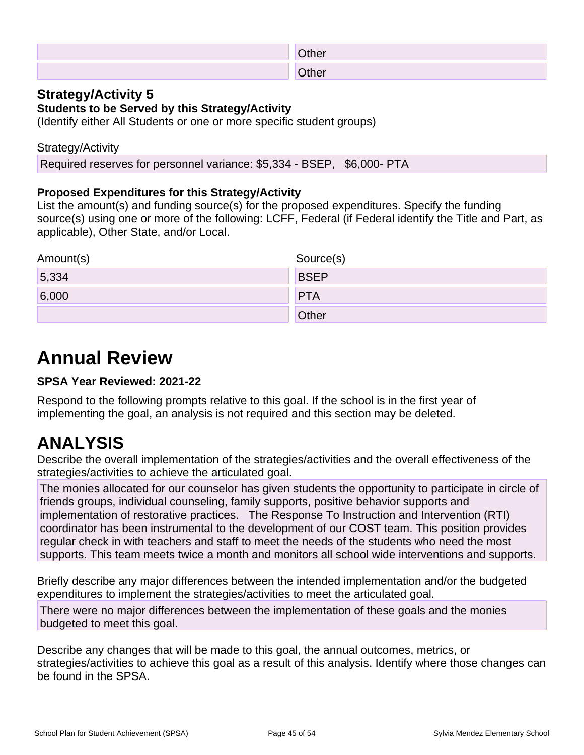| | Other |
|---|---|
| | Other |

### Strategy/Activity 5

**Students to be Served by this Strategy/Activity**

(Identify either All Students or one or more specific student groups)

Strategy/Activity

Required reserves for personnel variance: $5,334 - BSEP,   $6,000- PTA

**Proposed Expenditures for this Strategy/Activity**

List the amount(s) and funding source(s) for the proposed expenditures. Specify the funding source(s) using one or more of the following: LCFF, Federal (if Federal identify the Title and Part, as applicable), Other State, and/or Local.

| Amount(s) | Source(s) |
|---|---|
| 5,334 | BSEP |
| 6,000 | PTA |
| | Other |

# Annual Review

**SPSA Year Reviewed: 2021-22**

Respond to the following prompts relative to this goal. If the school is in the first year of implementing the goal, an analysis is not required and this section may be deleted.

# ANALYSIS

Describe the overall implementation of the strategies/activities and the overall effectiveness of the strategies/activities to achieve the articulated goal.

The monies allocated for our counselor has given students the opportunity to participate in circle of friends groups, individual counseling, family supports, positive behavior supports and implementation of restorative practices.   The Response To Instruction and Intervention (RTI) coordinator has been instrumental to the development of our COST team. This position provides regular check in with teachers and staff to meet the needs of the students who need the most supports. This team meets twice a month and monitors all school wide interventions and supports.

Briefly describe any major differences between the intended implementation and/or the budgeted expenditures to implement the strategies/activities to meet the articulated goal.

There were no major differences between the implementation of these goals and the monies budgeted to meet this goal.

Describe any changes that will be made to this goal, the annual outcomes, metrics, or strategies/activities to achieve this goal as a result of this analysis. Identify where those changes can be found in the SPSA.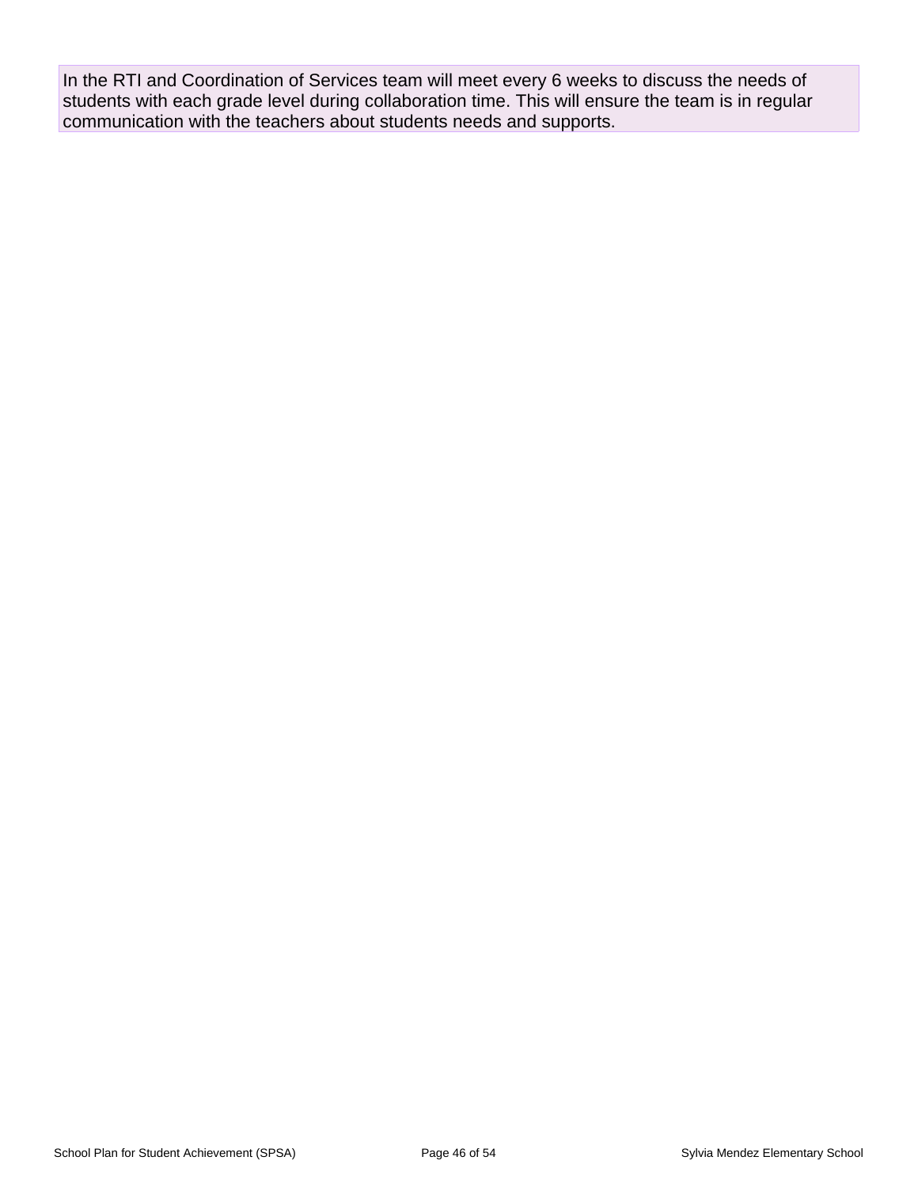In the RTI and Coordination of Services team will meet every 6 weeks to discuss the needs of students with each grade level during collaboration time. This will ensure the team is in regular communication with the teachers about students needs and supports.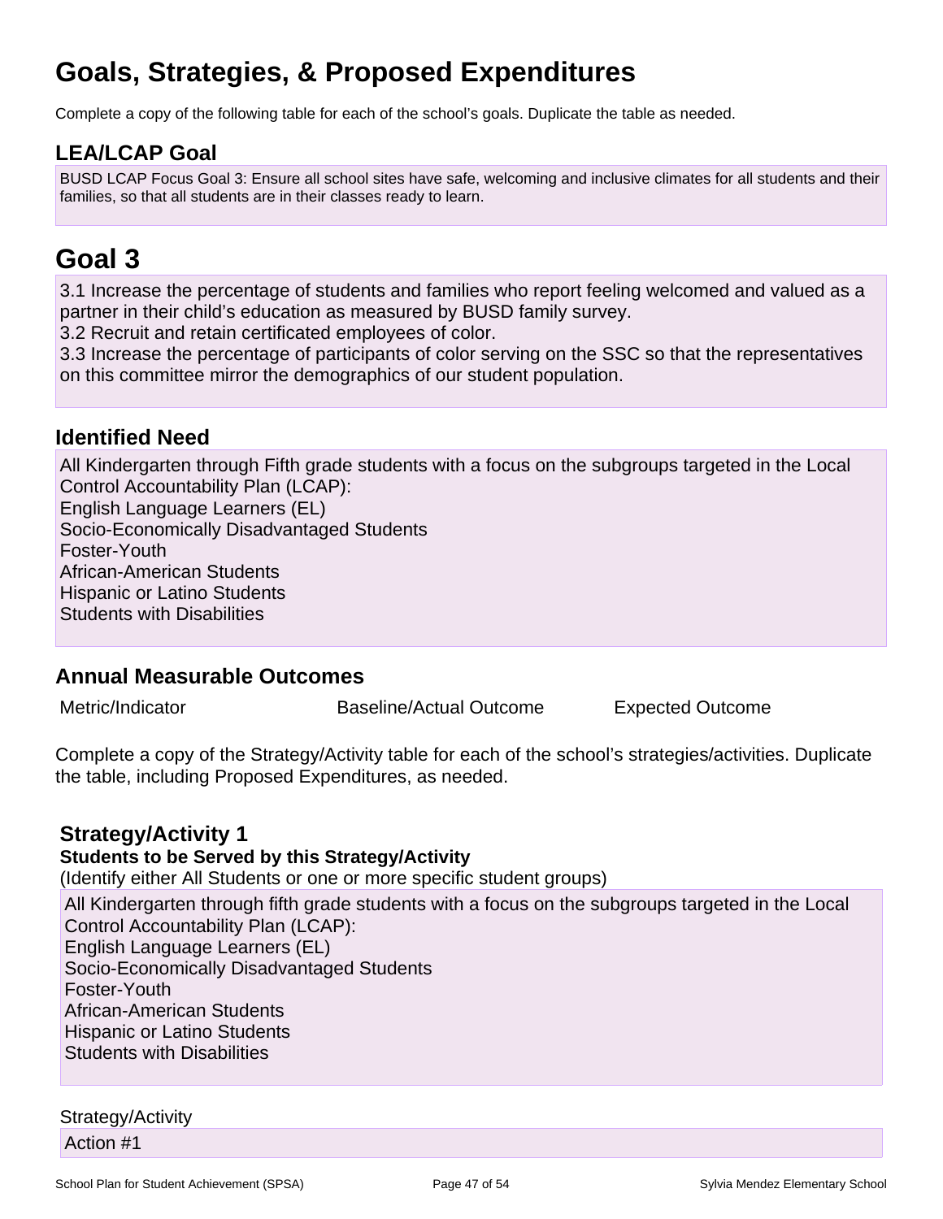# Goals, Strategies, & Proposed Expenditures

Complete a copy of the following table for each of the school's goals. Duplicate the table as needed.

## LEA/LCAP Goal

BUSD LCAP Focus Goal 3: Ensure all school sites have safe, welcoming and inclusive climates for all students and their families, so that all students are in their classes ready to learn.

# Goal 3

3.1 Increase the percentage of students and families who report feeling welcomed and valued as a partner in their child's education as measured by BUSD family survey.
3.2 Recruit and retain certificated employees of color.
3.3 Increase the percentage of participants of color serving on the SSC so that the representatives on this committee mirror the demographics of our student population.

## Identified Need

All Kindergarten through Fifth grade students with a focus on the subgroups targeted in the Local Control Accountability Plan (LCAP):
English Language Learners (EL)
Socio-Economically Disadvantaged Students
Foster-Youth
African-American Students
Hispanic or Latino Students
Students with Disabilities

## Annual Measurable Outcomes

| Metric/Indicator | Baseline/Actual Outcome | Expected Outcome |
| --- | --- | --- |

Complete a copy of the Strategy/Activity table for each of the school's strategies/activities. Duplicate the table, including Proposed Expenditures, as needed.

### Strategy/Activity 1

**Students to be Served by this Strategy/Activity**

(Identify either All Students or one or more specific student groups)

All Kindergarten through fifth grade students with a focus on the subgroups targeted in the Local Control Accountability Plan (LCAP):
English Language Learners (EL)
Socio-Economically Disadvantaged Students
Foster-Youth
African-American Students
Hispanic or Latino Students
Students with Disabilities

Strategy/Activity

Action #1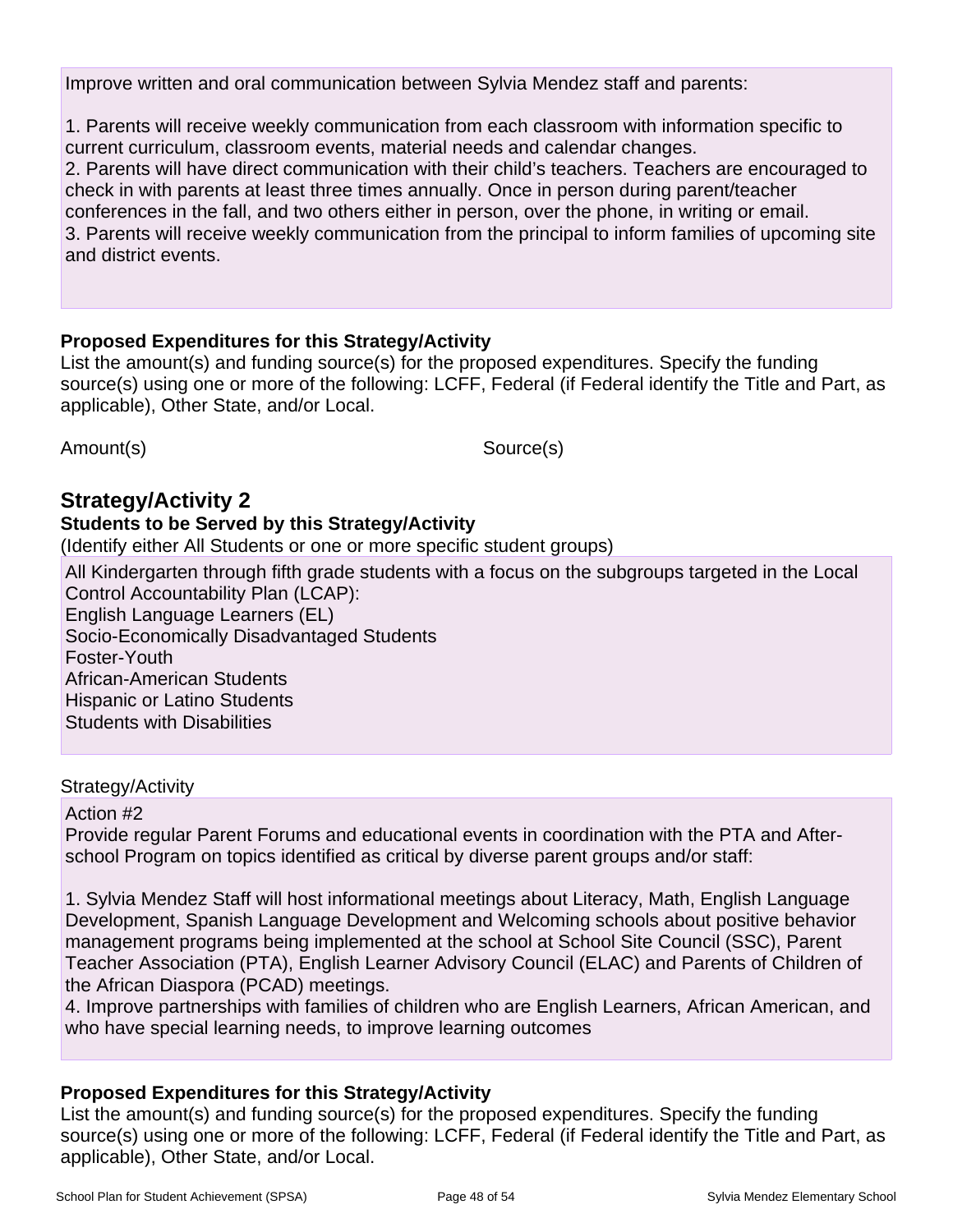Improve written and oral communication between Sylvia Mendez staff and parents:

1. Parents will receive weekly communication from each classroom with information specific to current curriculum, classroom events, material needs and calendar changes.
2. Parents will have direct communication with their child's teachers. Teachers are encouraged to check in with parents at least three times annually. Once in person during parent/teacher conferences in the fall, and two others either in person, over the phone, in writing or email.
3. Parents will receive weekly communication from the principal to inform families of upcoming site and district events.

#### Proposed Expenditures for this Strategy/Activity

List the amount(s) and funding source(s) for the proposed expenditures. Specify the funding source(s) using one or more of the following: LCFF, Federal (if Federal identify the Title and Part, as applicable), Other State, and/or Local.

| Amount(s) | Source(s) |
| --- | --- |

## Strategy/Activity 2

#### Students to be Served by this Strategy/Activity

(Identify either All Students or one or more specific student groups)

All Kindergarten through fifth grade students with a focus on the subgroups targeted in the Local Control Accountability Plan (LCAP):
English Language Learners (EL)
Socio-Economically Disadvantaged Students
Foster-Youth
African-American Students
Hispanic or Latino Students
Students with Disabilities

Strategy/Activity

Action #2
Provide regular Parent Forums and educational events in coordination with the PTA and After-school Program on topics identified as critical by diverse parent groups and/or staff:

1. Sylvia Mendez Staff will host informational meetings about Literacy, Math, English Language Development, Spanish Language Development and Welcoming schools about positive behavior management programs being implemented at the school at School Site Council (SSC), Parent Teacher Association (PTA), English Learner Advisory Council (ELAC) and Parents of Children of the African Diaspora (PCAD) meetings.
4. Improve partnerships with families of children who are English Learners, African American, and who have special learning needs, to improve learning outcomes

#### Proposed Expenditures for this Strategy/Activity

List the amount(s) and funding source(s) for the proposed expenditures. Specify the funding source(s) using one or more of the following: LCFF, Federal (if Federal identify the Title and Part, as applicable), Other State, and/or Local.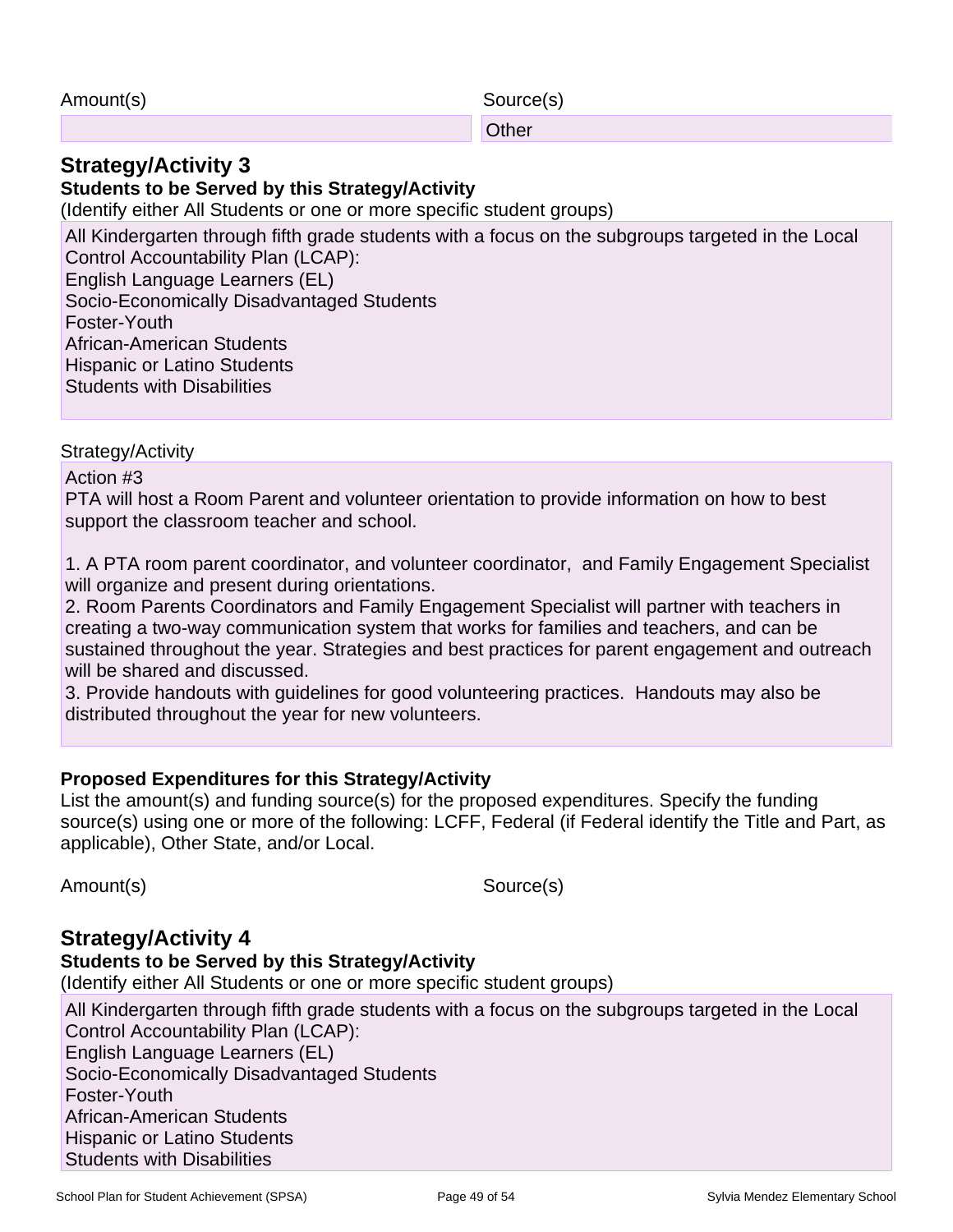| Amount(s) | Source(s) |
| --- | --- |
| | Other |

## Strategy/Activity 3

**Students to be Served by this Strategy/Activity**

(Identify either All Students or one or more specific student groups)

All Kindergarten through fifth grade students with a focus on the subgroups targeted in the Local Control Accountability Plan (LCAP):
English Language Learners (EL)
Socio-Economically Disadvantaged Students
Foster-Youth
African-American Students
Hispanic or Latino Students
Students with Disabilities

Strategy/Activity

Action #3
PTA will host a Room Parent and volunteer orientation to provide information on how to best support the classroom teacher and school.

1. A PTA room parent coordinator, and volunteer coordinator, and Family Engagement Specialist will organize and present during orientations.
2. Room Parents Coordinators and Family Engagement Specialist will partner with teachers in creating a two-way communication system that works for families and teachers, and can be sustained throughout the year. Strategies and best practices for parent engagement and outreach will be shared and discussed.
3. Provide handouts with guidelines for good volunteering practices. Handouts may also be distributed throughout the year for new volunteers.

**Proposed Expenditures for this Strategy/Activity**

List the amount(s) and funding source(s) for the proposed expenditures. Specify the funding source(s) using one or more of the following: LCFF, Federal (if Federal identify the Title and Part, as applicable), Other State, and/or Local.

| Amount(s) | Source(s) |
| --- | --- |

## Strategy/Activity 4

**Students to be Served by this Strategy/Activity**

(Identify either All Students or one or more specific student groups)

All Kindergarten through fifth grade students with a focus on the subgroups targeted in the Local Control Accountability Plan (LCAP):
English Language Learners (EL)
Socio-Economically Disadvantaged Students
Foster-Youth
African-American Students
Hispanic or Latino Students
Students with Disabilities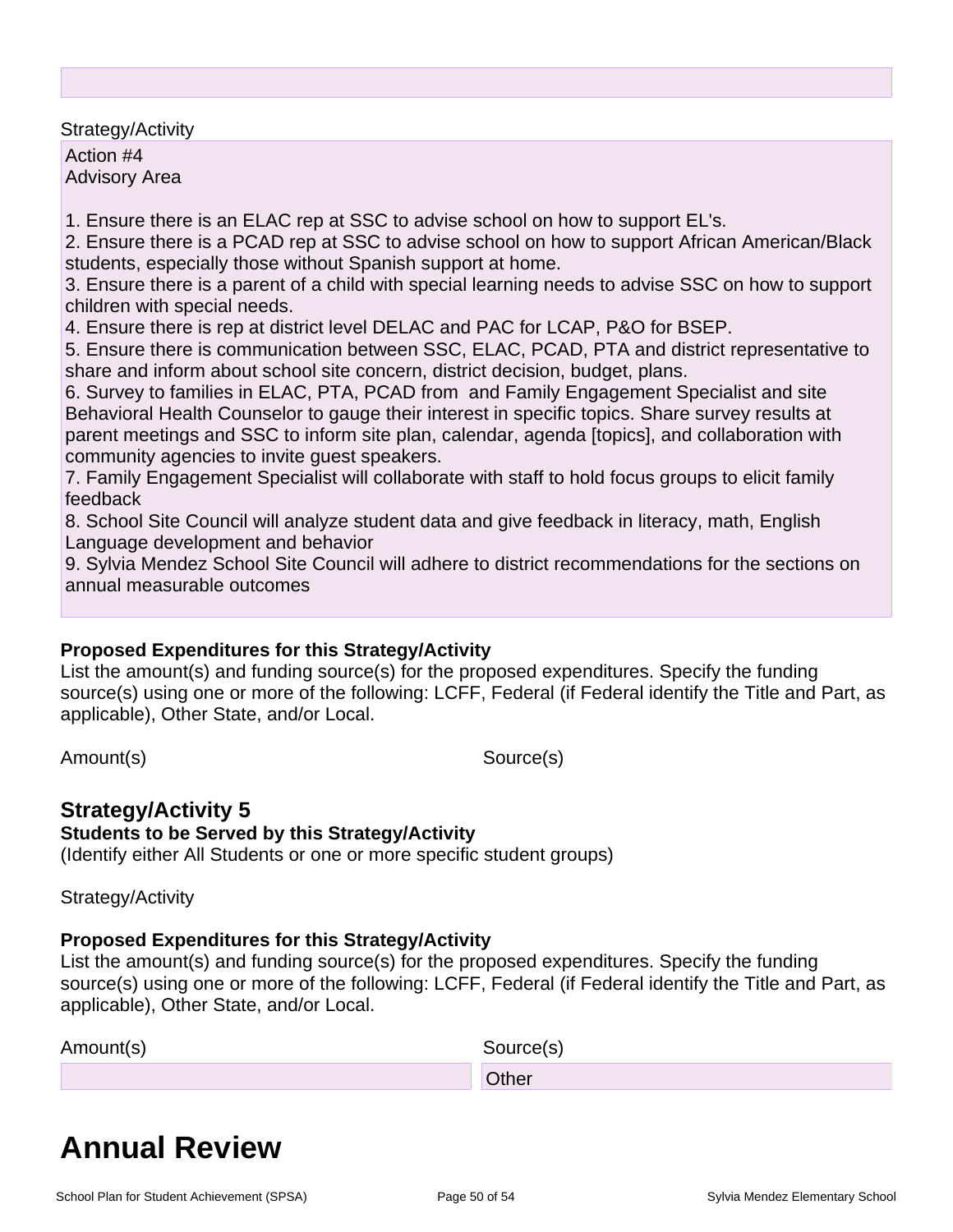Strategy/Activity

Action #4
Advisory Area

1. Ensure there is an ELAC rep at SSC to advise school on how to support EL's.
2. Ensure there is a PCAD rep at SSC to advise school on how to support African American/Black students, especially those without Spanish support at home.
3. Ensure there is a parent of a child with special learning needs to advise SSC on how to support children with special needs.
4. Ensure there is rep at district level DELAC and PAC for LCAP, P&O for BSEP.
5. Ensure there is communication between SSC, ELAC, PCAD, PTA and district representative to share and inform about school site concern, district decision, budget, plans.
6. Survey to families in ELAC, PTA, PCAD from and Family Engagement Specialist and site Behavioral Health Counselor to gauge their interest in specific topics. Share survey results at parent meetings and SSC to inform site plan, calendar, agenda [topics], and collaboration with community agencies to invite guest speakers.
7. Family Engagement Specialist will collaborate with staff to hold focus groups to elicit family feedback
8. School Site Council will analyze student data and give feedback in literacy, math, English Language development and behavior
9. Sylvia Mendez School Site Council will adhere to district recommendations for the sections on annual measurable outcomes

**Proposed Expenditures for this Strategy/Activity**
List the amount(s) and funding source(s) for the proposed expenditures. Specify the funding source(s) using one or more of the following: LCFF, Federal (if Federal identify the Title and Part, as applicable), Other State, and/or Local.

| Amount(s) | Source(s) |
| --- | --- |

## Strategy/Activity 5
**Students to be Served by this Strategy/Activity**
(Identify either All Students or one or more specific student groups)

Strategy/Activity

**Proposed Expenditures for this Strategy/Activity**
List the amount(s) and funding source(s) for the proposed expenditures. Specify the funding source(s) using one or more of the following: LCFF, Federal (if Federal identify the Title and Part, as applicable), Other State, and/or Local.

| Amount(s) | Source(s) |
| --- | --- |
| | Other |

# Annual Review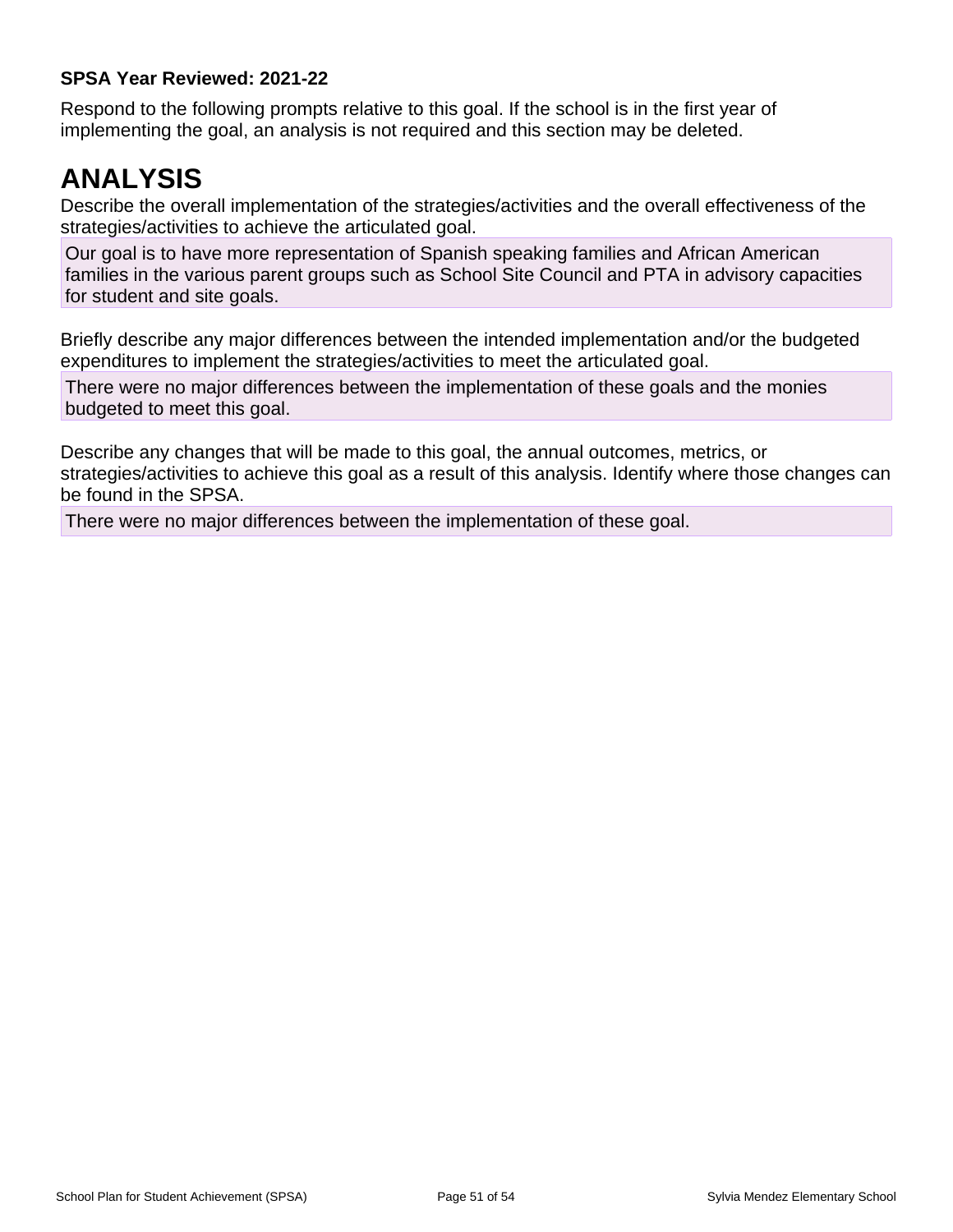**SPSA Year Reviewed: 2021-22**

Respond to the following prompts relative to this goal. If the school is in the first year of implementing the goal, an analysis is not required and this section may be deleted.

# ANALYSIS

Describe the overall implementation of the strategies/activities and the overall effectiveness of the strategies/activities to achieve the articulated goal.

Our goal is to have more representation of Spanish speaking families and African American families in the various parent groups such as School Site Council and PTA in advisory capacities for student and site goals.

Briefly describe any major differences between the intended implementation and/or the budgeted expenditures to implement the strategies/activities to meet the articulated goal.

There were no major differences between the implementation of these goals and the monies budgeted to meet this goal.

Describe any changes that will be made to this goal, the annual outcomes, metrics, or strategies/activities to achieve this goal as a result of this analysis. Identify where those changes can be found in the SPSA.

There were no major differences between the implementation of these goal.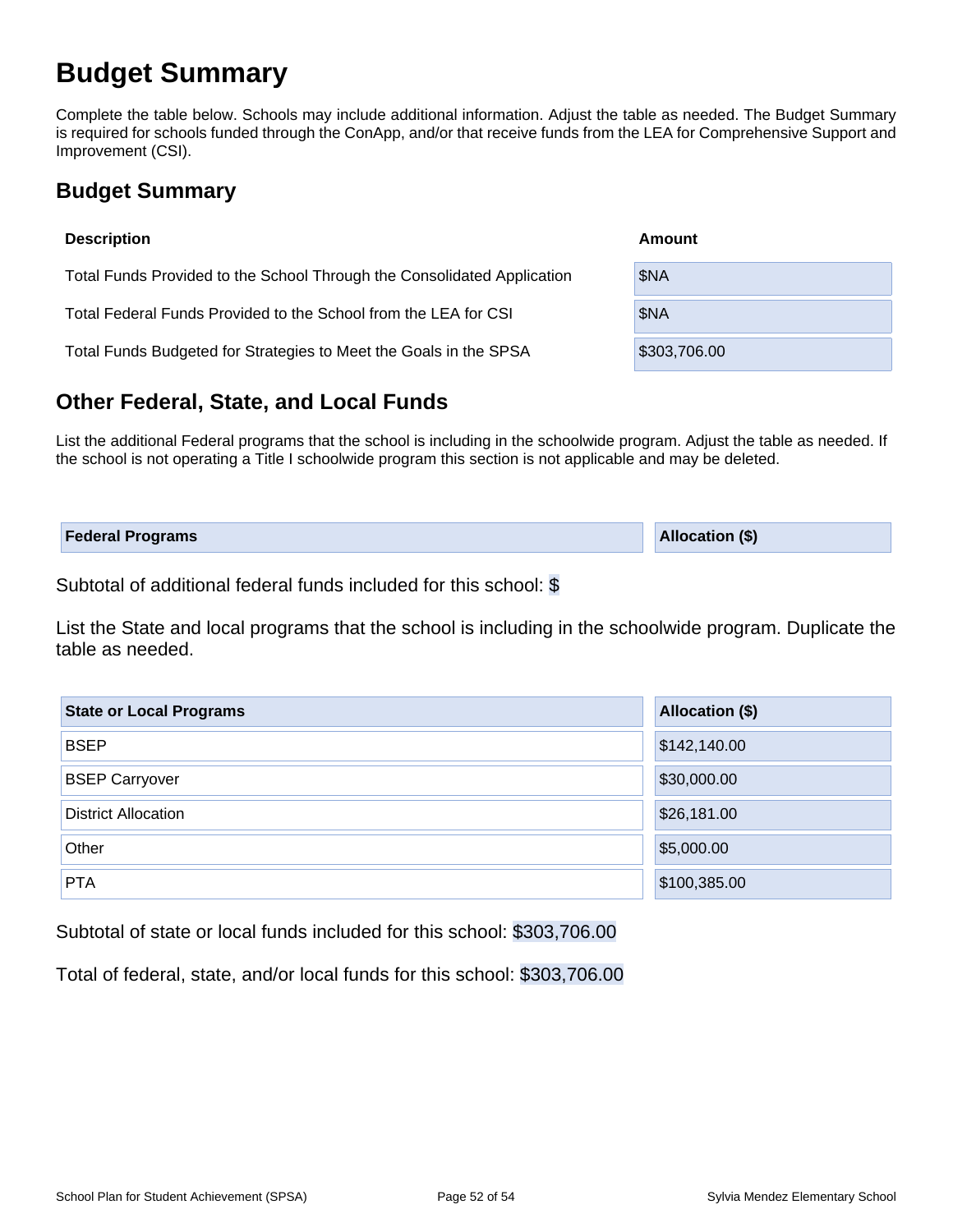# Budget Summary

Complete the table below. Schools may include additional information. Adjust the table as needed. The Budget Summary is required for schools funded through the ConApp, and/or that receive funds from the LEA for Comprehensive Support and Improvement (CSI).

## Budget Summary

| Description | Amount |
|---|---|
| Total Funds Provided to the School Through the Consolidated Application | $NA |
| Total Federal Funds Provided to the School from the LEA for CSI | $NA |
| Total Funds Budgeted for Strategies to Meet the Goals in the SPSA | $303,706.00 |

## Other Federal, State, and Local Funds

List the additional Federal programs that the school is including in the schoolwide program. Adjust the table as needed. If the school is not operating a Title I schoolwide program this section is not applicable and may be deleted.

| Federal Programs | Allocation ($) |
|---|---|

Subtotal of additional federal funds included for this school: $

List the State and local programs that the school is including in the schoolwide program. Duplicate the table as needed.

| State or Local Programs | Allocation ($) |
|---|---|
| BSEP | $142,140.00 |
| BSEP Carryover | $30,000.00 |
| District Allocation | $26,181.00 |
| Other | $5,000.00 |
| PTA | $100,385.00 |

Subtotal of state or local funds included for this school: $303,706.00

Total of federal, state, and/or local funds for this school: $303,706.00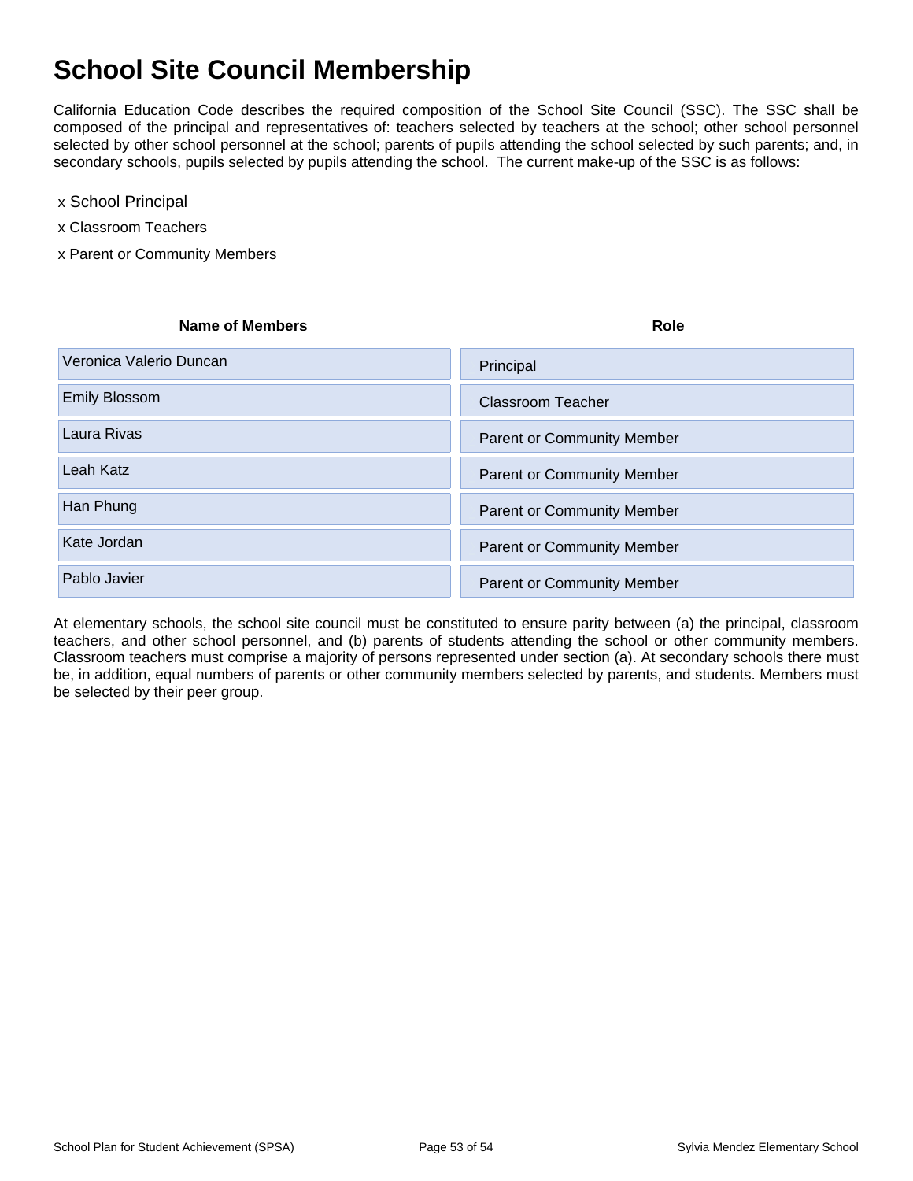# School Site Council Membership

California Education Code describes the required composition of the School Site Council (SSC). The SSC shall be composed of the principal and representatives of: teachers selected by teachers at the school; other school personnel selected by other school personnel at the school; parents of pupils attending the school selected by such parents; and, in secondary schools, pupils selected by pupils attending the school. The current make-up of the SSC is as follows:

x School Principal

x Classroom Teachers

x Parent or Community Members

| Name of Members | Role |
| --- | --- |
| Veronica Valerio Duncan | Principal |
| Emily Blossom | Classroom Teacher |
| Laura Rivas | Parent or Community Member |
| Leah Katz | Parent or Community Member |
| Han Phung | Parent or Community Member |
| Kate Jordan | Parent or Community Member |
| Pablo Javier | Parent or Community Member |

At elementary schools, the school site council must be constituted to ensure parity between (a) the principal, classroom teachers, and other school personnel, and (b) parents of students attending the school or other community members. Classroom teachers must comprise a majority of persons represented under section (a). At secondary schools there must be, in addition, equal numbers of parents or other community members selected by parents, and students. Members must be selected by their peer group.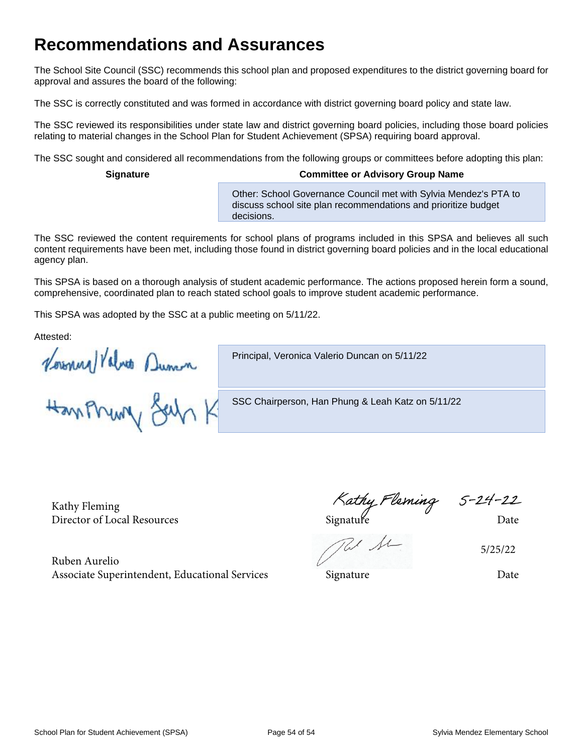# Recommendations and Assurances

The School Site Council (SSC) recommends this school plan and proposed expenditures to the district governing board for approval and assures the board of the following:

The SSC is correctly constituted and was formed in accordance with district governing board policy and state law.

The SSC reviewed its responsibilities under state law and district governing board policies, including those board policies relating to material changes in the School Plan for Student Achievement (SPSA) requiring board approval.

The SSC sought and considered all recommendations from the following groups or committees before adopting this plan:

| Signature | Committee or Advisory Group Name |
|---|---|
| | Other: School Governance Council met with Sylvia Mendez's PTA to discuss school site plan recommendations and prioritize budget decisions. |

The SSC reviewed the content requirements for school plans of programs included in this SPSA and believes all such content requirements have been met, including those found in district governing board policies and in the local educational agency plan.

This SPSA is based on a thorough analysis of student academic performance. The actions proposed herein form a sound, comprehensive, coordinated plan to reach stated school goals to improve student academic performance.

This SPSA was adopted by the SSC at a public meeting on 5/11/22.

Attested:

| Signature | |
|---|---|
| Veronica Valerio Duncan | Principal, Veronica Valerio Duncan on 5/11/22 |
| Han Phung, Leah K | SSC Chairperson, Han Phung & Leah Katz on 5/11/22 |

| Name / Title | Signature | Date |
|---|---|---|
| Kathy Fleming<br>Director of Local Resources | Kathy Fleming | 5-24-22 |
| Ruben Aurelio<br>Associate Superintendent, Educational Services | (signature) | 5/25/22 |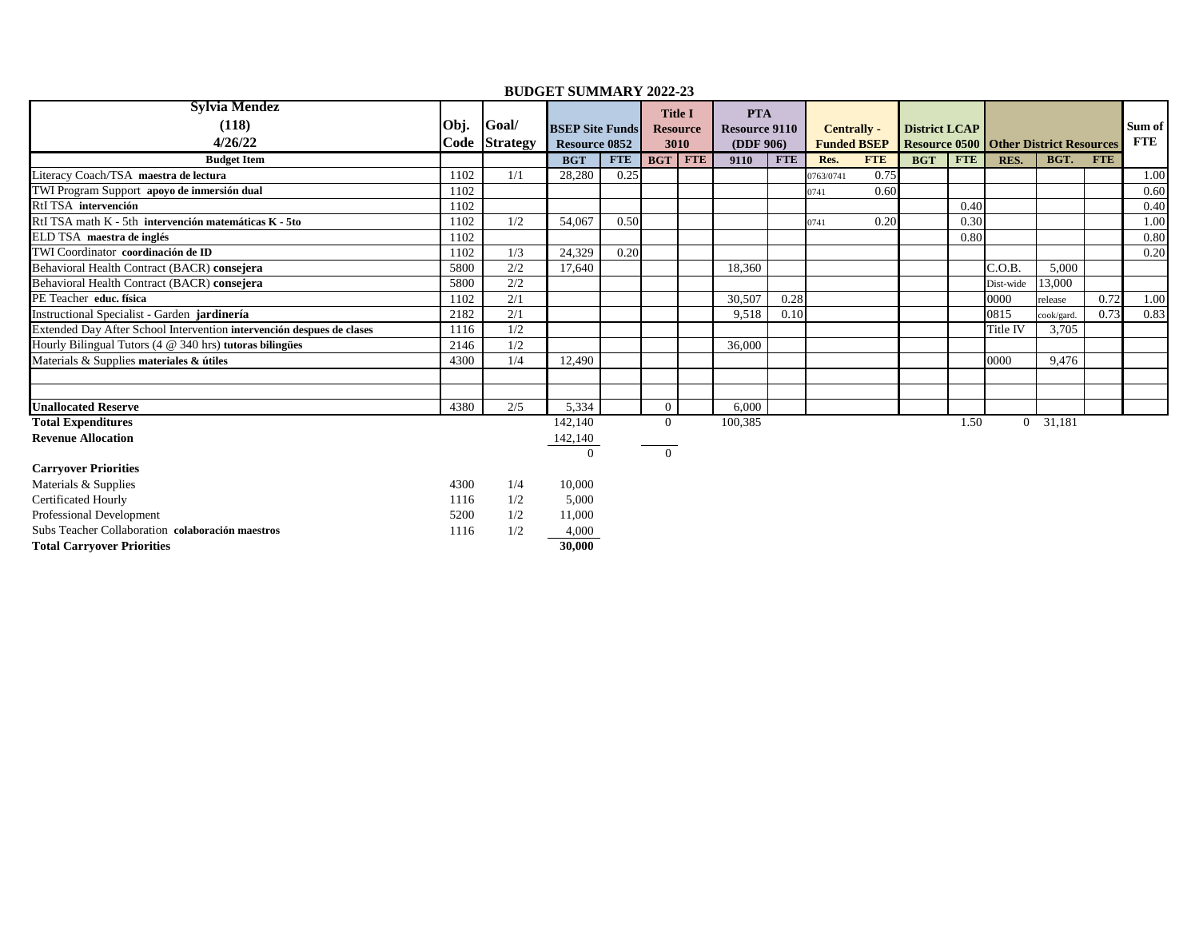**BUDGET SUMMARY 2022-23**

| Sylvia Mendez (118) 4/26/22 | Obj. Code | Goal/ Strategy | BSEP Site Funds Resource 0852 | | Title I Resource 3010 | | PTA Resource 9110 (DDF 906) | | Centrally - Funded BSEP | | District LCAP Resource 0500 | | Other District Resources | | | Sum of FTE |
|---|---|---|---|---|---|---|---|---|---|---|---|---|---|---|---|---|
| **Budget Item** | | | **BGT** | **FTE** | **BGT** | **FTE** | **9110** | **FTE** | **Res.** | **FTE** | **BGT** | **FTE** | **RES.** | **BGT.** | **FTE** | |
| Literacy Coach/TSA **maestra de lectura** | 1102 | 1/1 | 28,280 | 0.25 | | | | | 0763/0741 | 0.75 | | | | | | 1.00 |
| TWI Program Support **apoyo de inmersión dual** | 1102 | | | | | | | | 0741 | 0.60 | | | | | | 0.60 |
| RtI TSA **intervención** | 1102 | | | | | | | | | | | 0.40 | | | | 0.40 |
| RtI TSA math K - 5th **intervención matemáticas K - 5to** | 1102 | 1/2 | 54,067 | 0.50 | | | | | 0741 | 0.20 | | 0.30 | | | | 1.00 |
| ELD TSA **maestra de inglés** | 1102 | | | | | | | | | | | 0.80 | | | | 0.80 |
| TWI Coordinator **coordinación de ID** | 1102 | 1/3 | 24,329 | 0.20 | | | | | | | | | | | | 0.20 |
| Behavioral Health Contract (BACR) **consejera** | 5800 | 2/2 | 17,640 | | | | 18,360 | | | | | | C.O.B. | 5,000 | | |
| Behavioral Health Contract (BACR) **consejera** | 5800 | 2/2 | | | | | | | | | | | Dist-wide | 13,000 | | |
| PE Teacher **educ. física** | 1102 | 2/1 | | | | | 30,507 | 0.28 | | | | | 0000 | release | 0.72 | 1.00 |
| Instructional Specialist - Garden **jardinería** | 2182 | 2/1 | | | | | 9,518 | 0.10 | | | | | 0815 | cook/gard. | 0.73 | 0.83 |
| Extended Day After School Intervention **intervención despues de clases** | 1116 | 1/2 | | | | | | | | | | | Title IV | 3,705 | | |
| Hourly Bilingual Tutors (4 @ 340 hrs) **tutoras bilingües** | 2146 | 1/2 | | | | | 36,000 | | | | | | | | | |
| Materials & Supplies **materiales & útiles** | 4300 | 1/4 | 12,490 | | | | | | | | | | 0000 | 9,476 | | |
| | | | | | | | | | | | | | | | | |
| | | | | | | | | | | | | | | | | |
| **Unallocated Reserve** | 4380 | 2/5 | 5,334 | | 0 | | 6,000 | | | | | | | | | |
| **Total Expenditures** | | | 142,140 | | 0 | | 100,385 | | | | | 1.50 | 0 | 31,181 | | |
| **Revenue Allocation** | | | 142,140 | | | | | | | | | | | | | |
| | | | 0 | | 0 | | | | | | | | | | | |

**Carryover Priorities**

| | | | |
|---|---|---|---|
| Materials & Supplies | 4300 | 1/4 | 10,000 |
| Certificated Hourly | 1116 | 1/2 | 5,000 |
| Professional Development | 5200 | 1/2 | 11,000 |
| Subs Teacher Collaboration **colaboración maestros** | 1116 | 1/2 | 4,000 |
| **Total Carryover Priorities** | | | **30,000** |